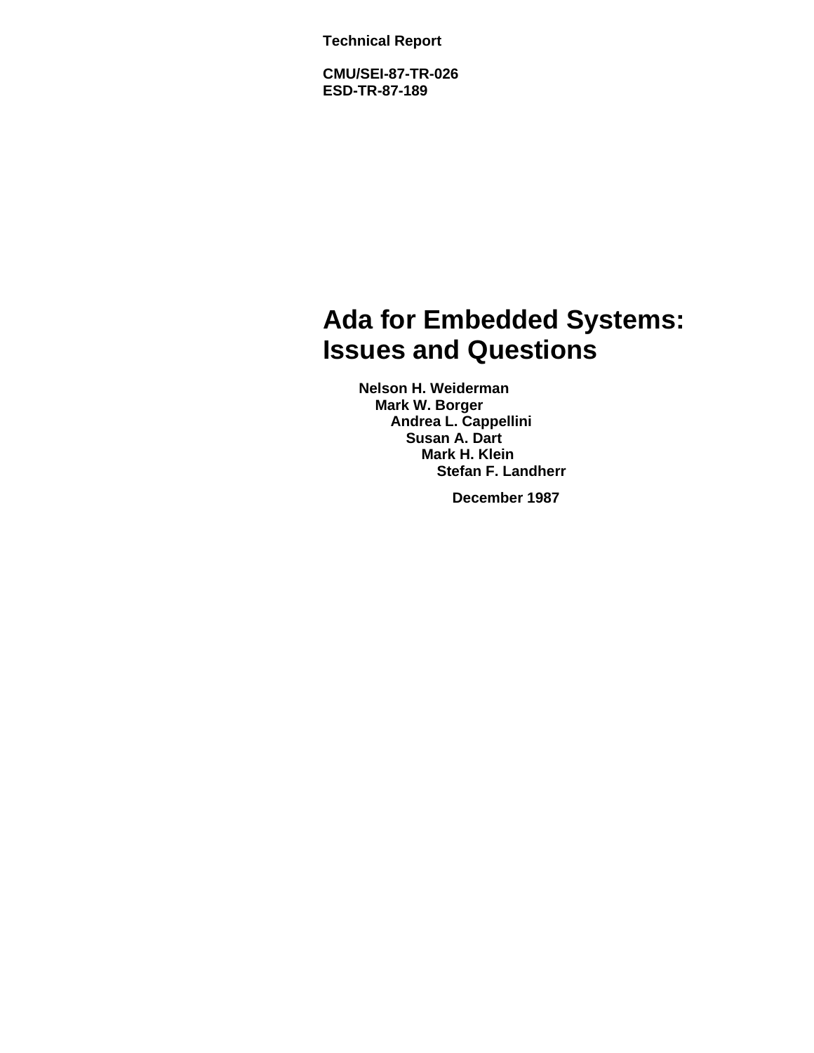Technical Report

CMU/SEI-87-TR-026
ESD-TR-87-189

# Ada for Embedded Systems: Issues and Questions

**Nelson H. Weiderman**
**Mark W. Borger**
**Andrea L. Cappellini**
**Susan A. Dart**
**Mark H. Klein**
**Stefan F. Landherr**

**December 1987**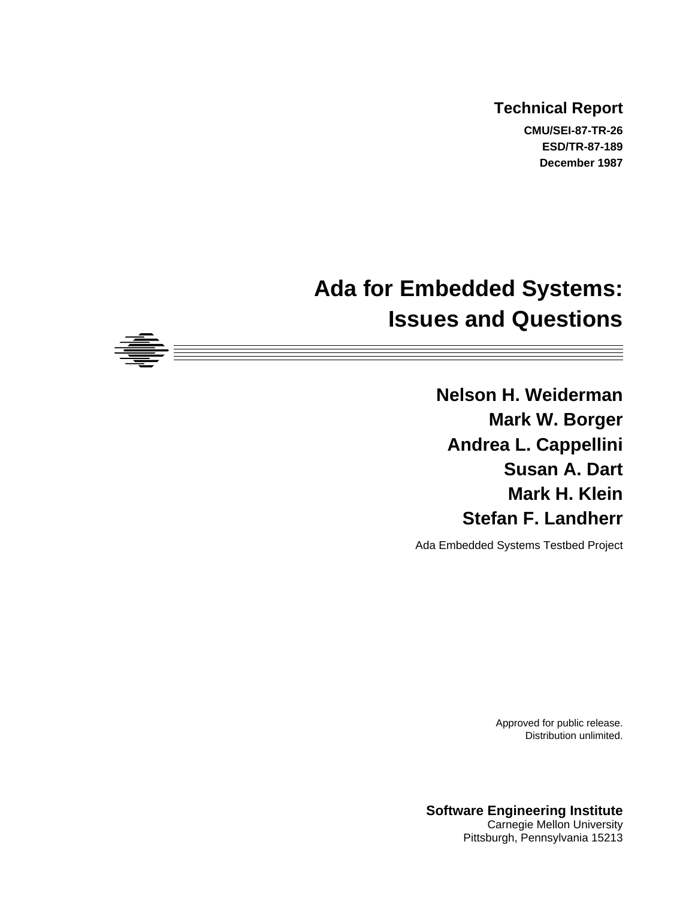**Technical Report**

**CMU/SEI-87-TR-26**
**ESD/TR-87-189**
**December 1987**

# Ada for Embedded Systems: Issues and Questions

**Nelson H. Weiderman**
**Mark W. Borger**
**Andrea L. Cappellini**
**Susan A. Dart**
**Mark H. Klein**
**Stefan F. Landherr**

Ada Embedded Systems Testbed Project

Approved for public release.
Distribution unlimited.

**Software Engineering Institute**
Carnegie Mellon University
Pittsburgh, Pennsylvania 15213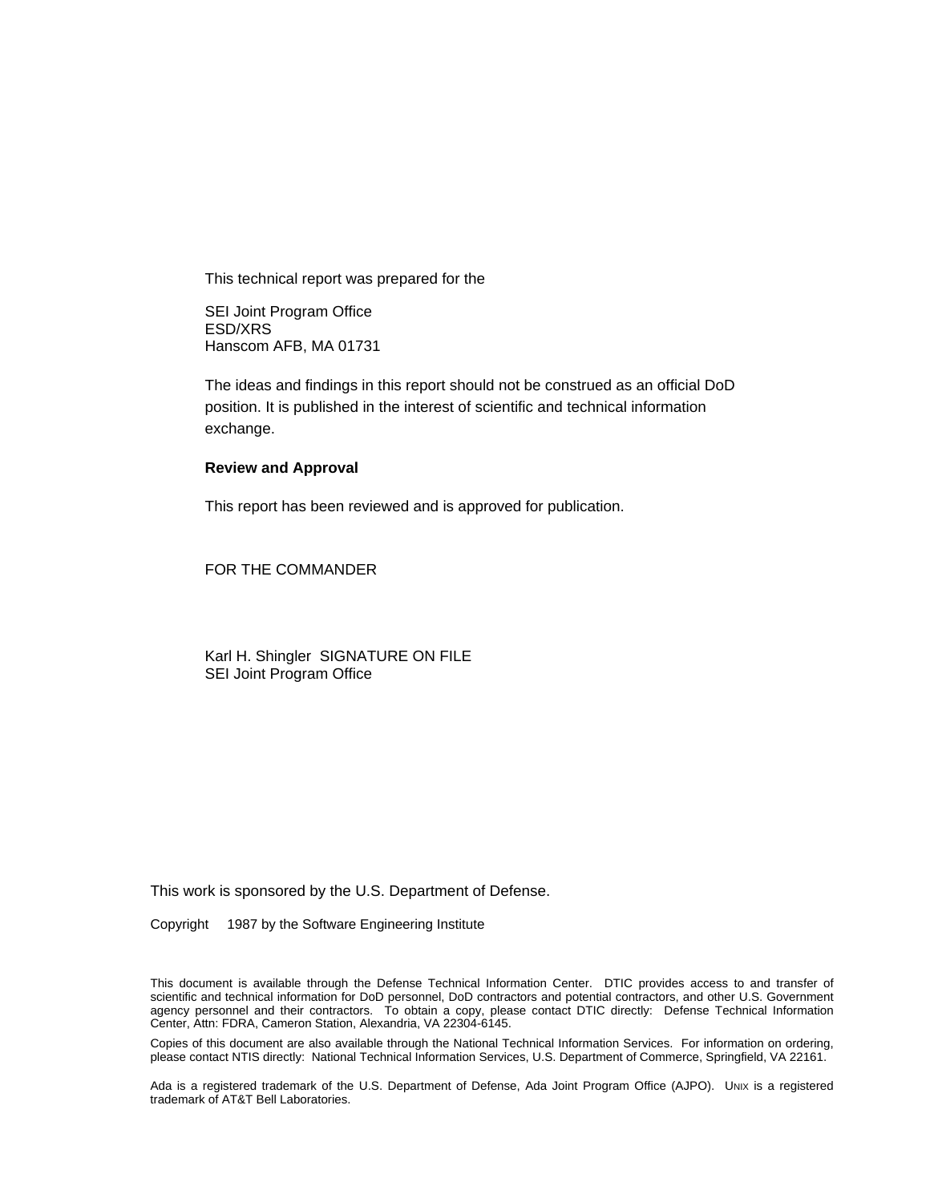This technical report was prepared for the

SEI Joint Program Office  
ESD/XRS  
Hanscom AFB, MA 01731

The ideas and findings in this report should not be construed as an official DoD position. It is published in the interest of scientific and technical information exchange.

**Review and Approval**

This report has been reviewed and is approved for publication.

FOR THE COMMANDER

Karl H. Shingler SIGNATURE ON FILE  
SEI Joint Program Office

This work is sponsored by the U.S. Department of Defense.

Copyright 1987 by the Software Engineering Institute

This document is available through the Defense Technical Information Center. DTIC provides access to and transfer of scientific and technical information for DoD personnel, DoD contractors and potential contractors, and other U.S. Government agency personnel and their contractors. To obtain a copy, please contact DTIC directly: Defense Technical Information Center, Attn: FDRA, Cameron Station, Alexandria, VA 22304-6145.

Copies of this document are also available through the National Technical Information Services. For information on ordering, please contact NTIS directly: National Technical Information Services, U.S. Department of Commerce, Springfield, VA 22161.

Ada is a registered trademark of the U.S. Department of Defense, Ada Joint Program Office (AJPO). UNIX is a registered trademark of AT&T Bell Laboratories.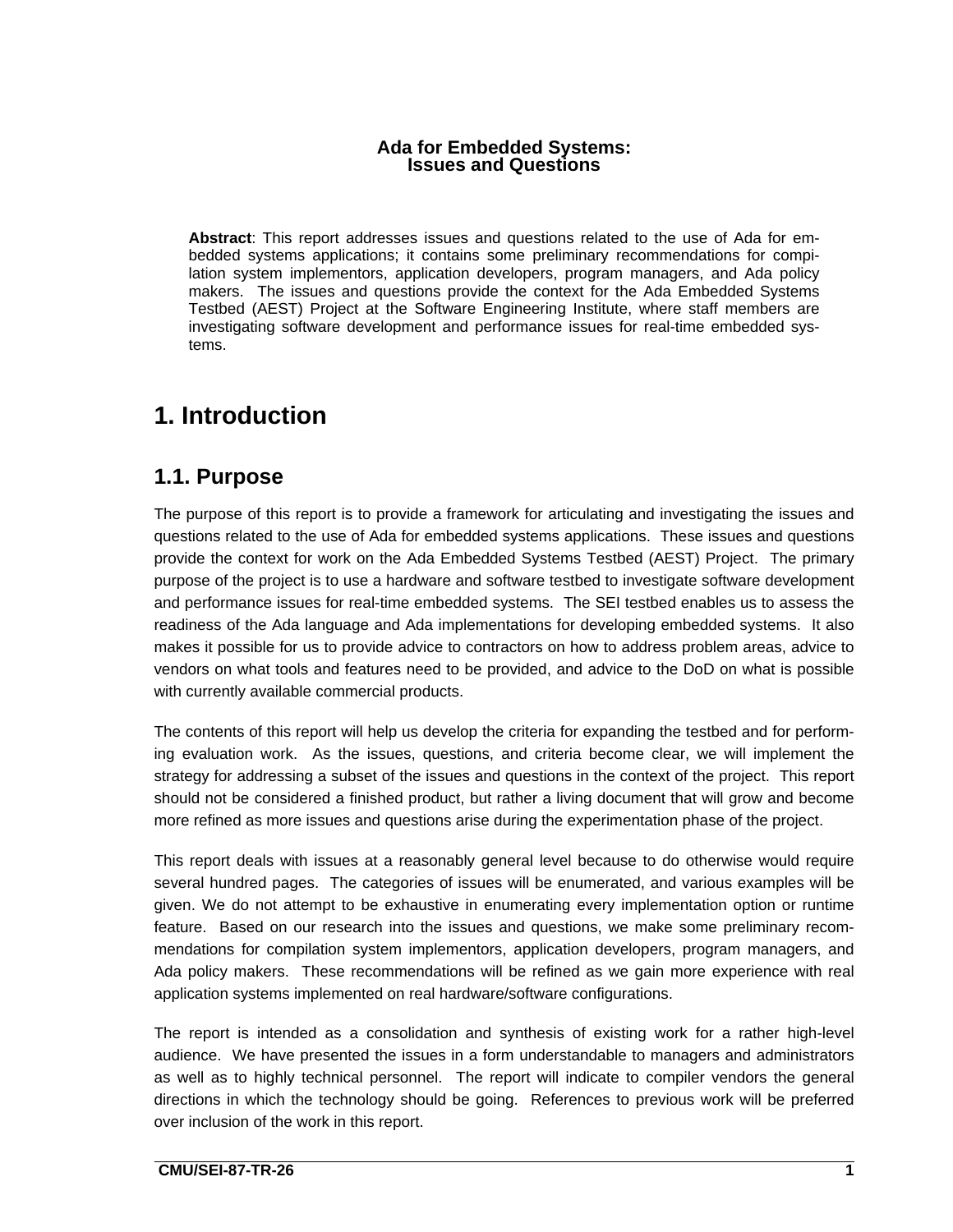**Ada for Embedded Systems:
Issues and Questions**

**Abstract**: This report addresses issues and questions related to the use of Ada for embedded systems applications; it contains some preliminary recommendations for compilation system implementors, application developers, program managers, and Ada policy makers. The issues and questions provide the context for the Ada Embedded Systems Testbed (AEST) Project at the Software Engineering Institute, where staff members are investigating software development and performance issues for real-time embedded systems.

# 1. Introduction

## 1.1. Purpose

The purpose of this report is to provide a framework for articulating and investigating the issues and questions related to the use of Ada for embedded systems applications. These issues and questions provide the context for work on the Ada Embedded Systems Testbed (AEST) Project. The primary purpose of the project is to use a hardware and software testbed to investigate software development and performance issues for real-time embedded systems. The SEI testbed enables us to assess the readiness of the Ada language and Ada implementations for developing embedded systems. It also makes it possible for us to provide advice to contractors on how to address problem areas, advice to vendors on what tools and features need to be provided, and advice to the DoD on what is possible with currently available commercial products.

The contents of this report will help us develop the criteria for expanding the testbed and for performing evaluation work. As the issues, questions, and criteria become clear, we will implement the strategy for addressing a subset of the issues and questions in the context of the project. This report should not be considered a finished product, but rather a living document that will grow and become more refined as more issues and questions arise during the experimentation phase of the project.

This report deals with issues at a reasonably general level because to do otherwise would require several hundred pages. The categories of issues will be enumerated, and various examples will be given. We do not attempt to be exhaustive in enumerating every implementation option or runtime feature. Based on our research into the issues and questions, we make some preliminary recommendations for compilation system implementors, application developers, program managers, and Ada policy makers. These recommendations will be refined as we gain more experience with real application systems implemented on real hardware/software configurations.

The report is intended as a consolidation and synthesis of existing work for a rather high-level audience. We have presented the issues in a form understandable to managers and administrators as well as to highly technical personnel. The report will indicate to compiler vendors the general directions in which the technology should be going. References to previous work will be preferred over inclusion of the work in this report.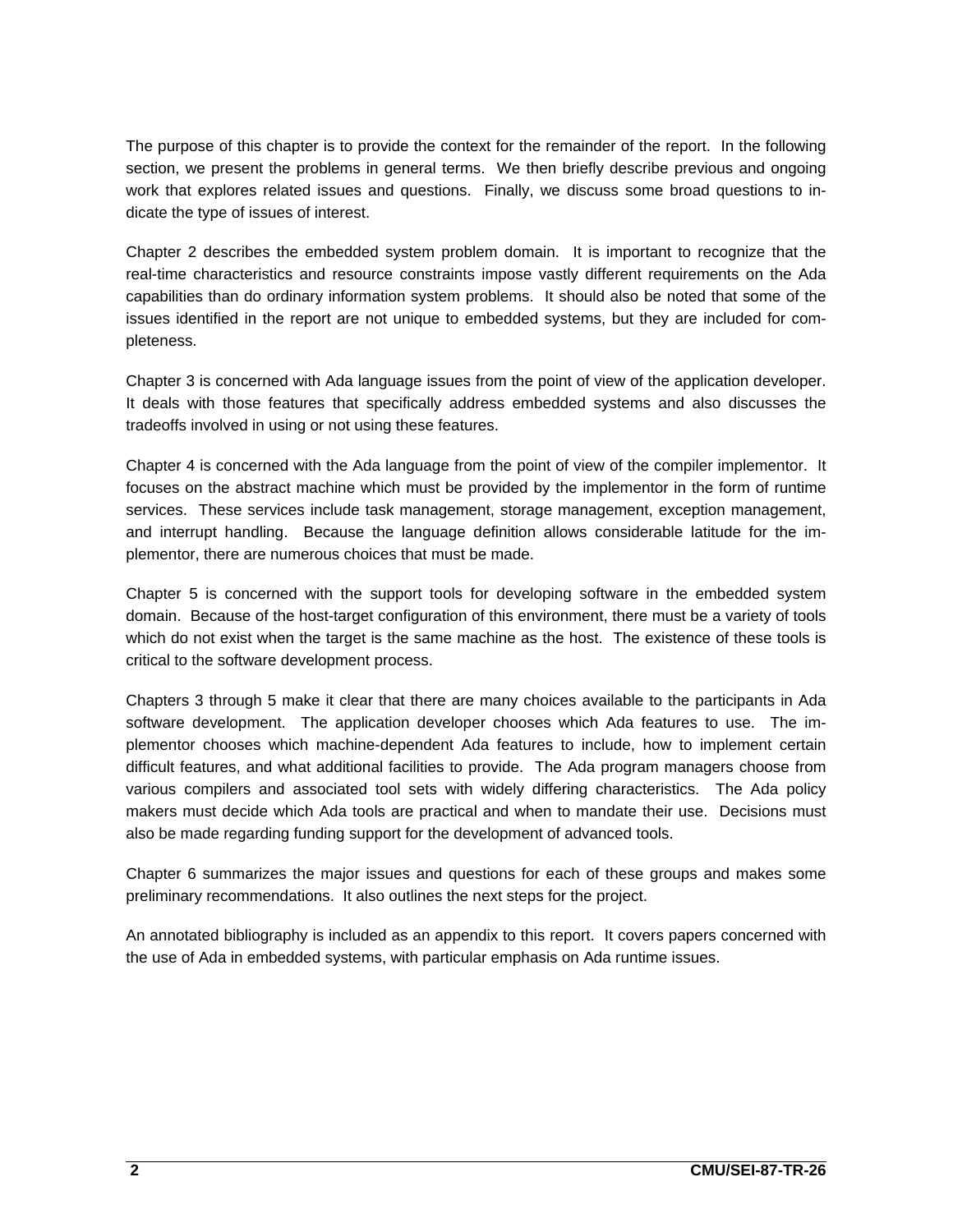The purpose of this chapter is to provide the context for the remainder of the report. In the following section, we present the problems in general terms. We then briefly describe previous and ongoing work that explores related issues and questions. Finally, we discuss some broad questions to indicate the type of issues of interest.

Chapter 2 describes the embedded system problem domain. It is important to recognize that the real-time characteristics and resource constraints impose vastly different requirements on the Ada capabilities than do ordinary information system problems. It should also be noted that some of the issues identified in the report are not unique to embedded systems, but they are included for completeness.

Chapter 3 is concerned with Ada language issues from the point of view of the application developer. It deals with those features that specifically address embedded systems and also discusses the tradeoffs involved in using or not using these features.

Chapter 4 is concerned with the Ada language from the point of view of the compiler implementor. It focuses on the abstract machine which must be provided by the implementor in the form of runtime services. These services include task management, storage management, exception management, and interrupt handling. Because the language definition allows considerable latitude for the implementor, there are numerous choices that must be made.

Chapter 5 is concerned with the support tools for developing software in the embedded system domain. Because of the host-target configuration of this environment, there must be a variety of tools which do not exist when the target is the same machine as the host. The existence of these tools is critical to the software development process.

Chapters 3 through 5 make it clear that there are many choices available to the participants in Ada software development. The application developer chooses which Ada features to use. The implementor chooses which machine-dependent Ada features to include, how to implement certain difficult features, and what additional facilities to provide. The Ada program managers choose from various compilers and associated tool sets with widely differing characteristics. The Ada policy makers must decide which Ada tools are practical and when to mandate their use. Decisions must also be made regarding funding support for the development of advanced tools.

Chapter 6 summarizes the major issues and questions for each of these groups and makes some preliminary recommendations. It also outlines the next steps for the project.

An annotated bibliography is included as an appendix to this report. It covers papers concerned with the use of Ada in embedded systems, with particular emphasis on Ada runtime issues.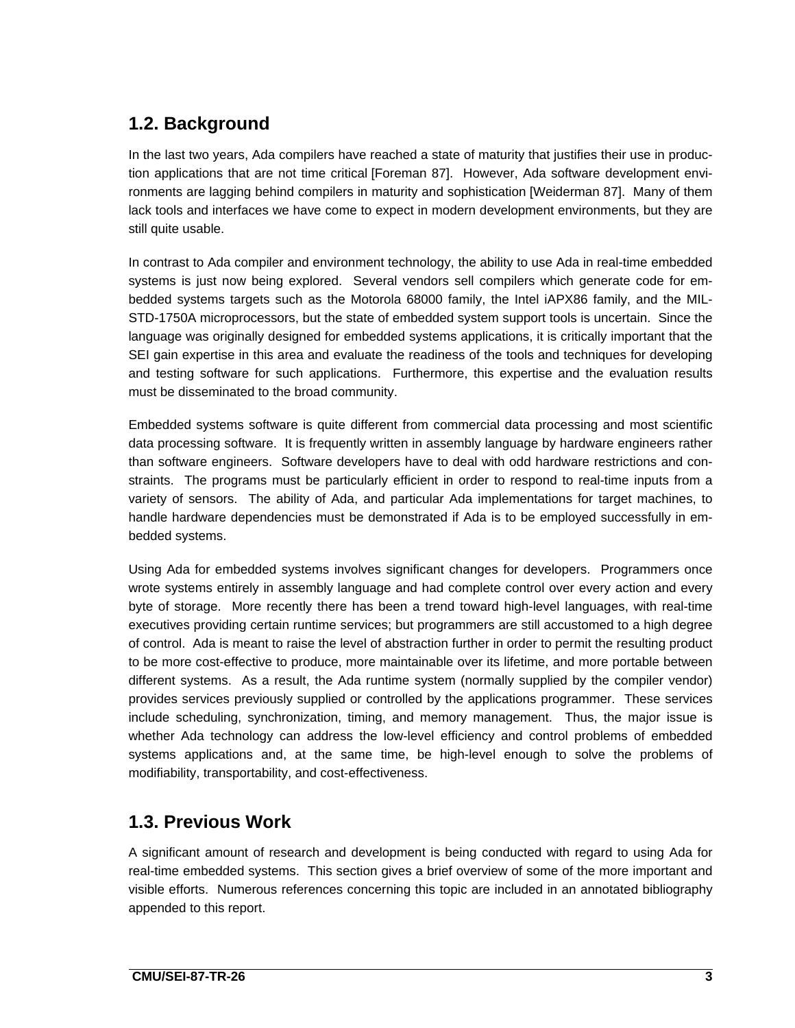## 1.2. Background

In the last two years, Ada compilers have reached a state of maturity that justifies their use in production applications that are not time critical [Foreman 87]. However, Ada software development environments are lagging behind compilers in maturity and sophistication [Weiderman 87]. Many of them lack tools and interfaces we have come to expect in modern development environments, but they are still quite usable.

In contrast to Ada compiler and environment technology, the ability to use Ada in real-time embedded systems is just now being explored. Several vendors sell compilers which generate code for embedded systems targets such as the Motorola 68000 family, the Intel iAPX86 family, and the MIL-STD-1750A microprocessors, but the state of embedded system support tools is uncertain. Since the language was originally designed for embedded systems applications, it is critically important that the SEI gain expertise in this area and evaluate the readiness of the tools and techniques for developing and testing software for such applications. Furthermore, this expertise and the evaluation results must be disseminated to the broad community.

Embedded systems software is quite different from commercial data processing and most scientific data processing software. It is frequently written in assembly language by hardware engineers rather than software engineers. Software developers have to deal with odd hardware restrictions and constraints. The programs must be particularly efficient in order to respond to real-time inputs from a variety of sensors. The ability of Ada, and particular Ada implementations for target machines, to handle hardware dependencies must be demonstrated if Ada is to be employed successfully in embedded systems.

Using Ada for embedded systems involves significant changes for developers. Programmers once wrote systems entirely in assembly language and had complete control over every action and every byte of storage. More recently there has been a trend toward high-level languages, with real-time executives providing certain runtime services; but programmers are still accustomed to a high degree of control. Ada is meant to raise the level of abstraction further in order to permit the resulting product to be more cost-effective to produce, more maintainable over its lifetime, and more portable between different systems. As a result, the Ada runtime system (normally supplied by the compiler vendor) provides services previously supplied or controlled by the applications programmer. These services include scheduling, synchronization, timing, and memory management. Thus, the major issue is whether Ada technology can address the low-level efficiency and control problems of embedded systems applications and, at the same time, be high-level enough to solve the problems of modifiability, transportability, and cost-effectiveness.

## 1.3. Previous Work

A significant amount of research and development is being conducted with regard to using Ada for real-time embedded systems. This section gives a brief overview of some of the more important and visible efforts. Numerous references concerning this topic are included in an annotated bibliography appended to this report.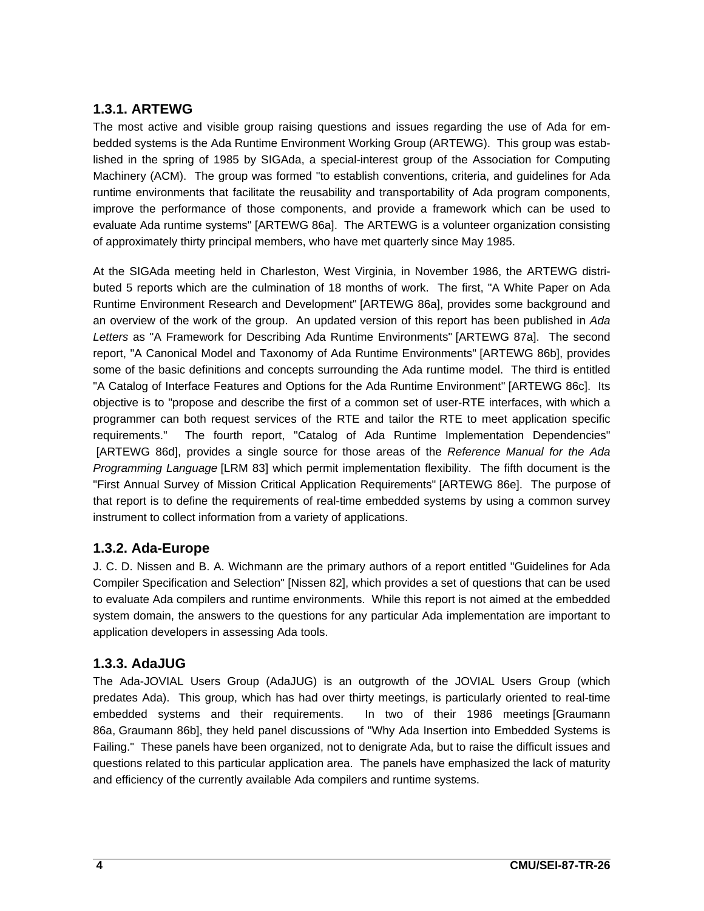### 1.3.1. ARTEWG

The most active and visible group raising questions and issues regarding the use of Ada for embedded systems is the Ada Runtime Environment Working Group (ARTEWG). This group was established in the spring of 1985 by SIGAda, a special-interest group of the Association for Computing Machinery (ACM). The group was formed "to establish conventions, criteria, and guidelines for Ada runtime environments that facilitate the reusability and transportability of Ada program components, improve the performance of those components, and provide a framework which can be used to evaluate Ada runtime systems" [ARTEWG 86a]. The ARTEWG is a volunteer organization consisting of approximately thirty principal members, who have met quarterly since May 1985.

At the SIGAda meeting held in Charleston, West Virginia, in November 1986, the ARTEWG distributed 5 reports which are the culmination of 18 months of work. The first, "A White Paper on Ada Runtime Environment Research and Development" [ARTEWG 86a], provides some background and an overview of the work of the group. An updated version of this report has been published in *Ada Letters* as "A Framework for Describing Ada Runtime Environments" [ARTEWG 87a]. The second report, "A Canonical Model and Taxonomy of Ada Runtime Environments" [ARTEWG 86b], provides some of the basic definitions and concepts surrounding the Ada runtime model. The third is entitled "A Catalog of Interface Features and Options for the Ada Runtime Environment" [ARTEWG 86c]. Its objective is to "propose and describe the first of a common set of user-RTE interfaces, with which a programmer can both request services of the RTE and tailor the RTE to meet application specific requirements." The fourth report, "Catalog of Ada Runtime Implementation Dependencies" [ARTEWG 86d], provides a single source for those areas of the *Reference Manual for the Ada Programming Language* [LRM 83] which permit implementation flexibility. The fifth document is the "First Annual Survey of Mission Critical Application Requirements" [ARTEWG 86e]. The purpose of that report is to define the requirements of real-time embedded systems by using a common survey instrument to collect information from a variety of applications.

### 1.3.2. Ada-Europe

J. C. D. Nissen and B. A. Wichmann are the primary authors of a report entitled "Guidelines for Ada Compiler Specification and Selection" [Nissen 82], which provides a set of questions that can be used to evaluate Ada compilers and runtime environments. While this report is not aimed at the embedded system domain, the answers to the questions for any particular Ada implementation are important to application developers in assessing Ada tools.

### 1.3.3. AdaJUG

The Ada-JOVIAL Users Group (AdaJUG) is an outgrowth of the JOVIAL Users Group (which predates Ada). This group, which has had over thirty meetings, is particularly oriented to real-time embedded systems and their requirements. In two of their 1986 meetings [Graumann 86a, Graumann 86b], they held panel discussions of "Why Ada Insertion into Embedded Systems is Failing." These panels have been organized, not to denigrate Ada, but to raise the difficult issues and questions related to this particular application area. The panels have emphasized the lack of maturity and efficiency of the currently available Ada compilers and runtime systems.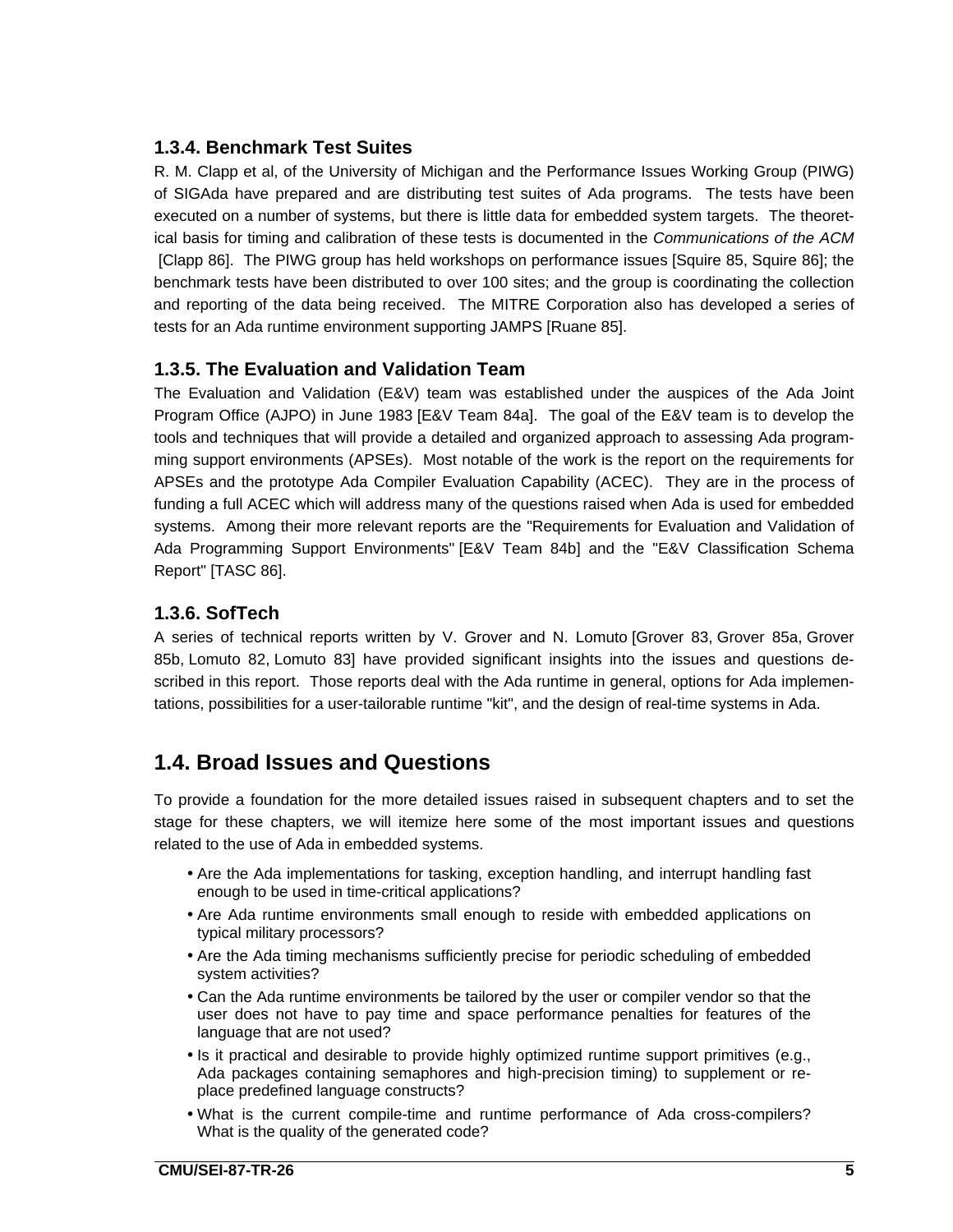### 1.3.4. Benchmark Test Suites

R. M. Clapp et al, of the University of Michigan and the Performance Issues Working Group (PIWG) of SIGAda have prepared and are distributing test suites of Ada programs. The tests have been executed on a number of systems, but there is little data for embedded system targets. The theoretical basis for timing and calibration of these tests is documented in the *Communications of the ACM* [Clapp 86]. The PIWG group has held workshops on performance issues [Squire 85, Squire 86]; the benchmark tests have been distributed to over 100 sites; and the group is coordinating the collection and reporting of the data being received. The MITRE Corporation also has developed a series of tests for an Ada runtime environment supporting JAMPS [Ruane 85].

### 1.3.5. The Evaluation and Validation Team

The Evaluation and Validation (E&V) team was established under the auspices of the Ada Joint Program Office (AJPO) in June 1983 [E&V Team 84a]. The goal of the E&V team is to develop the tools and techniques that will provide a detailed and organized approach to assessing Ada programming support environments (APSEs). Most notable of the work is the report on the requirements for APSEs and the prototype Ada Compiler Evaluation Capability (ACEC). They are in the process of funding a full ACEC which will address many of the questions raised when Ada is used for embedded systems. Among their more relevant reports are the "Requirements for Evaluation and Validation of Ada Programming Support Environments" [E&V Team 84b] and the "E&V Classification Schema Report" [TASC 86].

### 1.3.6. SofTech

A series of technical reports written by V. Grover and N. Lomuto [Grover 83, Grover 85a, Grover 85b, Lomuto 82, Lomuto 83] have provided significant insights into the issues and questions described in this report. Those reports deal with the Ada runtime in general, options for Ada implementations, possibilities for a user-tailorable runtime "kit", and the design of real-time systems in Ada.

## 1.4. Broad Issues and Questions

To provide a foundation for the more detailed issues raised in subsequent chapters and to set the stage for these chapters, we will itemize here some of the most important issues and questions related to the use of Ada in embedded systems.

- Are the Ada implementations for tasking, exception handling, and interrupt handling fast enough to be used in time-critical applications?
- Are Ada runtime environments small enough to reside with embedded applications on typical military processors?
- Are the Ada timing mechanisms sufficiently precise for periodic scheduling of embedded system activities?
- Can the Ada runtime environments be tailored by the user or compiler vendor so that the user does not have to pay time and space performance penalties for features of the language that are not used?
- Is it practical and desirable to provide highly optimized runtime support primitives (e.g., Ada packages containing semaphores and high-precision timing) to supplement or replace predefined language constructs?
- What is the current compile-time and runtime performance of Ada cross-compilers? What is the quality of the generated code?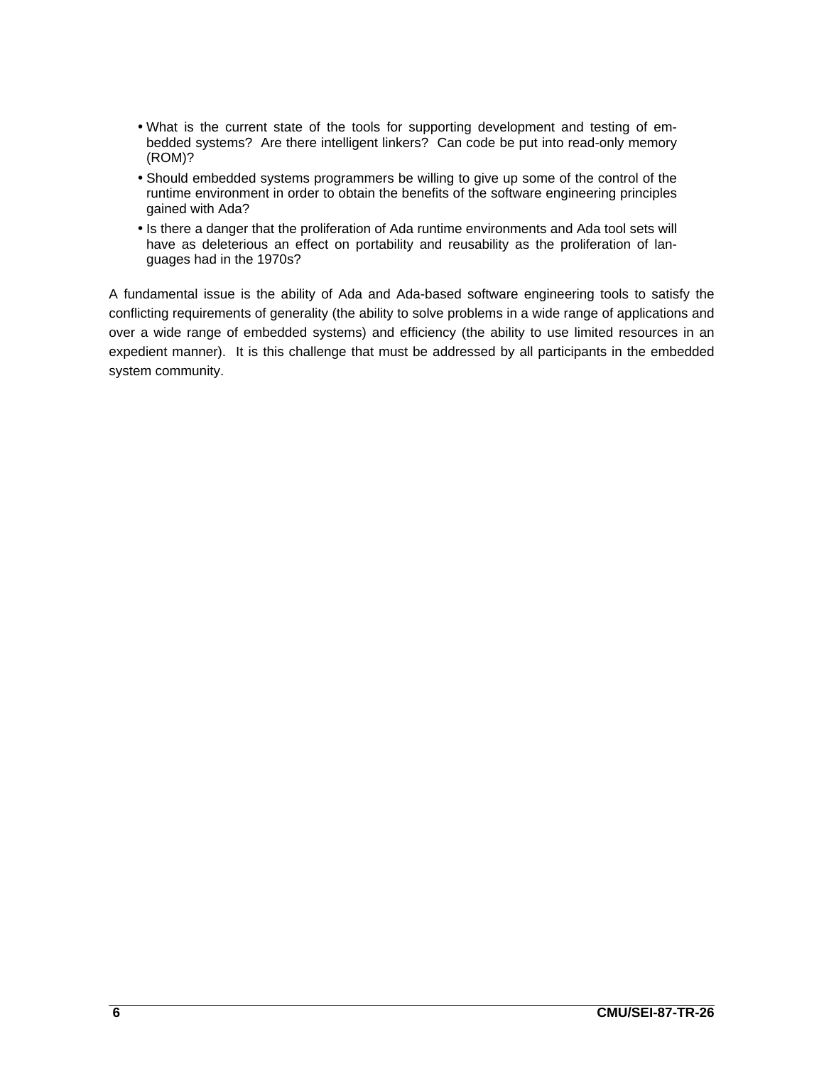- What is the current state of the tools for supporting development and testing of embedded systems? Are there intelligent linkers? Can code be put into read-only memory (ROM)?
- Should embedded systems programmers be willing to give up some of the control of the runtime environment in order to obtain the benefits of the software engineering principles gained with Ada?
- Is there a danger that the proliferation of Ada runtime environments and Ada tool sets will have as deleterious an effect on portability and reusability as the proliferation of languages had in the 1970s?

A fundamental issue is the ability of Ada and Ada-based software engineering tools to satisfy the conflicting requirements of generality (the ability to solve problems in a wide range of applications and over a wide range of embedded systems) and efficiency (the ability to use limited resources in an expedient manner). It is this challenge that must be addressed by all participants in the embedded system community.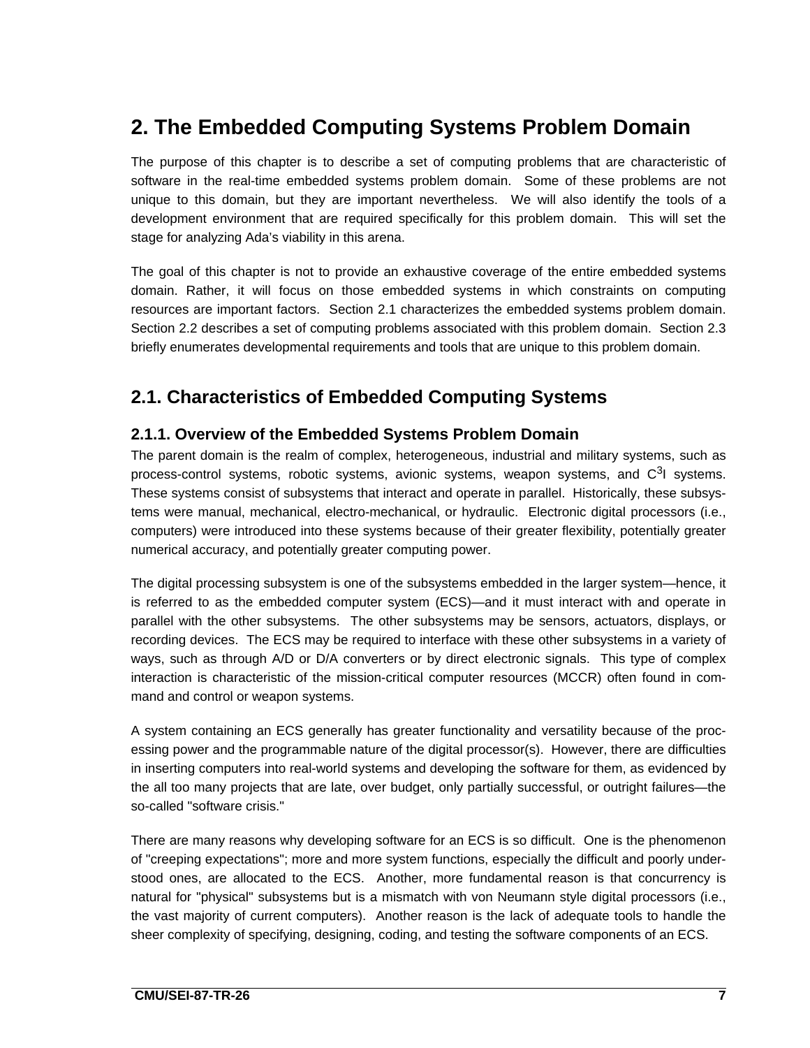# 2. The Embedded Computing Systems Problem Domain

The purpose of this chapter is to describe a set of computing problems that are characteristic of software in the real-time embedded systems problem domain. Some of these problems are not unique to this domain, but they are important nevertheless. We will also identify the tools of a development environment that are required specifically for this problem domain. This will set the stage for analyzing Ada's viability in this arena.

The goal of this chapter is not to provide an exhaustive coverage of the entire embedded systems domain. Rather, it will focus on those embedded systems in which constraints on computing resources are important factors. Section 2.1 characterizes the embedded systems problem domain. Section 2.2 describes a set of computing problems associated with this problem domain. Section 2.3 briefly enumerates developmental requirements and tools that are unique to this problem domain.

## 2.1. Characteristics of Embedded Computing Systems

### 2.1.1. Overview of the Embedded Systems Problem Domain

The parent domain is the realm of complex, heterogeneous, industrial and military systems, such as process-control systems, robotic systems, avionic systems, weapon systems, and $C^3I$ systems. These systems consist of subsystems that interact and operate in parallel. Historically, these subsystems were manual, mechanical, electro-mechanical, or hydraulic. Electronic digital processors (i.e., computers) were introduced into these systems because of their greater flexibility, potentially greater numerical accuracy, and potentially greater computing power.

The digital processing subsystem is one of the subsystems embedded in the larger system—hence, it is referred to as the embedded computer system (ECS)—and it must interact with and operate in parallel with the other subsystems. The other subsystems may be sensors, actuators, displays, or recording devices. The ECS may be required to interface with these other subsystems in a variety of ways, such as through A/D or D/A converters or by direct electronic signals. This type of complex interaction is characteristic of the mission-critical computer resources (MCCR) often found in command and control or weapon systems.

A system containing an ECS generally has greater functionality and versatility because of the processing power and the programmable nature of the digital processor(s). However, there are difficulties in inserting computers into real-world systems and developing the software for them, as evidenced by the all too many projects that are late, over budget, only partially successful, or outright failures—the so-called "software crisis."

There are many reasons why developing software for an ECS is so difficult. One is the phenomenon of "creeping expectations"; more and more system functions, especially the difficult and poorly understood ones, are allocated to the ECS. Another, more fundamental reason is that concurrency is natural for "physical" subsystems but is a mismatch with von Neumann style digital processors (i.e., the vast majority of current computers). Another reason is the lack of adequate tools to handle the sheer complexity of specifying, designing, coding, and testing the software components of an ECS.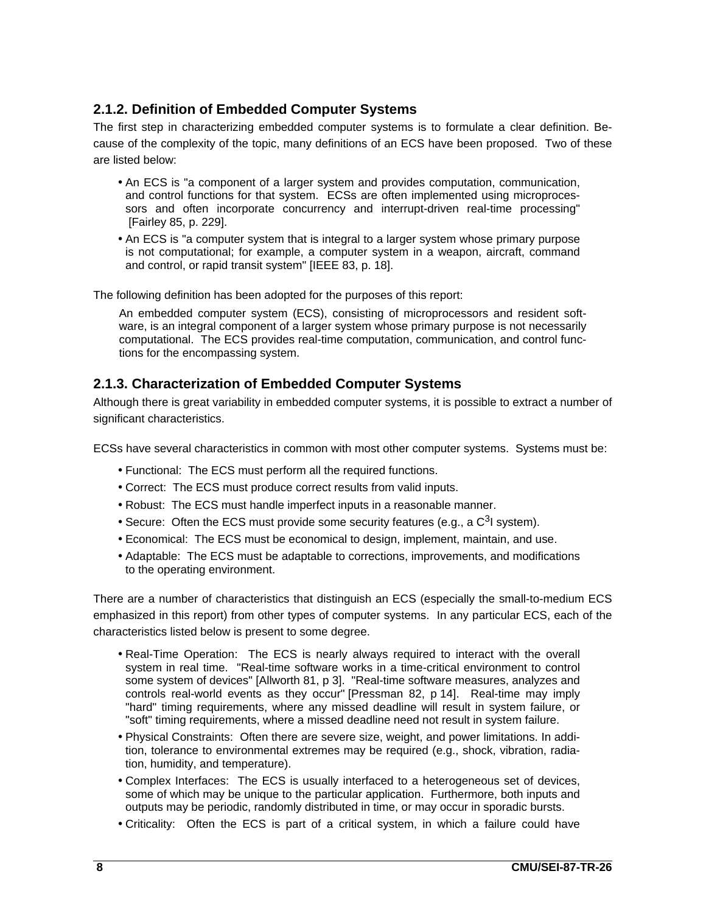### 2.1.2. Definition of Embedded Computer Systems

The first step in characterizing embedded computer systems is to formulate a clear definition. Because of the complexity of the topic, many definitions of an ECS have been proposed. Two of these are listed below:

- An ECS is "a component of a larger system and provides computation, communication, and control functions for that system. ECSs are often implemented using microprocessors and often incorporate concurrency and interrupt-driven real-time processing" [Fairley 85, p. 229].
- An ECS is "a computer system that is integral to a larger system whose primary purpose is not computational; for example, a computer system in a weapon, aircraft, command and control, or rapid transit system" [IEEE 83, p. 18].

The following definition has been adopted for the purposes of this report:

> An embedded computer system (ECS), consisting of microprocessors and resident software, is an integral component of a larger system whose primary purpose is not necessarily computational. The ECS provides real-time computation, communication, and control functions for the encompassing system.

### 2.1.3. Characterization of Embedded Computer Systems

Although there is great variability in embedded computer systems, it is possible to extract a number of significant characteristics.

ECSs have several characteristics in common with most other computer systems. Systems must be:

- Functional: The ECS must perform all the required functions.
- Correct: The ECS must produce correct results from valid inputs.
- Robust: The ECS must handle imperfect inputs in a reasonable manner.
- Secure: Often the ECS must provide some security features (e.g., a $C^3$I system).
- Economical: The ECS must be economical to design, implement, maintain, and use.
- Adaptable: The ECS must be adaptable to corrections, improvements, and modifications to the operating environment.

There are a number of characteristics that distinguish an ECS (especially the small-to-medium ECS emphasized in this report) from other types of computer systems. In any particular ECS, each of the characteristics listed below is present to some degree.

- Real-Time Operation: The ECS is nearly always required to interact with the overall system in real time. "Real-time software works in a time-critical environment to control some system of devices" [Allworth 81, p 3]. "Real-time software measures, analyzes and controls real-world events as they occur" [Pressman 82, p 14]. Real-time may imply "hard" timing requirements, where any missed deadline will result in system failure, or "soft" timing requirements, where a missed deadline need not result in system failure.
- Physical Constraints: Often there are severe size, weight, and power limitations. In addition, tolerance to environmental extremes may be required (e.g., shock, vibration, radiation, humidity, and temperature).
- Complex Interfaces: The ECS is usually interfaced to a heterogeneous set of devices, some of which may be unique to the particular application. Furthermore, both inputs and outputs may be periodic, randomly distributed in time, or may occur in sporadic bursts.
- Criticality: Often the ECS is part of a critical system, in which a failure could have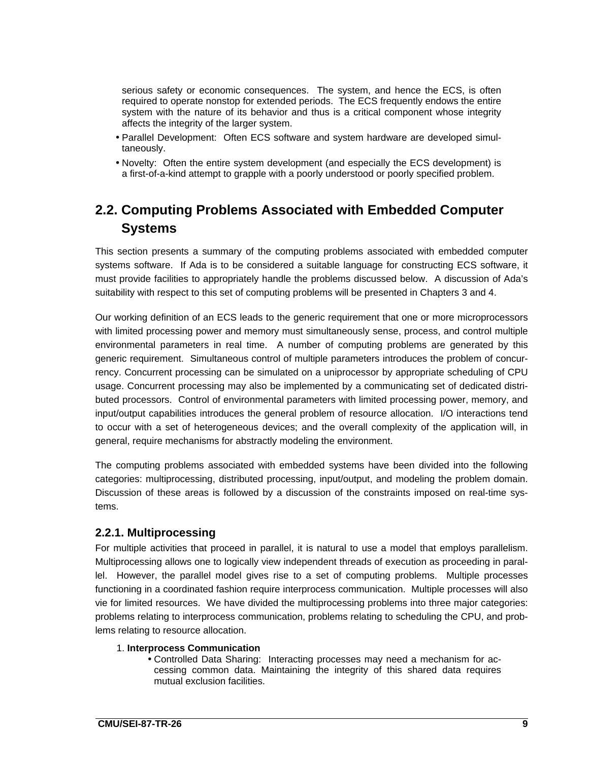serious safety or economic consequences. The system, and hence the ECS, is often required to operate nonstop for extended periods. The ECS frequently endows the entire system with the nature of its behavior and thus is a critical component whose integrity affects the integrity of the larger system.

- Parallel Development: Often ECS software and system hardware are developed simultaneously.
- Novelty: Often the entire system development (and especially the ECS development) is a first-of-a-kind attempt to grapple with a poorly understood or poorly specified problem.

## 2.2. Computing Problems Associated with Embedded Computer Systems

This section presents a summary of the computing problems associated with embedded computer systems software. If Ada is to be considered a suitable language for constructing ECS software, it must provide facilities to appropriately handle the problems discussed below. A discussion of Ada's suitability with respect to this set of computing problems will be presented in Chapters 3 and 4.

Our working definition of an ECS leads to the generic requirement that one or more microprocessors with limited processing power and memory must simultaneously sense, process, and control multiple environmental parameters in real time. A number of computing problems are generated by this generic requirement. Simultaneous control of multiple parameters introduces the problem of concurrency. Concurrent processing can be simulated on a uniprocessor by appropriate scheduling of CPU usage. Concurrent processing may also be implemented by a communicating set of dedicated distributed processors. Control of environmental parameters with limited processing power, memory, and input/output capabilities introduces the general problem of resource allocation. I/O interactions tend to occur with a set of heterogeneous devices; and the overall complexity of the application will, in general, require mechanisms for abstractly modeling the environment.

The computing problems associated with embedded systems have been divided into the following categories: multiprocessing, distributed processing, input/output, and modeling the problem domain. Discussion of these areas is followed by a discussion of the constraints imposed on real-time systems.

### 2.2.1. Multiprocessing

For multiple activities that proceed in parallel, it is natural to use a model that employs parallelism. Multiprocessing allows one to logically view independent threads of execution as proceeding in parallel. However, the parallel model gives rise to a set of computing problems. Multiple processes functioning in a coordinated fashion require interprocess communication. Multiple processes will also vie for limited resources. We have divided the multiprocessing problems into three major categories: problems relating to interprocess communication, problems relating to scheduling the CPU, and problems relating to resource allocation.

1. **Interprocess Communication**
   - Controlled Data Sharing: Interacting processes may need a mechanism for accessing common data. Maintaining the integrity of this shared data requires mutual exclusion facilities.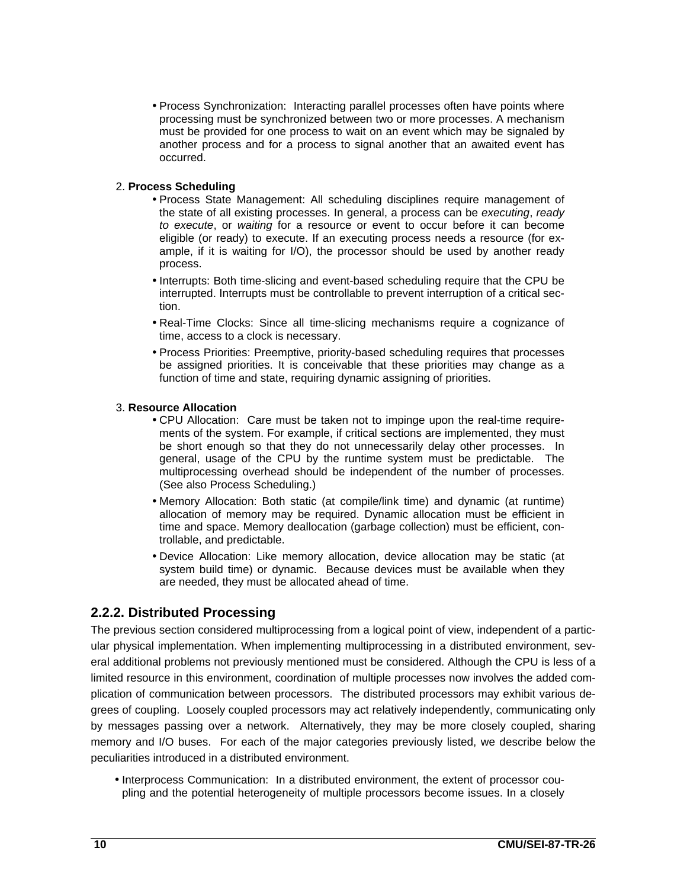- Process Synchronization: Interacting parallel processes often have points where processing must be synchronized between two or more processes. A mechanism must be provided for one process to wait on an event which may be signaled by another process and for a process to signal another that an awaited event has occurred.

2. **Process Scheduling**
   - Process State Management: All scheduling disciplines require management of the state of all existing processes. In general, a process can be *executing*, *ready to execute*, or *waiting* for a resource or event to occur before it can become eligible (or ready) to execute. If an executing process needs a resource (for example, if it is waiting for I/O), the processor should be used by another ready process.
   - Interrupts: Both time-slicing and event-based scheduling require that the CPU be interrupted. Interrupts must be controllable to prevent interruption of a critical section.
   - Real-Time Clocks: Since all time-slicing mechanisms require a cognizance of time, access to a clock is necessary.
   - Process Priorities: Preemptive, priority-based scheduling requires that processes be assigned priorities. It is conceivable that these priorities may change as a function of time and state, requiring dynamic assigning of priorities.

3. **Resource Allocation**
   - CPU Allocation: Care must be taken not to impinge upon the real-time requirements of the system. For example, if critical sections are implemented, they must be short enough so that they do not unnecessarily delay other processes. In general, usage of the CPU by the runtime system must be predictable. The multiprocessing overhead should be independent of the number of processes. (See also Process Scheduling.)
   - Memory Allocation: Both static (at compile/link time) and dynamic (at runtime) allocation of memory may be required. Dynamic allocation must be efficient in time and space. Memory deallocation (garbage collection) must be efficient, controllable, and predictable.
   - Device Allocation: Like memory allocation, device allocation may be static (at system build time) or dynamic. Because devices must be available when they are needed, they must be allocated ahead of time.

### 2.2.2. Distributed Processing

The previous section considered multiprocessing from a logical point of view, independent of a particular physical implementation. When implementing multiprocessing in a distributed environment, several additional problems not previously mentioned must be considered. Although the CPU is less of a limited resource in this environment, coordination of multiple processes now involves the added complication of communication between processors. The distributed processors may exhibit various degrees of coupling. Loosely coupled processors may act relatively independently, communicating only by messages passing over a network. Alternatively, they may be more closely coupled, sharing memory and I/O buses. For each of the major categories previously listed, we describe below the peculiarities introduced in a distributed environment.

- Interprocess Communication: In a distributed environment, the extent of processor coupling and the potential heterogeneity of multiple processors become issues. In a closely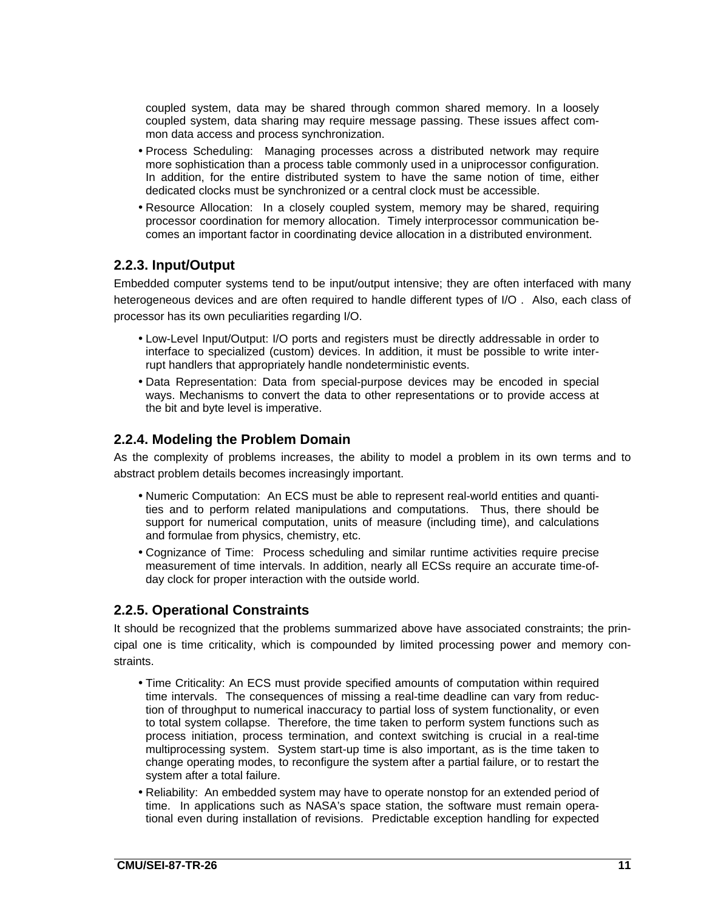coupled system, data may be shared through common shared memory. In a loosely coupled system, data sharing may require message passing. These issues affect common data access and process synchronization.

- Process Scheduling: Managing processes across a distributed network may require more sophistication than a process table commonly used in a uniprocessor configuration. In addition, for the entire distributed system to have the same notion of time, either dedicated clocks must be synchronized or a central clock must be accessible.
- Resource Allocation: In a closely coupled system, memory may be shared, requiring processor coordination for memory allocation. Timely interprocessor communication becomes an important factor in coordinating device allocation in a distributed environment.

### 2.2.3. Input/Output

Embedded computer systems tend to be input/output intensive; they are often interfaced with many heterogeneous devices and are often required to handle different types of I/O . Also, each class of processor has its own peculiarities regarding I/O.

- Low-Level Input/Output: I/O ports and registers must be directly addressable in order to interface to specialized (custom) devices. In addition, it must be possible to write interrupt handlers that appropriately handle nondeterministic events.
- Data Representation: Data from special-purpose devices may be encoded in special ways. Mechanisms to convert the data to other representations or to provide access at the bit and byte level is imperative.

### 2.2.4. Modeling the Problem Domain

As the complexity of problems increases, the ability to model a problem in its own terms and to abstract problem details becomes increasingly important.

- Numeric Computation: An ECS must be able to represent real-world entities and quantities and to perform related manipulations and computations. Thus, there should be support for numerical computation, units of measure (including time), and calculations and formulae from physics, chemistry, etc.
- Cognizance of Time: Process scheduling and similar runtime activities require precise measurement of time intervals. In addition, nearly all ECSs require an accurate time-of-day clock for proper interaction with the outside world.

### 2.2.5. Operational Constraints

It should be recognized that the problems summarized above have associated constraints; the principal one is time criticality, which is compounded by limited processing power and memory constraints.

- Time Criticality: An ECS must provide specified amounts of computation within required time intervals. The consequences of missing a real-time deadline can vary from reduction of throughput to numerical inaccuracy to partial loss of system functionality, or even to total system collapse. Therefore, the time taken to perform system functions such as process initiation, process termination, and context switching is crucial in a real-time multiprocessing system. System start-up time is also important, as is the time taken to change operating modes, to reconfigure the system after a partial failure, or to restart the system after a total failure.
- Reliability: An embedded system may have to operate nonstop for an extended period of time. In applications such as NASA's space station, the software must remain operational even during installation of revisions. Predictable exception handling for expected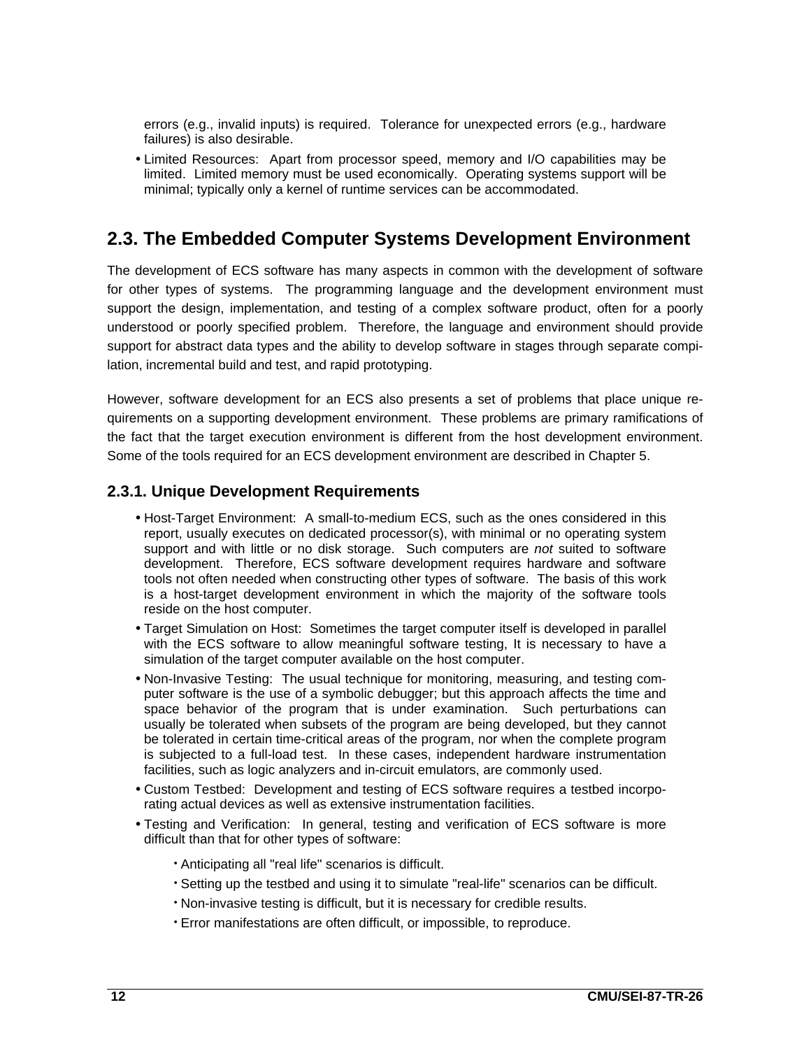errors (e.g., invalid inputs) is required. Tolerance for unexpected errors (e.g., hardware failures) is also desirable.

- Limited Resources: Apart from processor speed, memory and I/O capabilities may be limited. Limited memory must be used economically. Operating systems support will be minimal; typically only a kernel of runtime services can be accommodated.

## 2.3. The Embedded Computer Systems Development Environment

The development of ECS software has many aspects in common with the development of software for other types of systems. The programming language and the development environment must support the design, implementation, and testing of a complex software product, often for a poorly understood or poorly specified problem. Therefore, the language and environment should provide support for abstract data types and the ability to develop software in stages through separate compilation, incremental build and test, and rapid prototyping.

However, software development for an ECS also presents a set of problems that place unique requirements on a supporting development environment. These problems are primary ramifications of the fact that the target execution environment is different from the host development environment. Some of the tools required for an ECS development environment are described in Chapter 5.

### 2.3.1. Unique Development Requirements

- Host-Target Environment: A small-to-medium ECS, such as the ones considered in this report, usually executes on dedicated processor(s), with minimal or no operating system support and with little or no disk storage. Such computers are *not* suited to software development. Therefore, ECS software development requires hardware and software tools not often needed when constructing other types of software. The basis of this work is a host-target development environment in which the majority of the software tools reside on the host computer.
- Target Simulation on Host: Sometimes the target computer itself is developed in parallel with the ECS software to allow meaningful software testing, It is necessary to have a simulation of the target computer available on the host computer.
- Non-Invasive Testing: The usual technique for monitoring, measuring, and testing computer software is the use of a symbolic debugger; but this approach affects the time and space behavior of the program that is under examination. Such perturbations can usually be tolerated when subsets of the program are being developed, but they cannot be tolerated in certain time-critical areas of the program, nor when the complete program is subjected to a full-load test. In these cases, independent hardware instrumentation facilities, such as logic analyzers and in-circuit emulators, are commonly used.
- Custom Testbed: Development and testing of ECS software requires a testbed incorporating actual devices as well as extensive instrumentation facilities.
- Testing and Verification: In general, testing and verification of ECS software is more difficult than that for other types of software:
  - Anticipating all "real life" scenarios is difficult.
  - Setting up the testbed and using it to simulate "real-life" scenarios can be difficult.
  - Non-invasive testing is difficult, but it is necessary for credible results.
  - Error manifestations are often difficult, or impossible, to reproduce.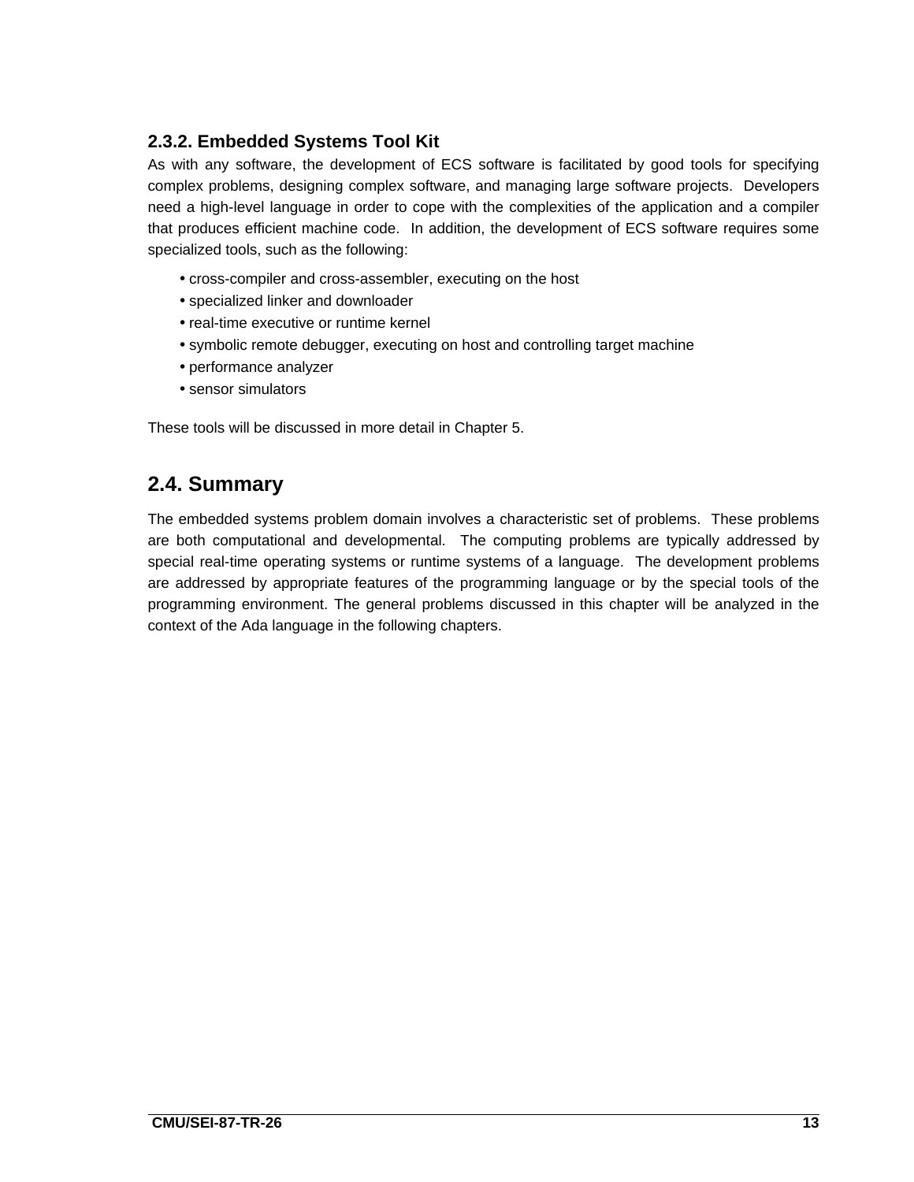### 2.3.2. Embedded Systems Tool Kit

As with any software, the development of ECS software is facilitated by good tools for specifying complex problems, designing complex software, and managing large software projects. Developers need a high-level language in order to cope with the complexities of the application and a compiler that produces efficient machine code. In addition, the development of ECS software requires some specialized tools, such as the following:

- cross-compiler and cross-assembler, executing on the host
- specialized linker and downloader
- real-time executive or runtime kernel
- symbolic remote debugger, executing on host and controlling target machine
- performance analyzer
- sensor simulators

These tools will be discussed in more detail in Chapter 5.

## 2.4. Summary

The embedded systems problem domain involves a characteristic set of problems. These problems are both computational and developmental. The computing problems are typically addressed by special real-time operating systems or runtime systems of a language. The development problems are addressed by appropriate features of the programming language or by the special tools of the programming environment. The general problems discussed in this chapter will be analyzed in the context of the Ada language in the following chapters.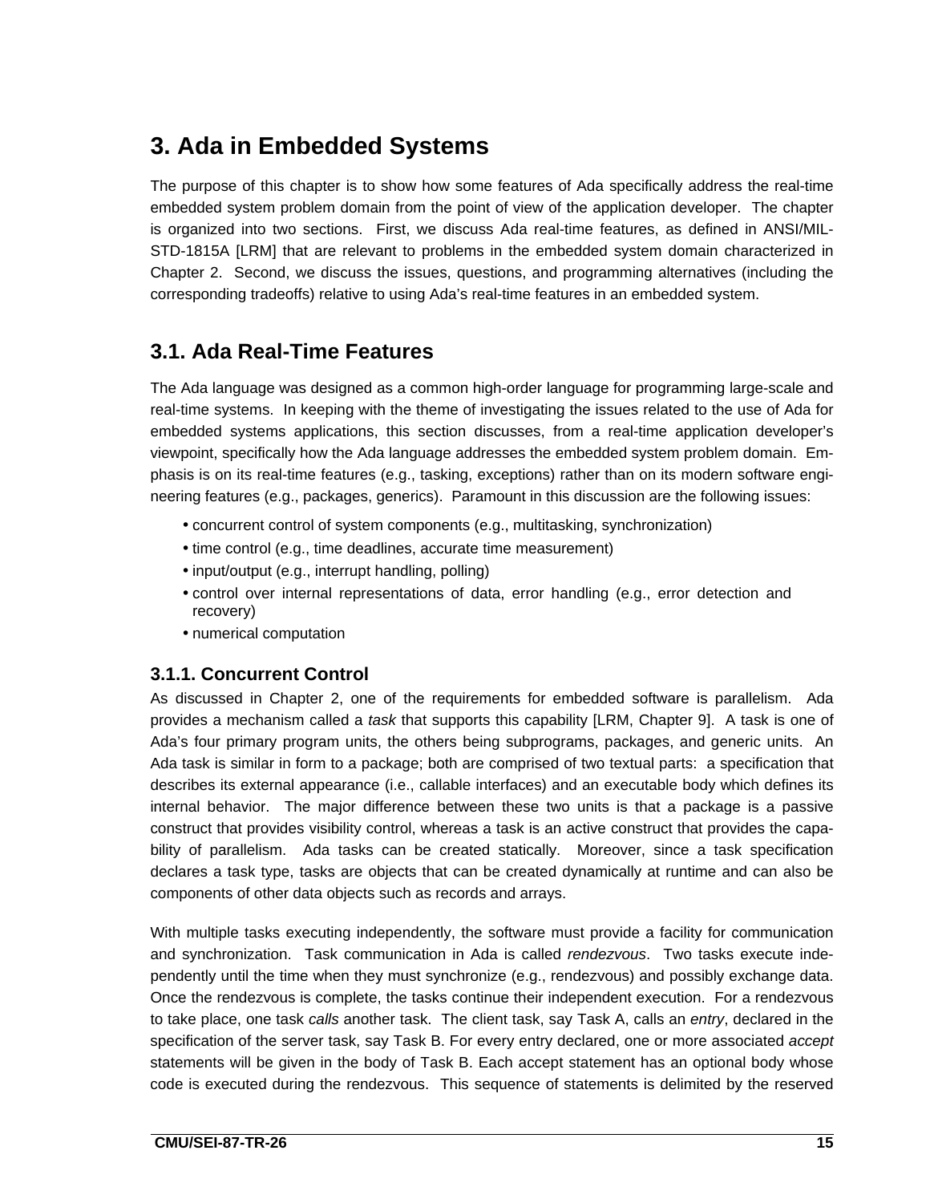# 3. Ada in Embedded Systems

The purpose of this chapter is to show how some features of Ada specifically address the real-time embedded system problem domain from the point of view of the application developer. The chapter is organized into two sections. First, we discuss Ada real-time features, as defined in ANSI/MIL-STD-1815A [LRM] that are relevant to problems in the embedded system domain characterized in Chapter 2. Second, we discuss the issues, questions, and programming alternatives (including the corresponding tradeoffs) relative to using Ada's real-time features in an embedded system.

## 3.1. Ada Real-Time Features

The Ada language was designed as a common high-order language for programming large-scale and real-time systems. In keeping with the theme of investigating the issues related to the use of Ada for embedded systems applications, this section discusses, from a real-time application developer's viewpoint, specifically how the Ada language addresses the embedded system problem domain. Emphasis is on its real-time features (e.g., tasking, exceptions) rather than on its modern software engineering features (e.g., packages, generics). Paramount in this discussion are the following issues:

- concurrent control of system components (e.g., multitasking, synchronization)
- time control (e.g., time deadlines, accurate time measurement)
- input/output (e.g., interrupt handling, polling)
- control over internal representations of data, error handling (e.g., error detection and recovery)
- numerical computation

### 3.1.1. Concurrent Control

As discussed in Chapter 2, one of the requirements for embedded software is parallelism. Ada provides a mechanism called a *task* that supports this capability [LRM, Chapter 9]. A task is one of Ada's four primary program units, the others being subprograms, packages, and generic units. An Ada task is similar in form to a package; both are comprised of two textual parts: a specification that describes its external appearance (i.e., callable interfaces) and an executable body which defines its internal behavior. The major difference between these two units is that a package is a passive construct that provides visibility control, whereas a task is an active construct that provides the capability of parallelism. Ada tasks can be created statically. Moreover, since a task specification declares a task type, tasks are objects that can be created dynamically at runtime and can also be components of other data objects such as records and arrays.

With multiple tasks executing independently, the software must provide a facility for communication and synchronization. Task communication in Ada is called *rendezvous*. Two tasks execute independently until the time when they must synchronize (e.g., rendezvous) and possibly exchange data. Once the rendezvous is complete, the tasks continue their independent execution. For a rendezvous to take place, one task *calls* another task. The client task, say Task A, calls an *entry*, declared in the specification of the server task, say Task B. For every entry declared, one or more associated *accept* statements will be given in the body of Task B. Each accept statement has an optional body whose code is executed during the rendezvous. This sequence of statements is delimited by the reserved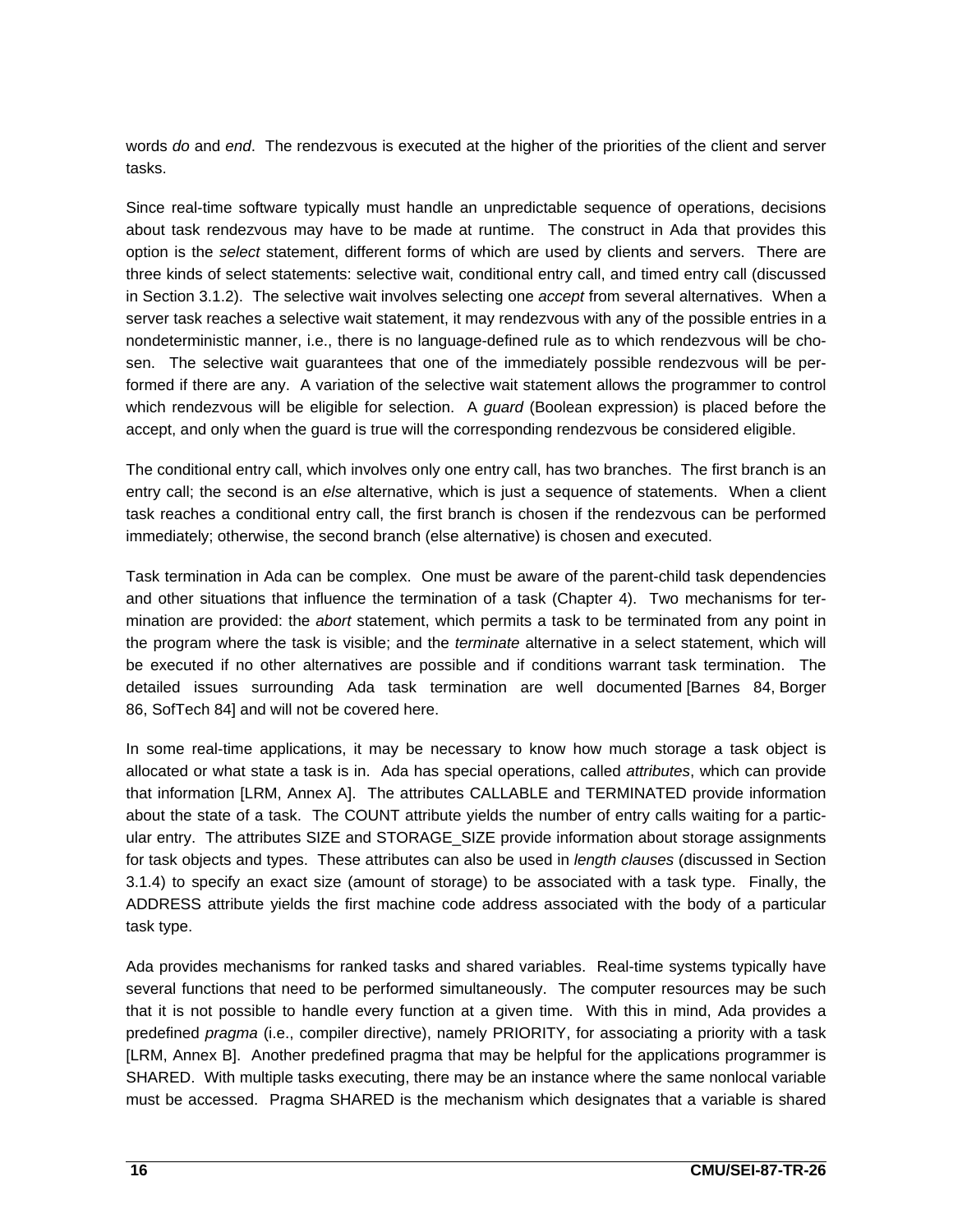words *do* and *end*. The rendezvous is executed at the higher of the priorities of the client and server tasks.

Since real-time software typically must handle an unpredictable sequence of operations, decisions about task rendezvous may have to be made at runtime. The construct in Ada that provides this option is the *select* statement, different forms of which are used by clients and servers. There are three kinds of select statements: selective wait, conditional entry call, and timed entry call (discussed in Section 3.1.2). The selective wait involves selecting one *accept* from several alternatives. When a server task reaches a selective wait statement, it may rendezvous with any of the possible entries in a nondeterministic manner, i.e., there is no language-defined rule as to which rendezvous will be chosen. The selective wait guarantees that one of the immediately possible rendezvous will be performed if there are any. A variation of the selective wait statement allows the programmer to control which rendezvous will be eligible for selection. A *guard* (Boolean expression) is placed before the accept, and only when the guard is true will the corresponding rendezvous be considered eligible.

The conditional entry call, which involves only one entry call, has two branches. The first branch is an entry call; the second is an *else* alternative, which is just a sequence of statements. When a client task reaches a conditional entry call, the first branch is chosen if the rendezvous can be performed immediately; otherwise, the second branch (else alternative) is chosen and executed.

Task termination in Ada can be complex. One must be aware of the parent-child task dependencies and other situations that influence the termination of a task (Chapter 4). Two mechanisms for termination are provided: the *abort* statement, which permits a task to be terminated from any point in the program where the task is visible; and the *terminate* alternative in a select statement, which will be executed if no other alternatives are possible and if conditions warrant task termination. The detailed issues surrounding Ada task termination are well documented [Barnes 84, Borger 86, SofTech 84] and will not be covered here.

In some real-time applications, it may be necessary to know how much storage a task object is allocated or what state a task is in. Ada has special operations, called *attributes*, which can provide that information [LRM, Annex A]. The attributes CALLABLE and TERMINATED provide information about the state of a task. The COUNT attribute yields the number of entry calls waiting for a particular entry. The attributes SIZE and STORAGE_SIZE provide information about storage assignments for task objects and types. These attributes can also be used in *length clauses* (discussed in Section 3.1.4) to specify an exact size (amount of storage) to be associated with a task type. Finally, the ADDRESS attribute yields the first machine code address associated with the body of a particular task type.

Ada provides mechanisms for ranked tasks and shared variables. Real-time systems typically have several functions that need to be performed simultaneously. The computer resources may be such that it is not possible to handle every function at a given time. With this in mind, Ada provides a predefined *pragma* (i.e., compiler directive), namely PRIORITY, for associating a priority with a task [LRM, Annex B]. Another predefined pragma that may be helpful for the applications programmer is SHARED. With multiple tasks executing, there may be an instance where the same nonlocal variable must be accessed. Pragma SHARED is the mechanism which designates that a variable is shared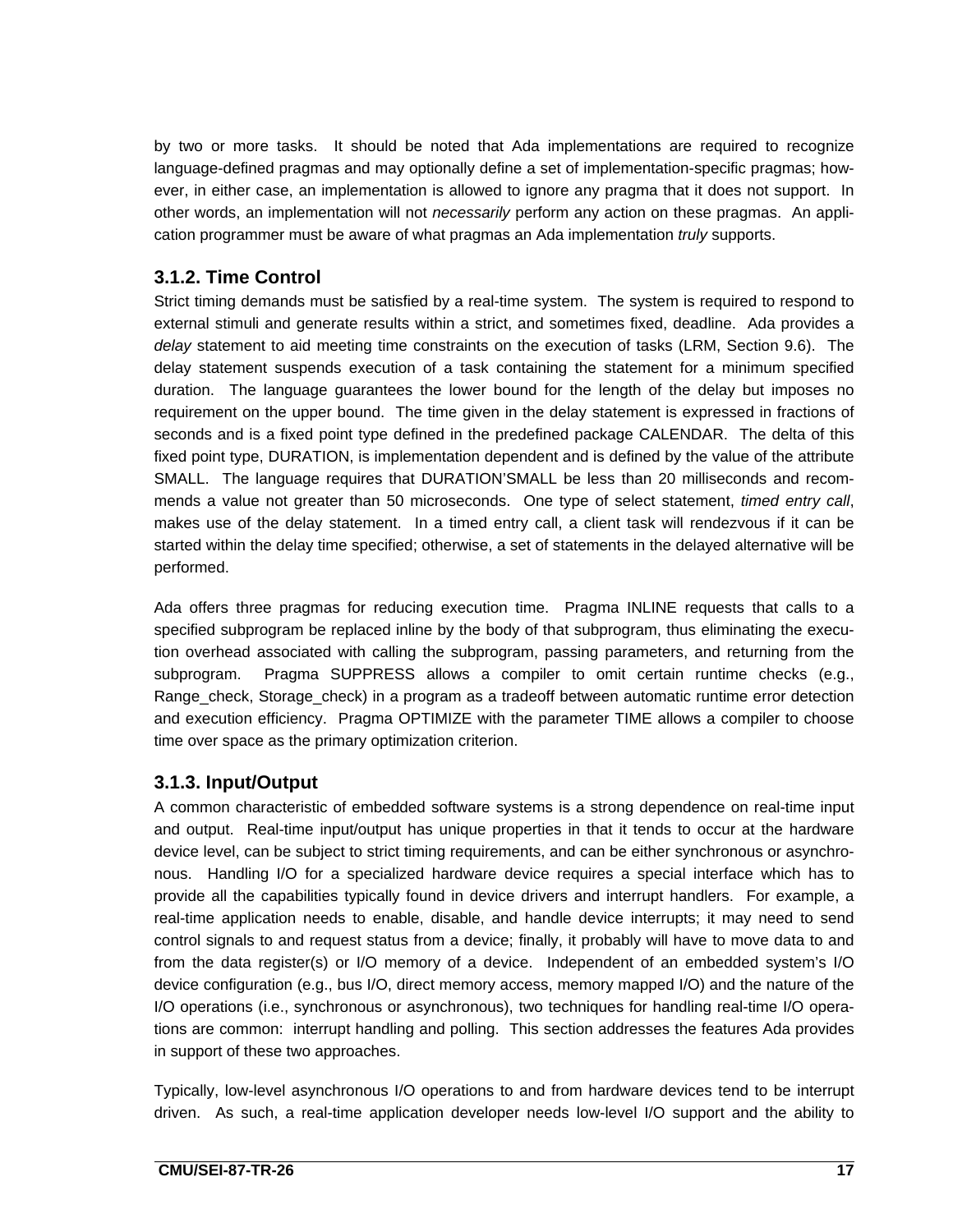by two or more tasks. It should be noted that Ada implementations are required to recognize language-defined pragmas and may optionally define a set of implementation-specific pragmas; however, in either case, an implementation is allowed to ignore any pragma that it does not support. In other words, an implementation will not *necessarily* perform any action on these pragmas. An application programmer must be aware of what pragmas an Ada implementation *truly* supports.

### 3.1.2. Time Control

Strict timing demands must be satisfied by a real-time system. The system is required to respond to external stimuli and generate results within a strict, and sometimes fixed, deadline. Ada provides a *delay* statement to aid meeting time constraints on the execution of tasks (LRM, Section 9.6). The delay statement suspends execution of a task containing the statement for a minimum specified duration. The language guarantees the lower bound for the length of the delay but imposes no requirement on the upper bound. The time given in the delay statement is expressed in fractions of seconds and is a fixed point type defined in the predefined package CALENDAR. The delta of this fixed point type, DURATION, is implementation dependent and is defined by the value of the attribute SMALL. The language requires that DURATION'SMALL be less than 20 milliseconds and recommends a value not greater than 50 microseconds. One type of select statement, *timed entry call*, makes use of the delay statement. In a timed entry call, a client task will rendezvous if it can be started within the delay time specified; otherwise, a set of statements in the delayed alternative will be performed.

Ada offers three pragmas for reducing execution time. Pragma INLINE requests that calls to a specified subprogram be replaced inline by the body of that subprogram, thus eliminating the execution overhead associated with calling the subprogram, passing parameters, and returning from the subprogram. Pragma SUPPRESS allows a compiler to omit certain runtime checks (e.g., Range_check, Storage_check) in a program as a tradeoff between automatic runtime error detection and execution efficiency. Pragma OPTIMIZE with the parameter TIME allows a compiler to choose time over space as the primary optimization criterion.

### 3.1.3. Input/Output

A common characteristic of embedded software systems is a strong dependence on real-time input and output. Real-time input/output has unique properties in that it tends to occur at the hardware device level, can be subject to strict timing requirements, and can be either synchronous or asynchronous. Handling I/O for a specialized hardware device requires a special interface which has to provide all the capabilities typically found in device drivers and interrupt handlers. For example, a real-time application needs to enable, disable, and handle device interrupts; it may need to send control signals to and request status from a device; finally, it probably will have to move data to and from the data register(s) or I/O memory of a device. Independent of an embedded system's I/O device configuration (e.g., bus I/O, direct memory access, memory mapped I/O) and the nature of the I/O operations (i.e., synchronous or asynchronous), two techniques for handling real-time I/O operations are common: interrupt handling and polling. This section addresses the features Ada provides in support of these two approaches.

Typically, low-level asynchronous I/O operations to and from hardware devices tend to be interrupt driven. As such, a real-time application developer needs low-level I/O support and the ability to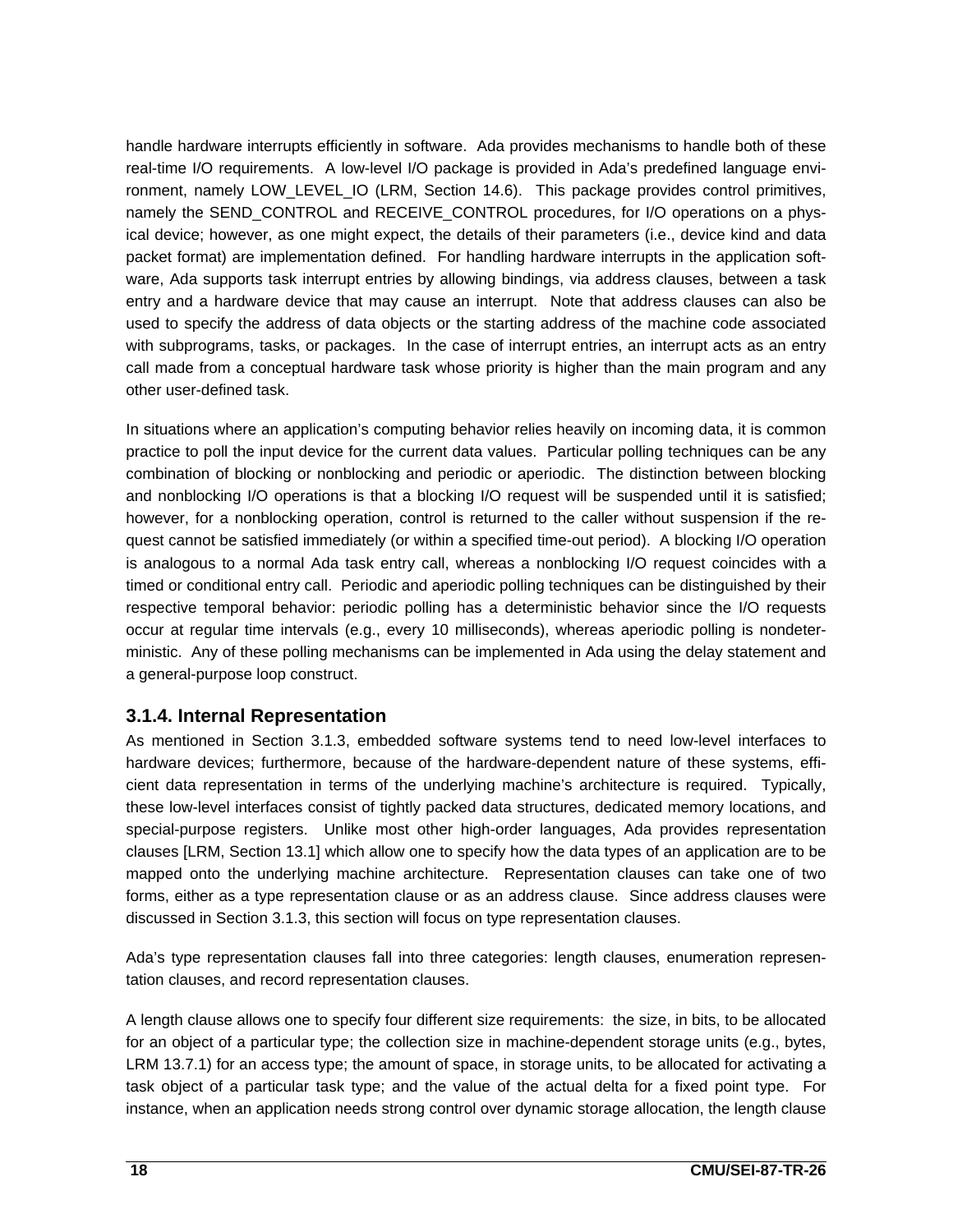handle hardware interrupts efficiently in software. Ada provides mechanisms to handle both of these real-time I/O requirements. A low-level I/O package is provided in Ada's predefined language environment, namely LOW_LEVEL_IO (LRM, Section 14.6). This package provides control primitives, namely the SEND_CONTROL and RECEIVE_CONTROL procedures, for I/O operations on a physical device; however, as one might expect, the details of their parameters (i.e., device kind and data packet format) are implementation defined. For handling hardware interrupts in the application software, Ada supports task interrupt entries by allowing bindings, via address clauses, between a task entry and a hardware device that may cause an interrupt. Note that address clauses can also be used to specify the address of data objects or the starting address of the machine code associated with subprograms, tasks, or packages. In the case of interrupt entries, an interrupt acts as an entry call made from a conceptual hardware task whose priority is higher than the main program and any other user-defined task.

In situations where an application's computing behavior relies heavily on incoming data, it is common practice to poll the input device for the current data values. Particular polling techniques can be any combination of blocking or nonblocking and periodic or aperiodic. The distinction between blocking and nonblocking I/O operations is that a blocking I/O request will be suspended until it is satisfied; however, for a nonblocking operation, control is returned to the caller without suspension if the request cannot be satisfied immediately (or within a specified time-out period). A blocking I/O operation is analogous to a normal Ada task entry call, whereas a nonblocking I/O request coincides with a timed or conditional entry call. Periodic and aperiodic polling techniques can be distinguished by their respective temporal behavior: periodic polling has a deterministic behavior since the I/O requests occur at regular time intervals (e.g., every 10 milliseconds), whereas aperiodic polling is nondeterministic. Any of these polling mechanisms can be implemented in Ada using the delay statement and a general-purpose loop construct.

### 3.1.4. Internal Representation

As mentioned in Section 3.1.3, embedded software systems tend to need low-level interfaces to hardware devices; furthermore, because of the hardware-dependent nature of these systems, efficient data representation in terms of the underlying machine's architecture is required. Typically, these low-level interfaces consist of tightly packed data structures, dedicated memory locations, and special-purpose registers. Unlike most other high-order languages, Ada provides representation clauses [LRM, Section 13.1] which allow one to specify how the data types of an application are to be mapped onto the underlying machine architecture. Representation clauses can take one of two forms, either as a type representation clause or as an address clause. Since address clauses were discussed in Section 3.1.3, this section will focus on type representation clauses.

Ada's type representation clauses fall into three categories: length clauses, enumeration representation clauses, and record representation clauses.

A length clause allows one to specify four different size requirements: the size, in bits, to be allocated for an object of a particular type; the collection size in machine-dependent storage units (e.g., bytes, LRM 13.7.1) for an access type; the amount of space, in storage units, to be allocated for activating a task object of a particular task type; and the value of the actual delta for a fixed point type. For instance, when an application needs strong control over dynamic storage allocation, the length clause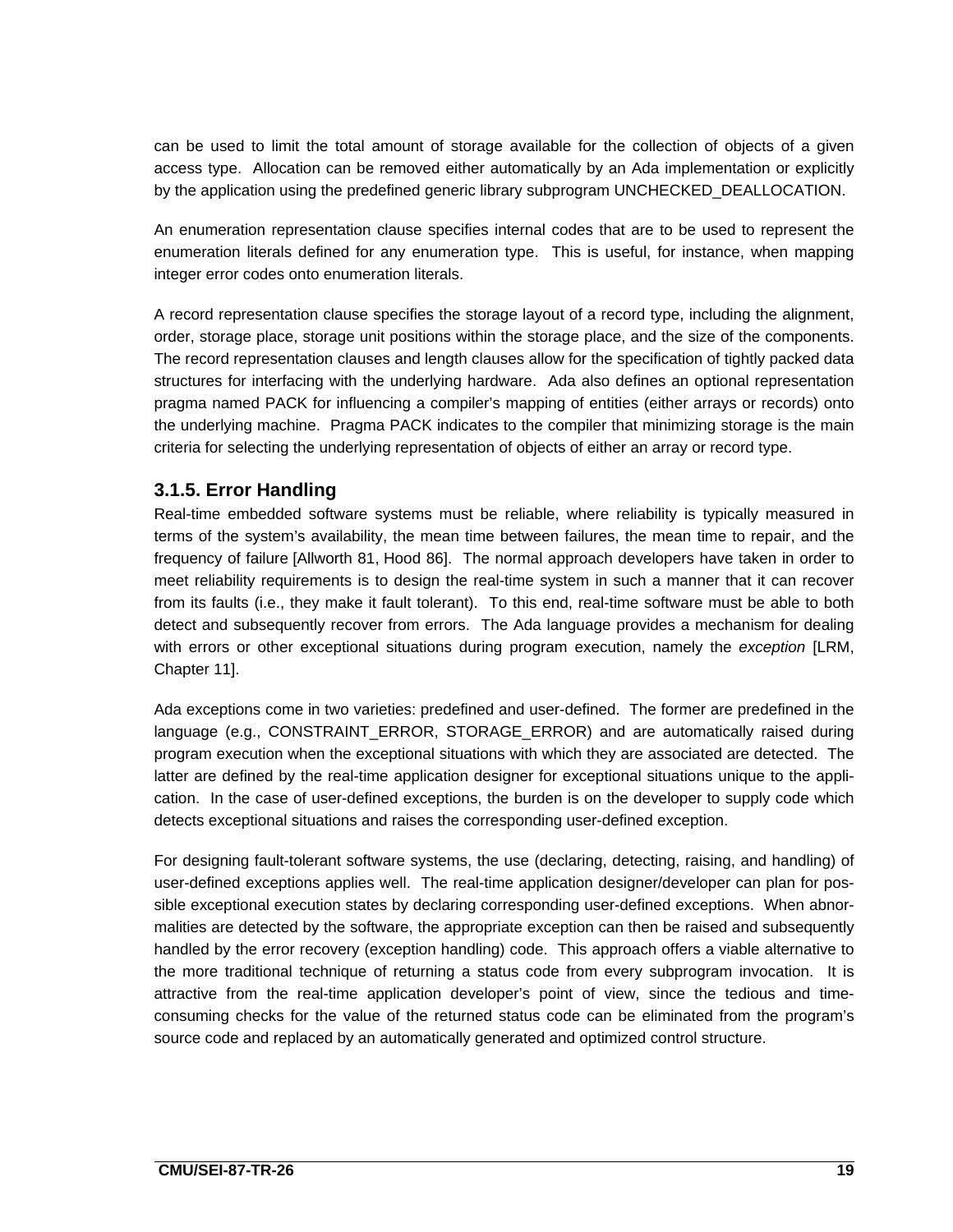can be used to limit the total amount of storage available for the collection of objects of a given access type. Allocation can be removed either automatically by an Ada implementation or explicitly by the application using the predefined generic library subprogram UNCHECKED_DEALLOCATION.

An enumeration representation clause specifies internal codes that are to be used to represent the enumeration literals defined for any enumeration type. This is useful, for instance, when mapping integer error codes onto enumeration literals.

A record representation clause specifies the storage layout of a record type, including the alignment, order, storage place, storage unit positions within the storage place, and the size of the components. The record representation clauses and length clauses allow for the specification of tightly packed data structures for interfacing with the underlying hardware. Ada also defines an optional representation pragma named PACK for influencing a compiler's mapping of entities (either arrays or records) onto the underlying machine. Pragma PACK indicates to the compiler that minimizing storage is the main criteria for selecting the underlying representation of objects of either an array or record type.

### 3.1.5. Error Handling

Real-time embedded software systems must be reliable, where reliability is typically measured in terms of the system's availability, the mean time between failures, the mean time to repair, and the frequency of failure [Allworth 81, Hood 86]. The normal approach developers have taken in order to meet reliability requirements is to design the real-time system in such a manner that it can recover from its faults (i.e., they make it fault tolerant). To this end, real-time software must be able to both detect and subsequently recover from errors. The Ada language provides a mechanism for dealing with errors or other exceptional situations during program execution, namely the *exception* [LRM, Chapter 11].

Ada exceptions come in two varieties: predefined and user-defined. The former are predefined in the language (e.g., CONSTRAINT_ERROR, STORAGE_ERROR) and are automatically raised during program execution when the exceptional situations with which they are associated are detected. The latter are defined by the real-time application designer for exceptional situations unique to the application. In the case of user-defined exceptions, the burden is on the developer to supply code which detects exceptional situations and raises the corresponding user-defined exception.

For designing fault-tolerant software systems, the use (declaring, detecting, raising, and handling) of user-defined exceptions applies well. The real-time application designer/developer can plan for possible exceptional execution states by declaring corresponding user-defined exceptions. When abnormalities are detected by the software, the appropriate exception can then be raised and subsequently handled by the error recovery (exception handling) code. This approach offers a viable alternative to the more traditional technique of returning a status code from every subprogram invocation. It is attractive from the real-time application developer's point of view, since the tedious and time-consuming checks for the value of the returned status code can be eliminated from the program's source code and replaced by an automatically generated and optimized control structure.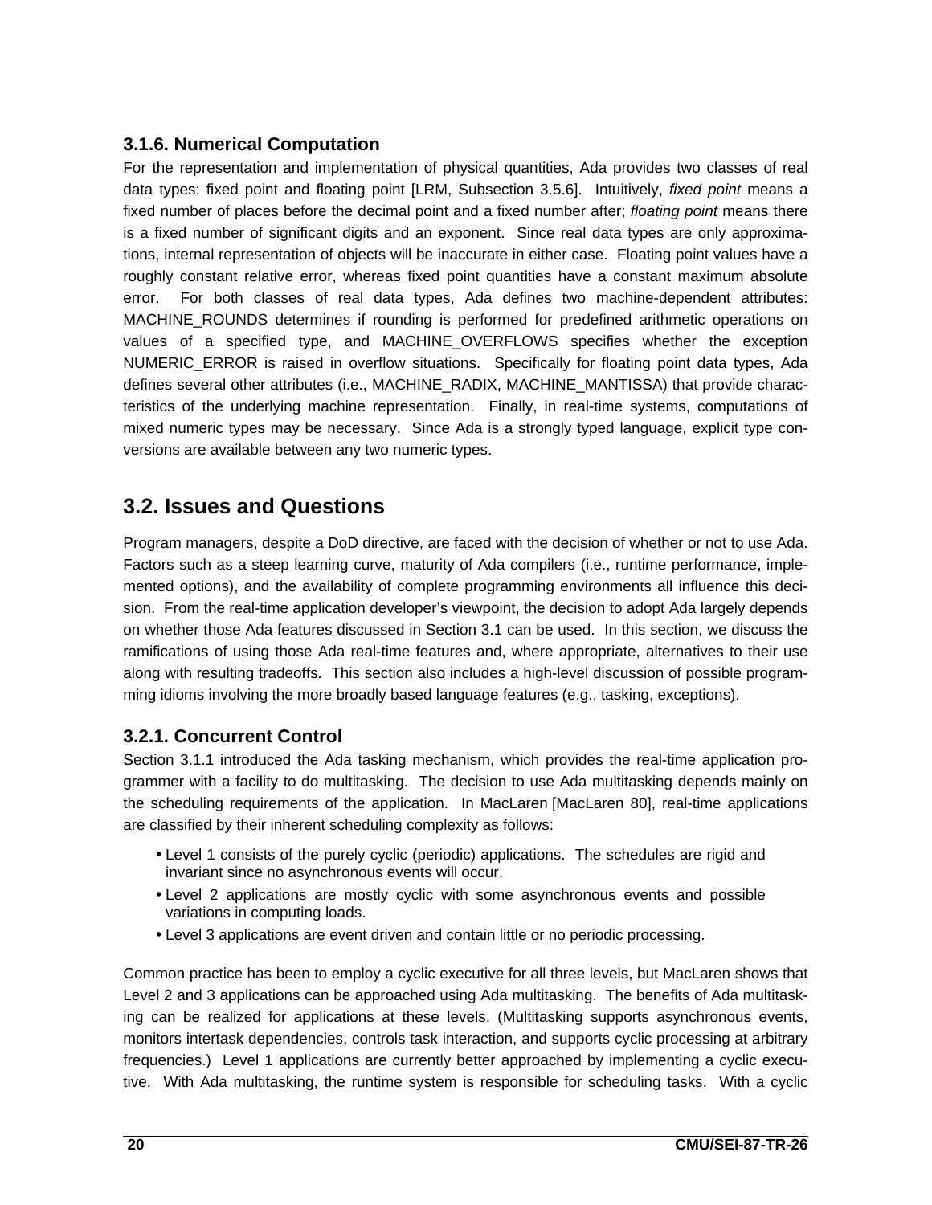### 3.1.6. Numerical Computation

For the representation and implementation of physical quantities, Ada provides two classes of real data types: fixed point and floating point [LRM, Subsection 3.5.6]. Intuitively, *fixed point* means a fixed number of places before the decimal point and a fixed number after; *floating point* means there is a fixed number of significant digits and an exponent. Since real data types are only approximations, internal representation of objects will be inaccurate in either case. Floating point values have a roughly constant relative error, whereas fixed point quantities have a constant maximum absolute error. For both classes of real data types, Ada defines two machine-dependent attributes: MACHINE_ROUNDS determines if rounding is performed for predefined arithmetic operations on values of a specified type, and MACHINE_OVERFLOWS specifies whether the exception NUMERIC_ERROR is raised in overflow situations. Specifically for floating point data types, Ada defines several other attributes (i.e., MACHINE_RADIX, MACHINE_MANTISSA) that provide characteristics of the underlying machine representation. Finally, in real-time systems, computations of mixed numeric types may be necessary. Since Ada is a strongly typed language, explicit type conversions are available between any two numeric types.

## 3.2. Issues and Questions

Program managers, despite a DoD directive, are faced with the decision of whether or not to use Ada. Factors such as a steep learning curve, maturity of Ada compilers (i.e., runtime performance, implemented options), and the availability of complete programming environments all influence this decision. From the real-time application developer's viewpoint, the decision to adopt Ada largely depends on whether those Ada features discussed in Section 3.1 can be used. In this section, we discuss the ramifications of using those Ada real-time features and, where appropriate, alternatives to their use along with resulting tradeoffs. This section also includes a high-level discussion of possible programming idioms involving the more broadly based language features (e.g., tasking, exceptions).

### 3.2.1. Concurrent Control

Section 3.1.1 introduced the Ada tasking mechanism, which provides the real-time application programmer with a facility to do multitasking. The decision to use Ada multitasking depends mainly on the scheduling requirements of the application. In MacLaren [MacLaren 80], real-time applications are classified by their inherent scheduling complexity as follows:

- Level 1 consists of the purely cyclic (periodic) applications. The schedules are rigid and invariant since no asynchronous events will occur.
- Level 2 applications are mostly cyclic with some asynchronous events and possible variations in computing loads.
- Level 3 applications are event driven and contain little or no periodic processing.

Common practice has been to employ a cyclic executive for all three levels, but MacLaren shows that Level 2 and 3 applications can be approached using Ada multitasking. The benefits of Ada multitasking can be realized for applications at these levels. (Multitasking supports asynchronous events, monitors intertask dependencies, controls task interaction, and supports cyclic processing at arbitrary frequencies.) Level 1 applications are currently better approached by implementing a cyclic executive. With Ada multitasking, the runtime system is responsible for scheduling tasks. With a cyclic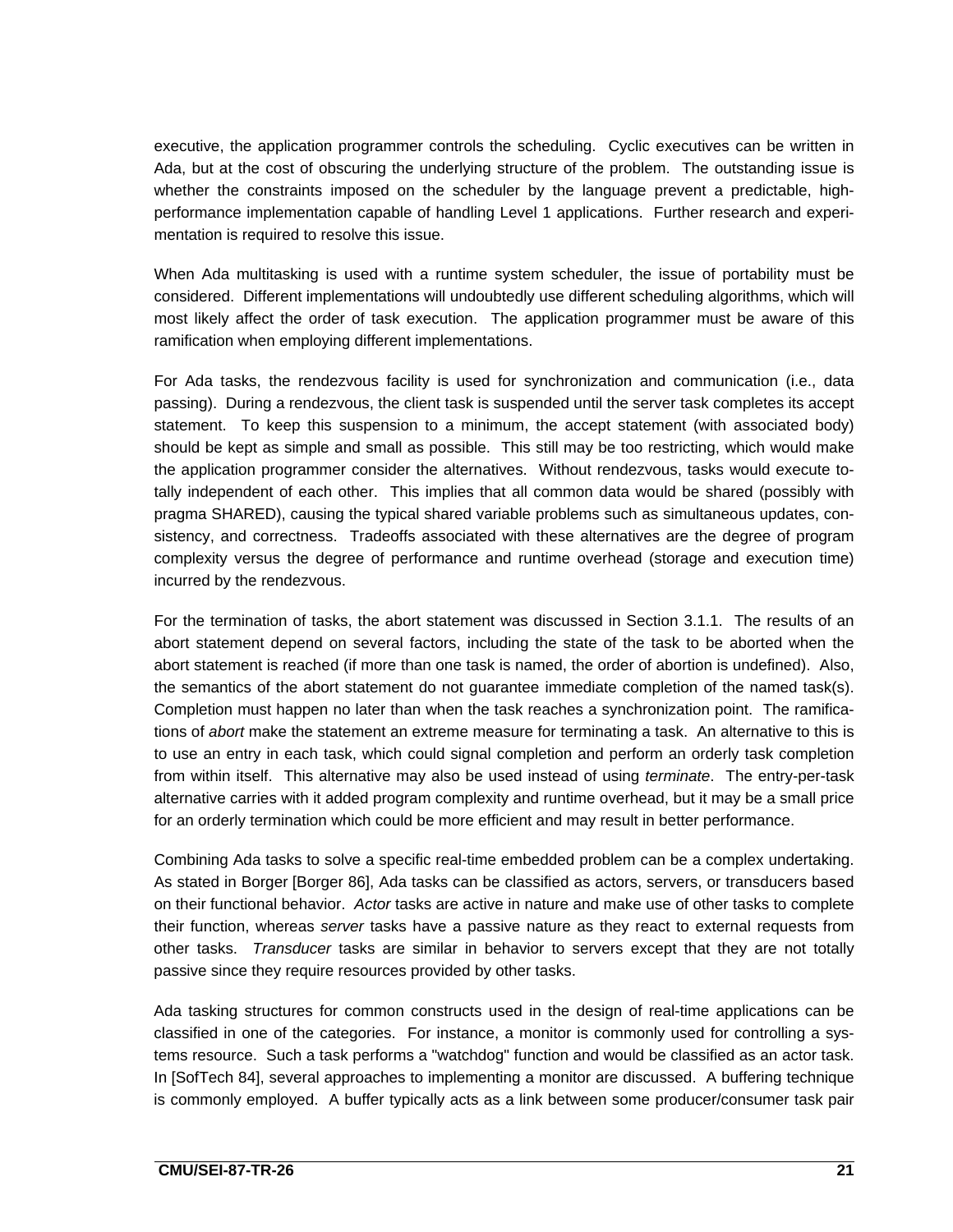executive, the application programmer controls the scheduling. Cyclic executives can be written in Ada, but at the cost of obscuring the underlying structure of the problem. The outstanding issue is whether the constraints imposed on the scheduler by the language prevent a predictable, high-performance implementation capable of handling Level 1 applications. Further research and experimentation is required to resolve this issue.

When Ada multitasking is used with a runtime system scheduler, the issue of portability must be considered. Different implementations will undoubtedly use different scheduling algorithms, which will most likely affect the order of task execution. The application programmer must be aware of this ramification when employing different implementations.

For Ada tasks, the rendezvous facility is used for synchronization and communication (i.e., data passing). During a rendezvous, the client task is suspended until the server task completes its accept statement. To keep this suspension to a minimum, the accept statement (with associated body) should be kept as simple and small as possible. This still may be too restricting, which would make the application programmer consider the alternatives. Without rendezvous, tasks would execute totally independent of each other. This implies that all common data would be shared (possibly with pragma SHARED), causing the typical shared variable problems such as simultaneous updates, consistency, and correctness. Tradeoffs associated with these alternatives are the degree of program complexity versus the degree of performance and runtime overhead (storage and execution time) incurred by the rendezvous.

For the termination of tasks, the abort statement was discussed in Section 3.1.1. The results of an abort statement depend on several factors, including the state of the task to be aborted when the abort statement is reached (if more than one task is named, the order of abortion is undefined). Also, the semantics of the abort statement do not guarantee immediate completion of the named task(s). Completion must happen no later than when the task reaches a synchronization point. The ramifications of *abort* make the statement an extreme measure for terminating a task. An alternative to this is to use an entry in each task, which could signal completion and perform an orderly task completion from within itself. This alternative may also be used instead of using *terminate*. The entry-per-task alternative carries with it added program complexity and runtime overhead, but it may be a small price for an orderly termination which could be more efficient and may result in better performance.

Combining Ada tasks to solve a specific real-time embedded problem can be a complex undertaking. As stated in Borger [Borger 86], Ada tasks can be classified as actors, servers, or transducers based on their functional behavior. *Actor* tasks are active in nature and make use of other tasks to complete their function, whereas *server* tasks have a passive nature as they react to external requests from other tasks. *Transducer* tasks are similar in behavior to servers except that they are not totally passive since they require resources provided by other tasks.

Ada tasking structures for common constructs used in the design of real-time applications can be classified in one of the categories. For instance, a monitor is commonly used for controlling a systems resource. Such a task performs a "watchdog" function and would be classified as an actor task. In [SofTech 84], several approaches to implementing a monitor are discussed. A buffering technique is commonly employed. A buffer typically acts as a link between some producer/consumer task pair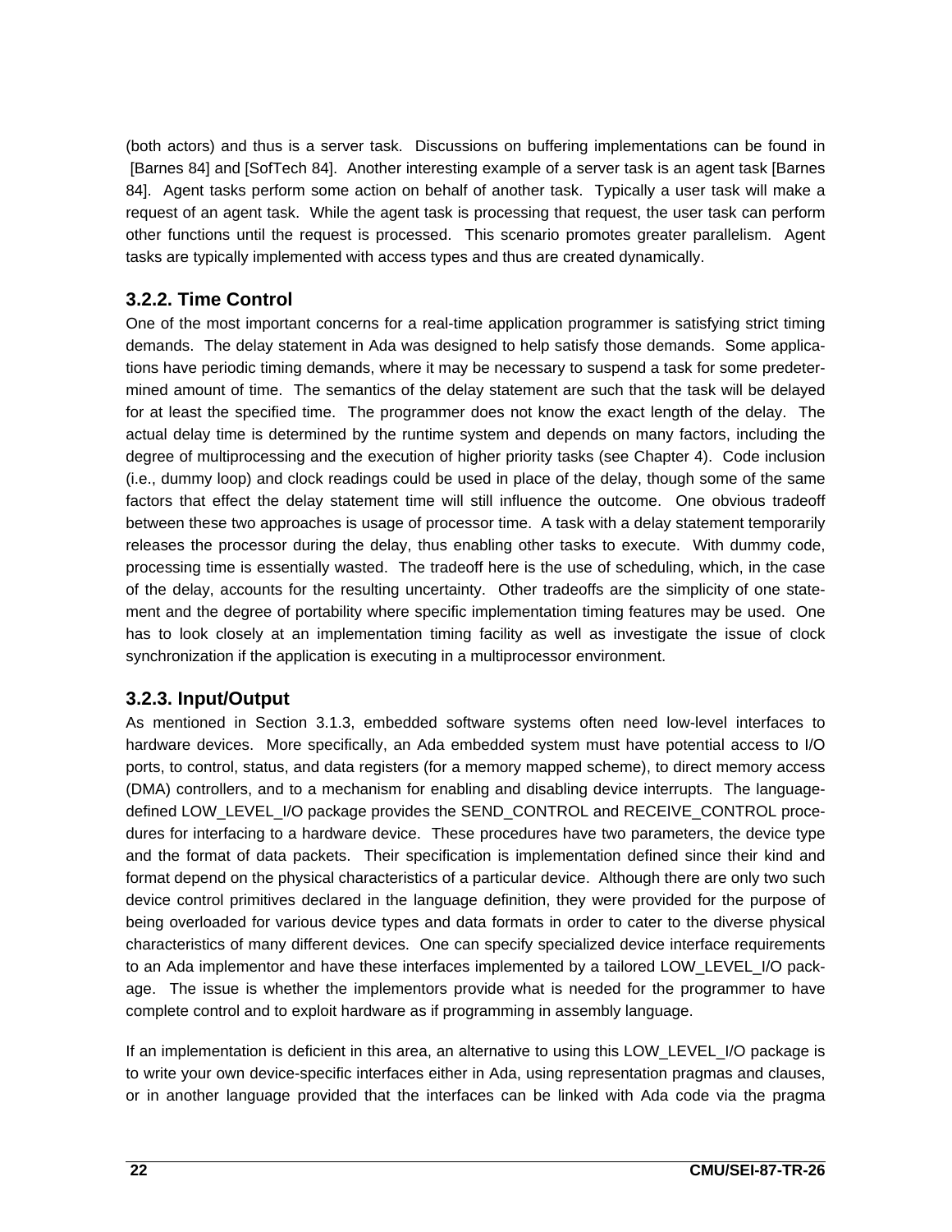(both actors) and thus is a server task. Discussions on buffering implementations can be found in [Barnes 84] and [SofTech 84]. Another interesting example of a server task is an agent task [Barnes 84]. Agent tasks perform some action on behalf of another task. Typically a user task will make a request of an agent task. While the agent task is processing that request, the user task can perform other functions until the request is processed. This scenario promotes greater parallelism. Agent tasks are typically implemented with access types and thus are created dynamically.

### 3.2.2. Time Control

One of the most important concerns for a real-time application programmer is satisfying strict timing demands. The delay statement in Ada was designed to help satisfy those demands. Some applications have periodic timing demands, where it may be necessary to suspend a task for some predetermined amount of time. The semantics of the delay statement are such that the task will be delayed for at least the specified time. The programmer does not know the exact length of the delay. The actual delay time is determined by the runtime system and depends on many factors, including the degree of multiprocessing and the execution of higher priority tasks (see Chapter 4). Code inclusion (i.e., dummy loop) and clock readings could be used in place of the delay, though some of the same factors that effect the delay statement time will still influence the outcome. One obvious tradeoff between these two approaches is usage of processor time. A task with a delay statement temporarily releases the processor during the delay, thus enabling other tasks to execute. With dummy code, processing time is essentially wasted. The tradeoff here is the use of scheduling, which, in the case of the delay, accounts for the resulting uncertainty. Other tradeoffs are the simplicity of one statement and the degree of portability where specific implementation timing features may be used. One has to look closely at an implementation timing facility as well as investigate the issue of clock synchronization if the application is executing in a multiprocessor environment.

### 3.2.3. Input/Output

As mentioned in Section 3.1.3, embedded software systems often need low-level interfaces to hardware devices. More specifically, an Ada embedded system must have potential access to I/O ports, to control, status, and data registers (for a memory mapped scheme), to direct memory access (DMA) controllers, and to a mechanism for enabling and disabling device interrupts. The language-defined LOW_LEVEL_I/O package provides the SEND_CONTROL and RECEIVE_CONTROL procedures for interfacing to a hardware device. These procedures have two parameters, the device type and the format of data packets. Their specification is implementation defined since their kind and format depend on the physical characteristics of a particular device. Although there are only two such device control primitives declared in the language definition, they were provided for the purpose of being overloaded for various device types and data formats in order to cater to the diverse physical characteristics of many different devices. One can specify specialized device interface requirements to an Ada implementor and have these interfaces implemented by a tailored LOW_LEVEL_I/O package. The issue is whether the implementors provide what is needed for the programmer to have complete control and to exploit hardware as if programming in assembly language.

If an implementation is deficient in this area, an alternative to using this LOW_LEVEL_I/O package is to write your own device-specific interfaces either in Ada, using representation pragmas and clauses, or in another language provided that the interfaces can be linked with Ada code via the pragma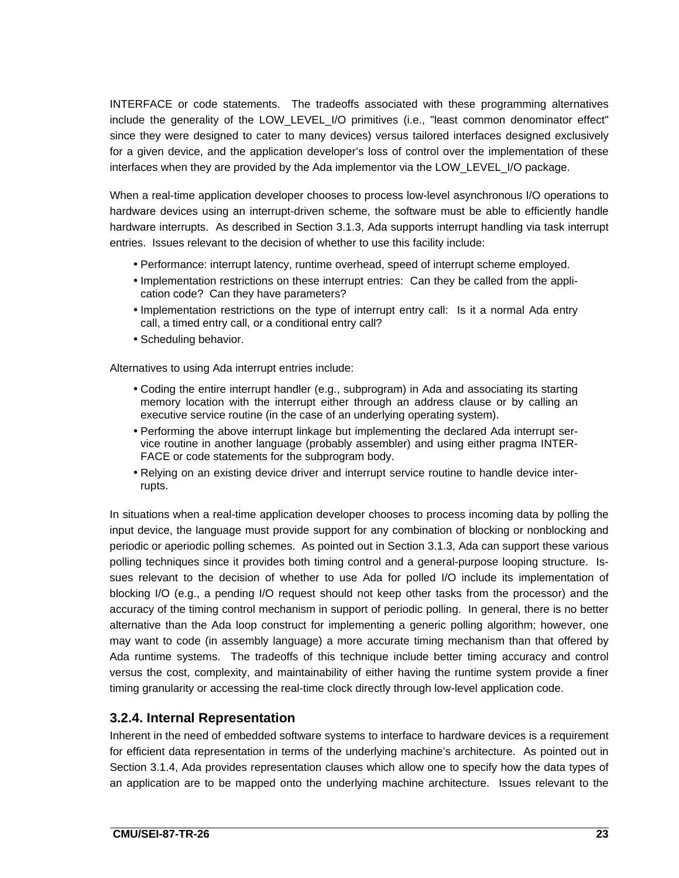INTERFACE or code statements. The tradeoffs associated with these programming alternatives include the generality of the LOW_LEVEL_I/O primitives (i.e., "least common denominator effect" since they were designed to cater to many devices) versus tailored interfaces designed exclusively for a given device, and the application developer's loss of control over the implementation of these interfaces when they are provided by the Ada implementor via the LOW_LEVEL_I/O package.

When a real-time application developer chooses to process low-level asynchronous I/O operations to hardware devices using an interrupt-driven scheme, the software must be able to efficiently handle hardware interrupts. As described in Section 3.1.3, Ada supports interrupt handling via task interrupt entries. Issues relevant to the decision of whether to use this facility include:

- Performance: interrupt latency, runtime overhead, speed of interrupt scheme employed.
- Implementation restrictions on these interrupt entries: Can they be called from the application code? Can they have parameters?
- Implementation restrictions on the type of interrupt entry call: Is it a normal Ada entry call, a timed entry call, or a conditional entry call?
- Scheduling behavior.

Alternatives to using Ada interrupt entries include:

- Coding the entire interrupt handler (e.g., subprogram) in Ada and associating its starting memory location with the interrupt either through an address clause or by calling an executive service routine (in the case of an underlying operating system).
- Performing the above interrupt linkage but implementing the declared Ada interrupt service routine in another language (probably assembler) and using either pragma INTERFACE or code statements for the subprogram body.
- Relying on an existing device driver and interrupt service routine to handle device interrupts.

In situations when a real-time application developer chooses to process incoming data by polling the input device, the language must provide support for any combination of blocking or nonblocking and periodic or aperiodic polling schemes. As pointed out in Section 3.1.3, Ada can support these various polling techniques since it provides both timing control and a general-purpose looping structure. Issues relevant to the decision of whether to use Ada for polled I/O include its implementation of blocking I/O (e.g., a pending I/O request should not keep other tasks from the processor) and the accuracy of the timing control mechanism in support of periodic polling. In general, there is no better alternative than the Ada loop construct for implementing a generic polling algorithm; however, one may want to code (in assembly language) a more accurate timing mechanism than that offered by Ada runtime systems. The tradeoffs of this technique include better timing accuracy and control versus the cost, complexity, and maintainability of either having the runtime system provide a finer timing granularity or accessing the real-time clock directly through low-level application code.

### 3.2.4. Internal Representation

Inherent in the need of embedded software systems to interface to hardware devices is a requirement for efficient data representation in terms of the underlying machine's architecture. As pointed out in Section 3.1.4, Ada provides representation clauses which allow one to specify how the data types of an application are to be mapped onto the underlying machine architecture. Issues relevant to the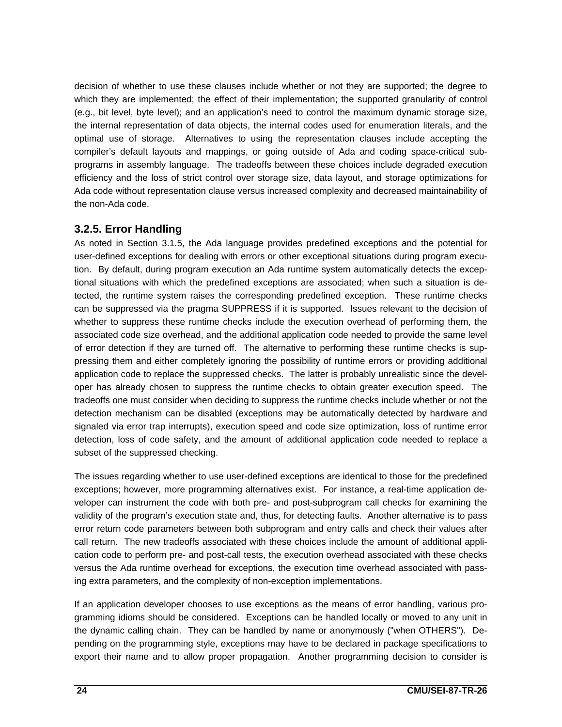decision of whether to use these clauses include whether or not they are supported; the degree to which they are implemented; the effect of their implementation; the supported granularity of control (e.g., bit level, byte level); and an application's need to control the maximum dynamic storage size, the internal representation of data objects, the internal codes used for enumeration literals, and the optimal use of storage. Alternatives to using the representation clauses include accepting the compiler's default layouts and mappings, or going outside of Ada and coding space-critical subprograms in assembly language. The tradeoffs between these choices include degraded execution efficiency and the loss of strict control over storage size, data layout, and storage optimizations for Ada code without representation clause versus increased complexity and decreased maintainability of the non-Ada code.

### 3.2.5. Error Handling

As noted in Section 3.1.5, the Ada language provides predefined exceptions and the potential for user-defined exceptions for dealing with errors or other exceptional situations during program execution. By default, during program execution an Ada runtime system automatically detects the exceptional situations with which the predefined exceptions are associated; when such a situation is detected, the runtime system raises the corresponding predefined exception. These runtime checks can be suppressed via the pragma SUPPRESS if it is supported. Issues relevant to the decision of whether to suppress these runtime checks include the execution overhead of performing them, the associated code size overhead, and the additional application code needed to provide the same level of error detection if they are turned off. The alternative to performing these runtime checks is suppressing them and either completely ignoring the possibility of runtime errors or providing additional application code to replace the suppressed checks. The latter is probably unrealistic since the developer has already chosen to suppress the runtime checks to obtain greater execution speed. The tradeoffs one must consider when deciding to suppress the runtime checks include whether or not the detection mechanism can be disabled (exceptions may be automatically detected by hardware and signaled via error trap interrupts), execution speed and code size optimization, loss of runtime error detection, loss of code safety, and the amount of additional application code needed to replace a subset of the suppressed checking.

The issues regarding whether to use user-defined exceptions are identical to those for the predefined exceptions; however, more programming alternatives exist. For instance, a real-time application developer can instrument the code with both pre- and post-subprogram call checks for examining the validity of the program's execution state and, thus, for detecting faults. Another alternative is to pass error return code parameters between both subprogram and entry calls and check their values after call return. The new tradeoffs associated with these choices include the amount of additional application code to perform pre- and post-call tests, the execution overhead associated with these checks versus the Ada runtime overhead for exceptions, the execution time overhead associated with passing extra parameters, and the complexity of non-exception implementations.

If an application developer chooses to use exceptions as the means of error handling, various programming idioms should be considered. Exceptions can be handled locally or moved to any unit in the dynamic calling chain. They can be handled by name or anonymously ("when OTHERS"). Depending on the programming style, exceptions may have to be declared in package specifications to export their name and to allow proper propagation. Another programming decision to consider is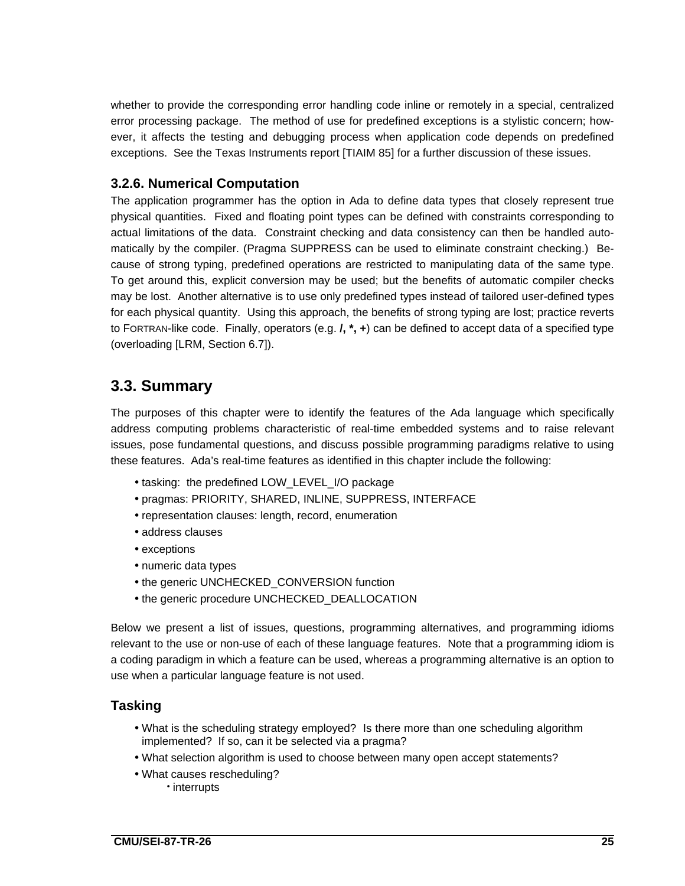whether to provide the corresponding error handling code inline or remotely in a special, centralized error processing package. The method of use for predefined exceptions is a stylistic concern; however, it affects the testing and debugging process when application code depends on predefined exceptions. See the Texas Instruments report [TIAIM 85] for a further discussion of these issues.

### 3.2.6. Numerical Computation

The application programmer has the option in Ada to define data types that closely represent true physical quantities. Fixed and floating point types can be defined with constraints corresponding to actual limitations of the data. Constraint checking and data consistency can then be handled automatically by the compiler. (Pragma SUPPRESS can be used to eliminate constraint checking.) Because of strong typing, predefined operations are restricted to manipulating data of the same type. To get around this, explicit conversion may be used; but the benefits of automatic compiler checks may be lost. Another alternative is to use only predefined types instead of tailored user-defined types for each physical quantity. Using this approach, the benefits of strong typing are lost; practice reverts to FORTRAN-like code. Finally, operators (e.g. **/, *, +**) can be defined to accept data of a specified type (overloading [LRM, Section 6.7]).

## 3.3. Summary

The purposes of this chapter were to identify the features of the Ada language which specifically address computing problems characteristic of real-time embedded systems and to raise relevant issues, pose fundamental questions, and discuss possible programming paradigms relative to using these features. Ada's real-time features as identified in this chapter include the following:

- tasking: the predefined LOW_LEVEL_I/O package
- pragmas: PRIORITY, SHARED, INLINE, SUPPRESS, INTERFACE
- representation clauses: length, record, enumeration
- address clauses
- exceptions
- numeric data types
- the generic UNCHECKED_CONVERSION function
- the generic procedure UNCHECKED_DEALLOCATION

Below we present a list of issues, questions, programming alternatives, and programming idioms relevant to the use or non-use of each of these language features. Note that a programming idiom is a coding paradigm in which a feature can be used, whereas a programming alternative is an option to use when a particular language feature is not used.

### Tasking

- What is the scheduling strategy employed? Is there more than one scheduling algorithm implemented? If so, can it be selected via a pragma?
- What selection algorithm is used to choose between many open accept statements?
- What causes rescheduling?
    - interrupts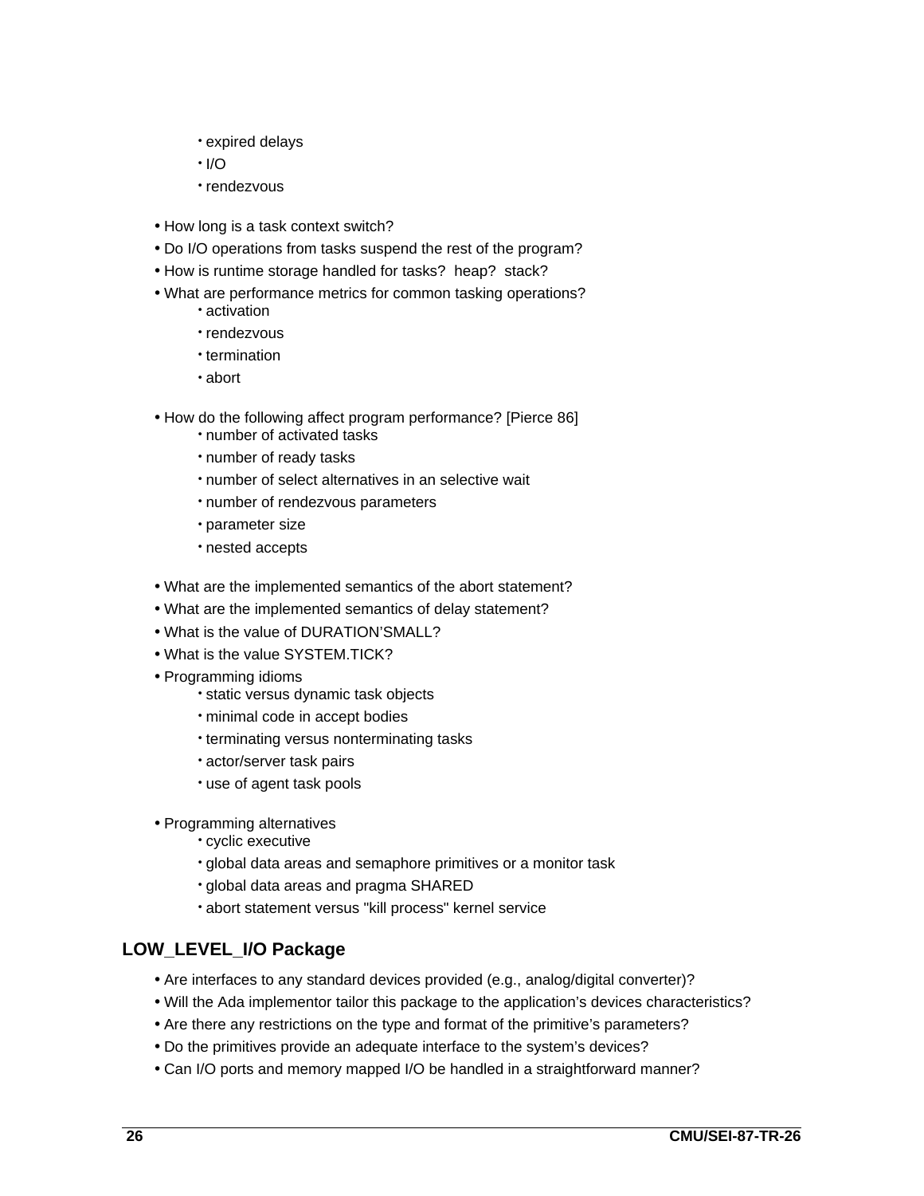- expired delays
  - I/O
  - rendezvous

- How long is a task context switch?
- Do I/O operations from tasks suspend the rest of the program?
- How is runtime storage handled for tasks?  heap?  stack?
- What are performance metrics for common tasking operations?
  - activation
  - rendezvous
  - termination
  - abort

- How do the following affect program performance? [Pierce 86]
  - number of activated tasks
  - number of ready tasks
  - number of select alternatives in an selective wait
  - number of rendezvous parameters
  - parameter size
  - nested accepts

- What are the implemented semantics of the abort statement?
- What are the implemented semantics of delay statement?
- What is the value of DURATION'SMALL?
- What is the value SYSTEM.TICK?
- Programming idioms
  - static versus dynamic task objects
  - minimal code in accept bodies
  - terminating versus nonterminating tasks
  - actor/server task pairs
  - use of agent task pools

- Programming alternatives
  - cyclic executive
  - global data areas and semaphore primitives or a monitor task
  - global data areas and pragma SHARED
  - abort statement versus "kill process" kernel service

## LOW_LEVEL_I/O Package

- Are interfaces to any standard devices provided (e.g., analog/digital converter)?
- Will the Ada implementor tailor this package to the application's devices characteristics?
- Are there any restrictions on the type and format of the primitive's parameters?
- Do the primitives provide an adequate interface to the system's devices?
- Can I/O ports and memory mapped I/O be handled in a straightforward manner?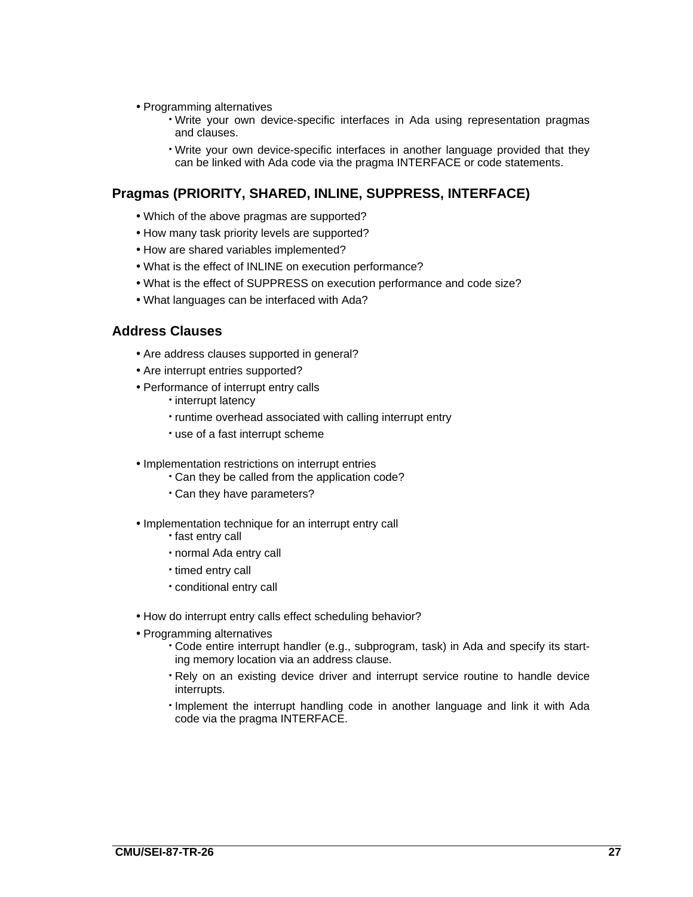- Programming alternatives
  - Write your own device-specific interfaces in Ada using representation pragmas and clauses.
  - Write your own device-specific interfaces in another language provided that they can be linked with Ada code via the pragma INTERFACE or code statements.

## Pragmas (PRIORITY, SHARED, INLINE, SUPPRESS, INTERFACE)

- Which of the above pragmas are supported?
- How many task priority levels are supported?
- How are shared variables implemented?
- What is the effect of INLINE on execution performance?
- What is the effect of SUPPRESS on execution performance and code size?
- What languages can be interfaced with Ada?

## Address Clauses

- Are address clauses supported in general?
- Are interrupt entries supported?
- Performance of interrupt entry calls
  - interrupt latency
  - runtime overhead associated with calling interrupt entry
  - use of a fast interrupt scheme

- Implementation restrictions on interrupt entries
  - Can they be called from the application code?
  - Can they have parameters?

- Implementation technique for an interrupt entry call
  - fast entry call
  - normal Ada entry call
  - timed entry call
  - conditional entry call

- How do interrupt entry calls effect scheduling behavior?
- Programming alternatives
  - Code entire interrupt handler (e.g., subprogram, task) in Ada and specify its starting memory location via an address clause.
  - Rely on an existing device driver and interrupt service routine to handle device interrupts.
  - Implement the interrupt handling code in another language and link it with Ada code via the pragma INTERFACE.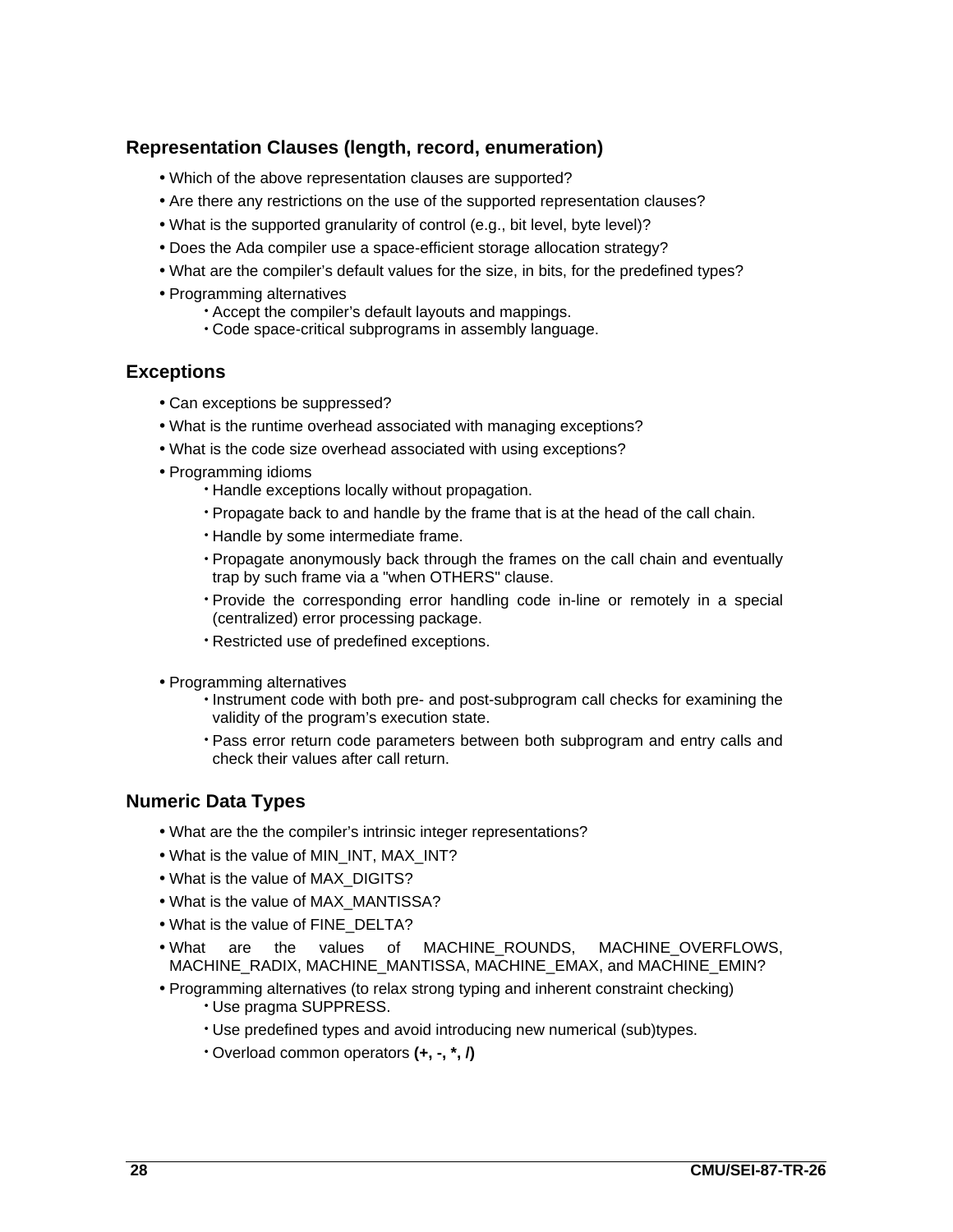## Representation Clauses (length, record, enumeration)

- Which of the above representation clauses are supported?
- Are there any restrictions on the use of the supported representation clauses?
- What is the supported granularity of control (e.g., bit level, byte level)?
- Does the Ada compiler use a space-efficient storage allocation strategy?
- What are the compiler's default values for the size, in bits, for the predefined types?
- Programming alternatives
  - Accept the compiler's default layouts and mappings.
  - Code space-critical subprograms in assembly language.

## Exceptions

- Can exceptions be suppressed?
- What is the runtime overhead associated with managing exceptions?
- What is the code size overhead associated with using exceptions?
- Programming idioms
  - Handle exceptions locally without propagation.
  - Propagate back to and handle by the frame that is at the head of the call chain.
  - Handle by some intermediate frame.
  - Propagate anonymously back through the frames on the call chain and eventually trap by such frame via a "when OTHERS" clause.
  - Provide the corresponding error handling code in-line or remotely in a special (centralized) error processing package.
  - Restricted use of predefined exceptions.
- Programming alternatives
  - Instrument code with both pre- and post-subprogram call checks for examining the validity of the program's execution state.
  - Pass error return code parameters between both subprogram and entry calls and check their values after call return.

## Numeric Data Types

- What are the the compiler's intrinsic integer representations?
- What is the value of MIN_INT, MAX_INT?
- What is the value of MAX_DIGITS?
- What is the value of MAX_MANTISSA?
- What is the value of FINE_DELTA?
- What are the values of MACHINE_ROUNDS, MACHINE_OVERFLOWS, MACHINE_RADIX, MACHINE_MANTISSA, MACHINE_EMAX, and MACHINE_EMIN?
- Programming alternatives (to relax strong typing and inherent constraint checking)
  - Use pragma SUPPRESS.
  - Use predefined types and avoid introducing new numerical (sub)types.
  - Overload common operators **(+, -, *, /)**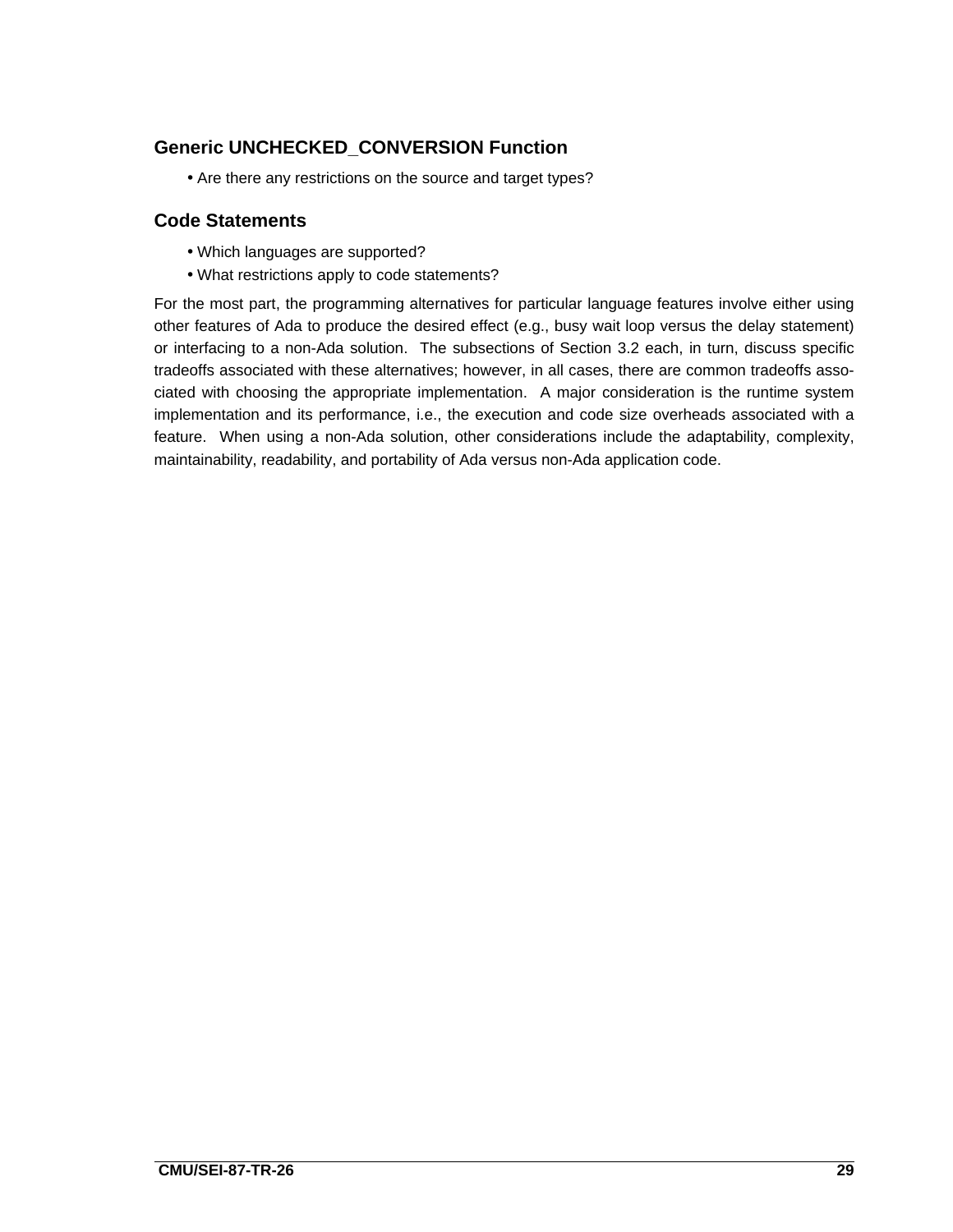### Generic UNCHECKED_CONVERSION Function

- Are there any restrictions on the source and target types?

### Code Statements

- Which languages are supported?
- What restrictions apply to code statements?

For the most part, the programming alternatives for particular language features involve either using other features of Ada to produce the desired effect (e.g., busy wait loop versus the delay statement) or interfacing to a non-Ada solution. The subsections of Section 3.2 each, in turn, discuss specific tradeoffs associated with these alternatives; however, in all cases, there are common tradeoffs associated with choosing the appropriate implementation. A major consideration is the runtime system implementation and its performance, i.e., the execution and code size overheads associated with a feature. When using a non-Ada solution, other considerations include the adaptability, complexity, maintainability, readability, and portability of Ada versus non-Ada application code.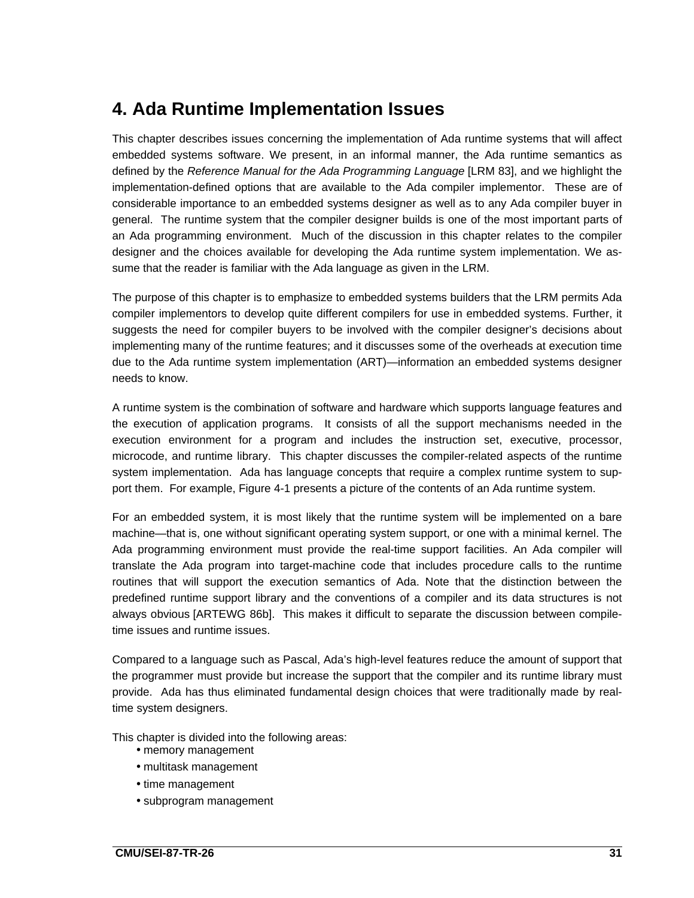# 4. Ada Runtime Implementation Issues

This chapter describes issues concerning the implementation of Ada runtime systems that will affect embedded systems software. We present, in an informal manner, the Ada runtime semantics as defined by the *Reference Manual for the Ada Programming Language* [LRM 83], and we highlight the implementation-defined options that are available to the Ada compiler implementor. These are of considerable importance to an embedded systems designer as well as to any Ada compiler buyer in general. The runtime system that the compiler designer builds is one of the most important parts of an Ada programming environment. Much of the discussion in this chapter relates to the compiler designer and the choices available for developing the Ada runtime system implementation. We assume that the reader is familiar with the Ada language as given in the LRM.

The purpose of this chapter is to emphasize to embedded systems builders that the LRM permits Ada compiler implementors to develop quite different compilers for use in embedded systems. Further, it suggests the need for compiler buyers to be involved with the compiler designer's decisions about implementing many of the runtime features; and it discusses some of the overheads at execution time due to the Ada runtime system implementation (ART)—information an embedded systems designer needs to know.

A runtime system is the combination of software and hardware which supports language features and the execution of application programs. It consists of all the support mechanisms needed in the execution environment for a program and includes the instruction set, executive, processor, microcode, and runtime library. This chapter discusses the compiler-related aspects of the runtime system implementation. Ada has language concepts that require a complex runtime system to support them. For example, Figure 4-1 presents a picture of the contents of an Ada runtime system.

For an embedded system, it is most likely that the runtime system will be implemented on a bare machine—that is, one without significant operating system support, or one with a minimal kernel. The Ada programming environment must provide the real-time support facilities. An Ada compiler will translate the Ada program into target-machine code that includes procedure calls to the runtime routines that will support the execution semantics of Ada. Note that the distinction between the predefined runtime support library and the conventions of a compiler and its data structures is not always obvious [ARTEWG 86b]. This makes it difficult to separate the discussion between compile-time issues and runtime issues.

Compared to a language such as Pascal, Ada's high-level features reduce the amount of support that the programmer must provide but increase the support that the compiler and its runtime library must provide. Ada has thus eliminated fundamental design choices that were traditionally made by real-time system designers.

This chapter is divided into the following areas:

- memory management
- multitask management
- time management
- subprogram management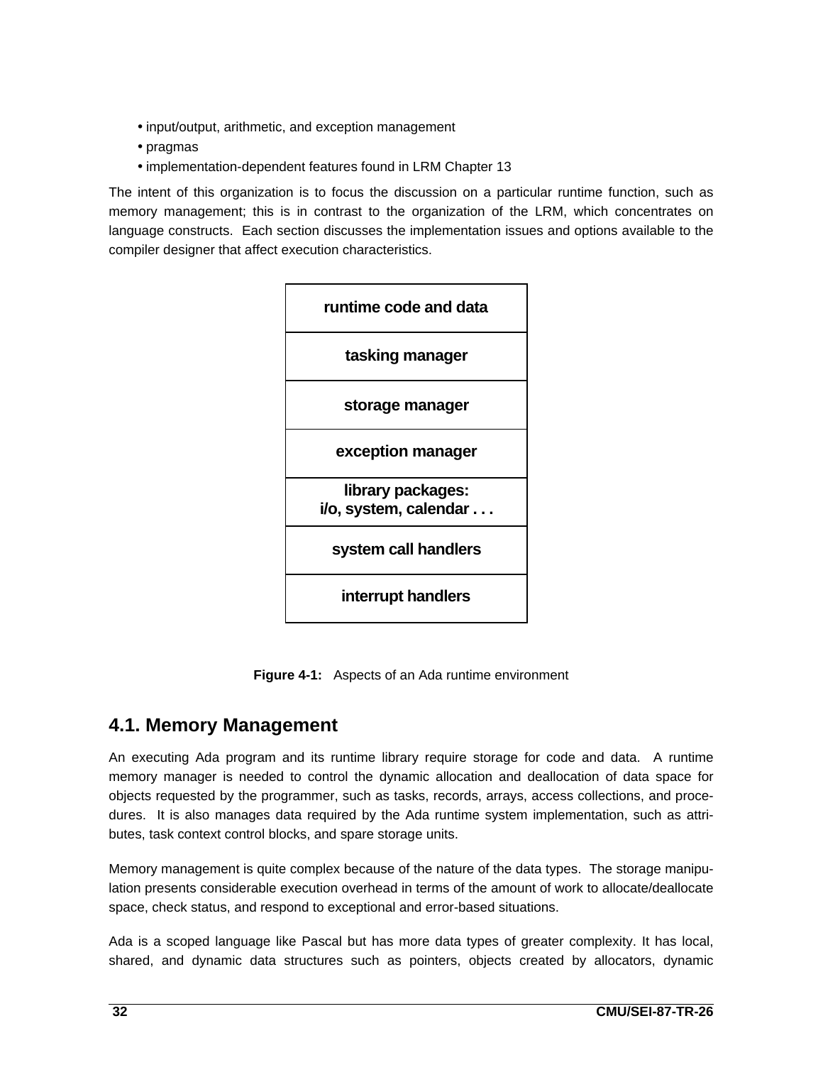- input/output, arithmetic, and exception management
- pragmas
- implementation-dependent features found in LRM Chapter 13

The intent of this organization is to focus the discussion on a particular runtime function, such as memory management; this is in contrast to the organization of the LRM, which concentrates on language constructs. Each section discusses the implementation issues and options available to the compiler designer that affect execution characteristics.

| **runtime code and data** |
|---|
| **tasking manager** |
| **storage manager** |
| **exception manager** |
| **library packages: i/o, system, calendar . . .** |
| **system call handlers** |
| **interrupt handlers** |

**Figure 4-1:** Aspects of an Ada runtime environment

## 4.1. Memory Management

An executing Ada program and its runtime library require storage for code and data. A runtime memory manager is needed to control the dynamic allocation and deallocation of data space for objects requested by the programmer, such as tasks, records, arrays, access collections, and procedures. It is also manages data required by the Ada runtime system implementation, such as attributes, task context control blocks, and spare storage units.

Memory management is quite complex because of the nature of the data types. The storage manipulation presents considerable execution overhead in terms of the amount of work to allocate/deallocate space, check status, and respond to exceptional and error-based situations.

Ada is a scoped language like Pascal but has more data types of greater complexity. It has local, shared, and dynamic data structures such as pointers, objects created by allocators, dynamic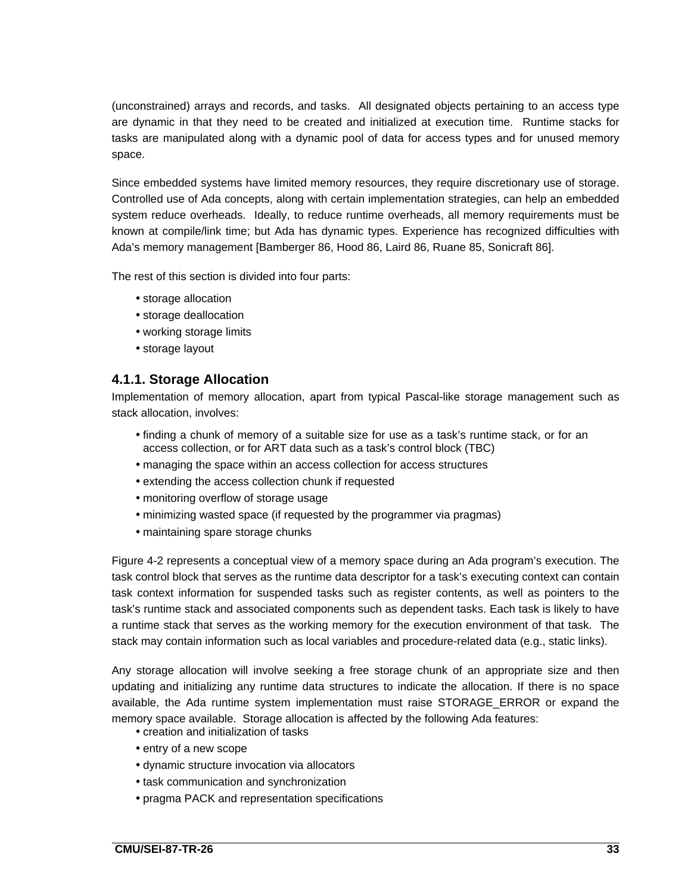(unconstrained) arrays and records, and tasks. All designated objects pertaining to an access type are dynamic in that they need to be created and initialized at execution time. Runtime stacks for tasks are manipulated along with a dynamic pool of data for access types and for unused memory space.

Since embedded systems have limited memory resources, they require discretionary use of storage. Controlled use of Ada concepts, along with certain implementation strategies, can help an embedded system reduce overheads. Ideally, to reduce runtime overheads, all memory requirements must be known at compile/link time; but Ada has dynamic types. Experience has recognized difficulties with Ada's memory management [Bamberger 86, Hood 86, Laird 86, Ruane 85, Sonicraft 86].

The rest of this section is divided into four parts:

- storage allocation
- storage deallocation
- working storage limits
- storage layout

### 4.1.1. Storage Allocation

Implementation of memory allocation, apart from typical Pascal-like storage management such as stack allocation, involves:

- finding a chunk of memory of a suitable size for use as a task's runtime stack, or for an access collection, or for ART data such as a task's control block (TBC)
- managing the space within an access collection for access structures
- extending the access collection chunk if requested
- monitoring overflow of storage usage
- minimizing wasted space (if requested by the programmer via pragmas)
- maintaining spare storage chunks

Figure 4-2 represents a conceptual view of a memory space during an Ada program's execution. The task control block that serves as the runtime data descriptor for a task's executing context can contain task context information for suspended tasks such as register contents, as well as pointers to the task's runtime stack and associated components such as dependent tasks. Each task is likely to have a runtime stack that serves as the working memory for the execution environment of that task. The stack may contain information such as local variables and procedure-related data (e.g., static links).

Any storage allocation will involve seeking a free storage chunk of an appropriate size and then updating and initializing any runtime data structures to indicate the allocation. If there is no space available, the Ada runtime system implementation must raise STORAGE_ERROR or expand the memory space available. Storage allocation is affected by the following Ada features:

- creation and initialization of tasks
- entry of a new scope
- dynamic structure invocation via allocators
- task communication and synchronization
- pragma PACK and representation specifications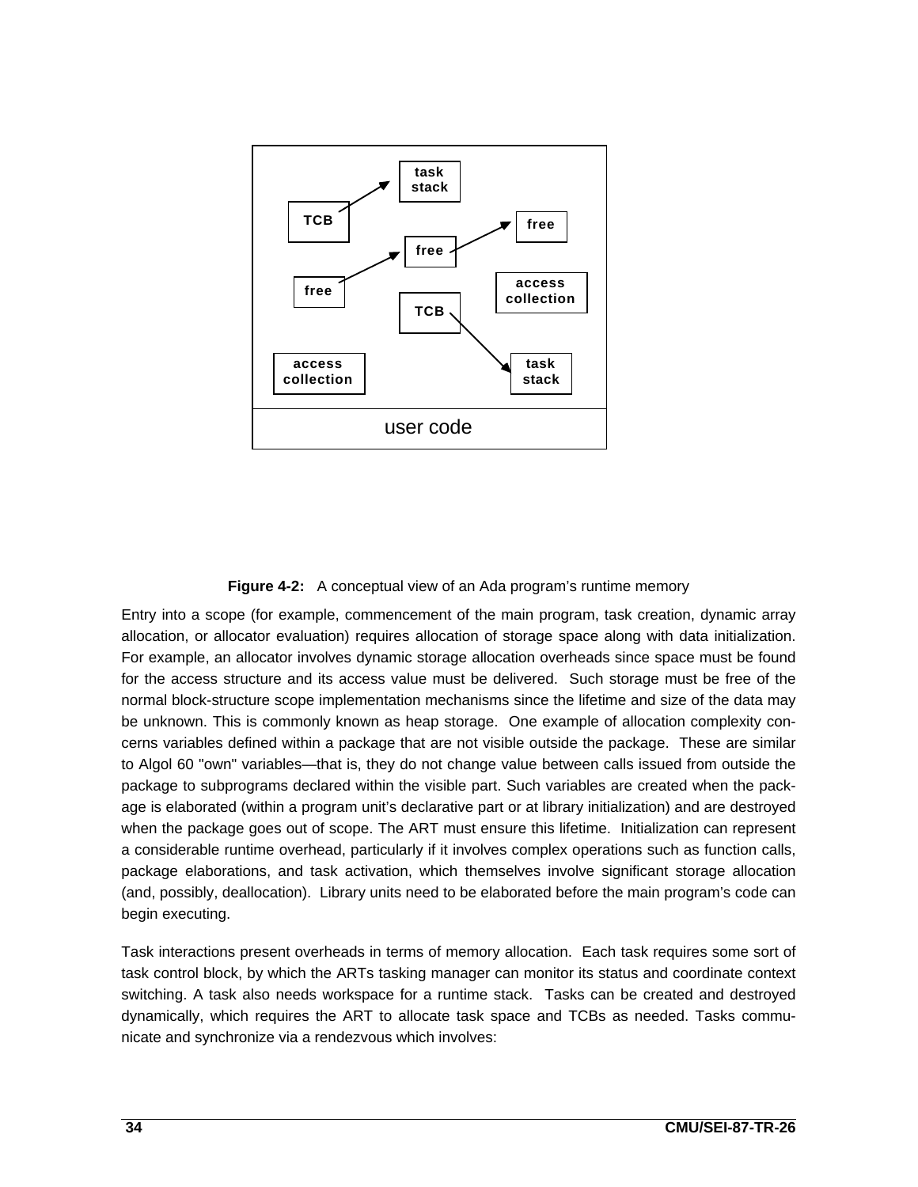**Figure 4-2:** A conceptual view of an Ada program's runtime memory

Entry into a scope (for example, commencement of the main program, task creation, dynamic array allocation, or allocator evaluation) requires allocation of storage space along with data initialization. For example, an allocator involves dynamic storage allocation overheads since space must be found for the access structure and its access value must be delivered. Such storage must be free of the normal block-structure scope implementation mechanisms since the lifetime and size of the data may be unknown. This is commonly known as heap storage. One example of allocation complexity concerns variables defined within a package that are not visible outside the package. These are similar to Algol 60 "own" variables—that is, they do not change value between calls issued from outside the package to subprograms declared within the visible part. Such variables are created when the package is elaborated (within a program unit's declarative part or at library initialization) and are destroyed when the package goes out of scope. The ART must ensure this lifetime. Initialization can represent a considerable runtime overhead, particularly if it involves complex operations such as function calls, package elaborations, and task activation, which themselves involve significant storage allocation (and, possibly, deallocation). Library units need to be elaborated before the main program's code can begin executing.

Task interactions present overheads in terms of memory allocation. Each task requires some sort of task control block, by which the ARTs tasking manager can monitor its status and coordinate context switching. A task also needs workspace for a runtime stack. Tasks can be created and destroyed dynamically, which requires the ART to allocate task space and TCBs as needed. Tasks communicate and synchronize via a rendezvous which involves: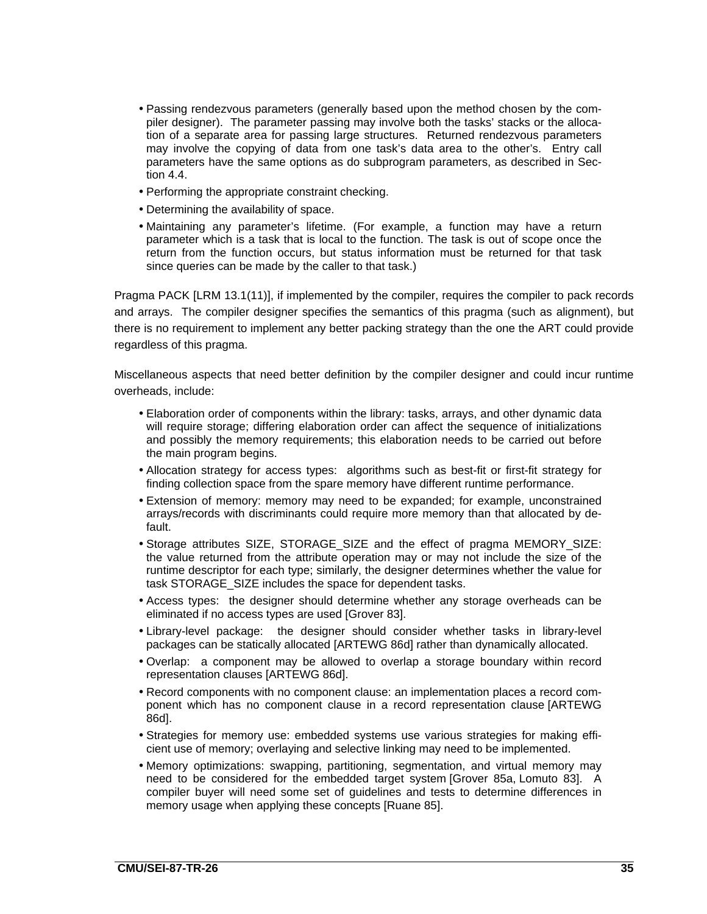- Passing rendezvous parameters (generally based upon the method chosen by the compiler designer). The parameter passing may involve both the tasks' stacks or the allocation of a separate area for passing large structures. Returned rendezvous parameters may involve the copying of data from one task's data area to the other's. Entry call parameters have the same options as do subprogram parameters, as described in Section 4.4.
- Performing the appropriate constraint checking.
- Determining the availability of space.
- Maintaining any parameter's lifetime. (For example, a function may have a return parameter which is a task that is local to the function. The task is out of scope once the return from the function occurs, but status information must be returned for that task since queries can be made by the caller to that task.)

Pragma PACK [LRM 13.1(11)], if implemented by the compiler, requires the compiler to pack records and arrays. The compiler designer specifies the semantics of this pragma (such as alignment), but there is no requirement to implement any better packing strategy than the one the ART could provide regardless of this pragma.

Miscellaneous aspects that need better definition by the compiler designer and could incur runtime overheads, include:

- Elaboration order of components within the library: tasks, arrays, and other dynamic data will require storage; differing elaboration order can affect the sequence of initializations and possibly the memory requirements; this elaboration needs to be carried out before the main program begins.
- Allocation strategy for access types: algorithms such as best-fit or first-fit strategy for finding collection space from the spare memory have different runtime performance.
- Extension of memory: memory may need to be expanded; for example, unconstrained arrays/records with discriminants could require more memory than that allocated by default.
- Storage attributes SIZE, STORAGE_SIZE and the effect of pragma MEMORY_SIZE: the value returned from the attribute operation may or may not include the size of the runtime descriptor for each type; similarly, the designer determines whether the value for task STORAGE_SIZE includes the space for dependent tasks.
- Access types: the designer should determine whether any storage overheads can be eliminated if no access types are used [Grover 83].
- Library-level package: the designer should consider whether tasks in library-level packages can be statically allocated [ARTEWG 86d] rather than dynamically allocated.
- Overlap: a component may be allowed to overlap a storage boundary within record representation clauses [ARTEWG 86d].
- Record components with no component clause: an implementation places a record component which has no component clause in a record representation clause [ARTEWG 86d].
- Strategies for memory use: embedded systems use various strategies for making efficient use of memory; overlaying and selective linking may need to be implemented.
- Memory optimizations: swapping, partitioning, segmentation, and virtual memory may need to be considered for the embedded target system [Grover 85a, Lomuto 83]. A compiler buyer will need some set of guidelines and tests to determine differences in memory usage when applying these concepts [Ruane 85].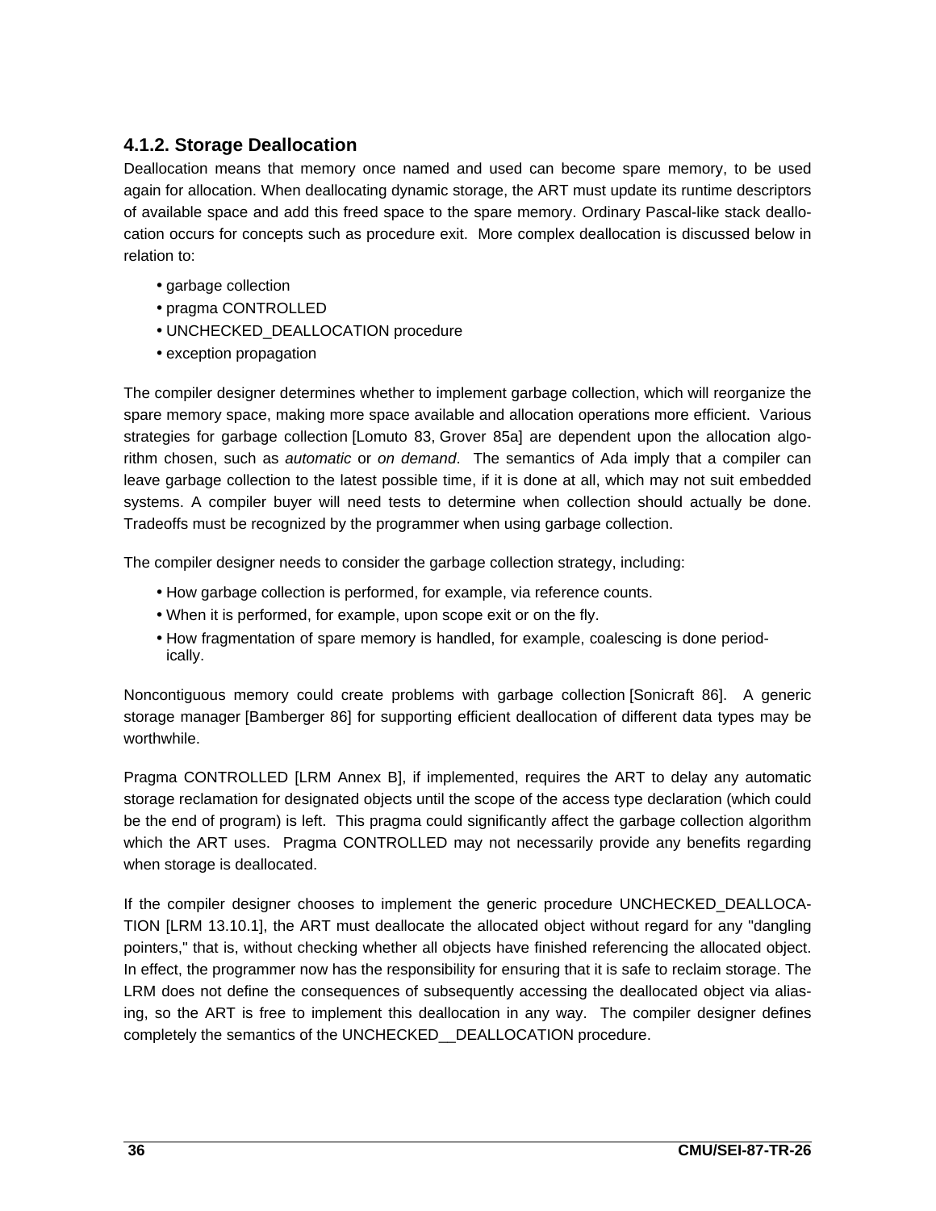### 4.1.2. Storage Deallocation

Deallocation means that memory once named and used can become spare memory, to be used again for allocation. When deallocating dynamic storage, the ART must update its runtime descriptors of available space and add this freed space to the spare memory. Ordinary Pascal-like stack deallocation occurs for concepts such as procedure exit. More complex deallocation is discussed below in relation to:

- garbage collection
- pragma CONTROLLED
- UNCHECKED_DEALLOCATION procedure
- exception propagation

The compiler designer determines whether to implement garbage collection, which will reorganize the spare memory space, making more space available and allocation operations more efficient. Various strategies for garbage collection [Lomuto 83, Grover 85a] are dependent upon the allocation algorithm chosen, such as *automatic* or *on demand*. The semantics of Ada imply that a compiler can leave garbage collection to the latest possible time, if it is done at all, which may not suit embedded systems. A compiler buyer will need tests to determine when collection should actually be done. Tradeoffs must be recognized by the programmer when using garbage collection.

The compiler designer needs to consider the garbage collection strategy, including:

- How garbage collection is performed, for example, via reference counts.
- When it is performed, for example, upon scope exit or on the fly.
- How fragmentation of spare memory is handled, for example, coalescing is done periodically.

Noncontiguous memory could create problems with garbage collection [Sonicraft 86]. A generic storage manager [Bamberger 86] for supporting efficient deallocation of different data types may be worthwhile.

Pragma CONTROLLED [LRM Annex B], if implemented, requires the ART to delay any automatic storage reclamation for designated objects until the scope of the access type declaration (which could be the end of program) is left. This pragma could significantly affect the garbage collection algorithm which the ART uses. Pragma CONTROLLED may not necessarily provide any benefits regarding when storage is deallocated.

If the compiler designer chooses to implement the generic procedure UNCHECKED_DEALLOCATION [LRM 13.10.1], the ART must deallocate the allocated object without regard for any "dangling pointers," that is, without checking whether all objects have finished referencing the allocated object. In effect, the programmer now has the responsibility for ensuring that it is safe to reclaim storage. The LRM does not define the consequences of subsequently accessing the deallocated object via aliasing, so the ART is free to implement this deallocation in any way. The compiler designer defines completely the semantics of the UNCHECKED__DEALLOCATION procedure.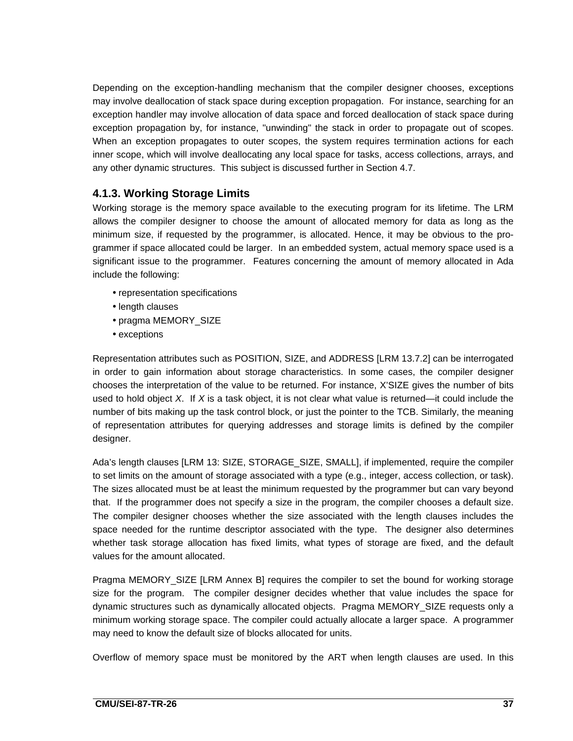Depending on the exception-handling mechanism that the compiler designer chooses, exceptions may involve deallocation of stack space during exception propagation. For instance, searching for an exception handler may involve allocation of data space and forced deallocation of stack space during exception propagation by, for instance, "unwinding" the stack in order to propagate out of scopes. When an exception propagates to outer scopes, the system requires termination actions for each inner scope, which will involve deallocating any local space for tasks, access collections, arrays, and any other dynamic structures. This subject is discussed further in Section 4.7.

### 4.1.3. Working Storage Limits

Working storage is the memory space available to the executing program for its lifetime. The LRM allows the compiler designer to choose the amount of allocated memory for data as long as the minimum size, if requested by the programmer, is allocated. Hence, it may be obvious to the programmer if space allocated could be larger. In an embedded system, actual memory space used is a significant issue to the programmer. Features concerning the amount of memory allocated in Ada include the following:

- representation specifications
- length clauses
- pragma MEMORY_SIZE
- exceptions

Representation attributes such as POSITION, SIZE, and ADDRESS [LRM 13.7.2] can be interrogated in order to gain information about storage characteristics. In some cases, the compiler designer chooses the interpretation of the value to be returned. For instance, X'SIZE gives the number of bits used to hold object *X*. If *X* is a task object, it is not clear what value is returned—it could include the number of bits making up the task control block, or just the pointer to the TCB. Similarly, the meaning of representation attributes for querying addresses and storage limits is defined by the compiler designer.

Ada's length clauses [LRM 13: SIZE, STORAGE_SIZE, SMALL], if implemented, require the compiler to set limits on the amount of storage associated with a type (e.g., integer, access collection, or task). The sizes allocated must be at least the minimum requested by the programmer but can vary beyond that. If the programmer does not specify a size in the program, the compiler chooses a default size. The compiler designer chooses whether the size associated with the length clauses includes the space needed for the runtime descriptor associated with the type. The designer also determines whether task storage allocation has fixed limits, what types of storage are fixed, and the default values for the amount allocated.

Pragma MEMORY_SIZE [LRM Annex B] requires the compiler to set the bound for working storage size for the program. The compiler designer decides whether that value includes the space for dynamic structures such as dynamically allocated objects. Pragma MEMORY_SIZE requests only a minimum working storage space. The compiler could actually allocate a larger space. A programmer may need to know the default size of blocks allocated for units.

Overflow of memory space must be monitored by the ART when length clauses are used. In this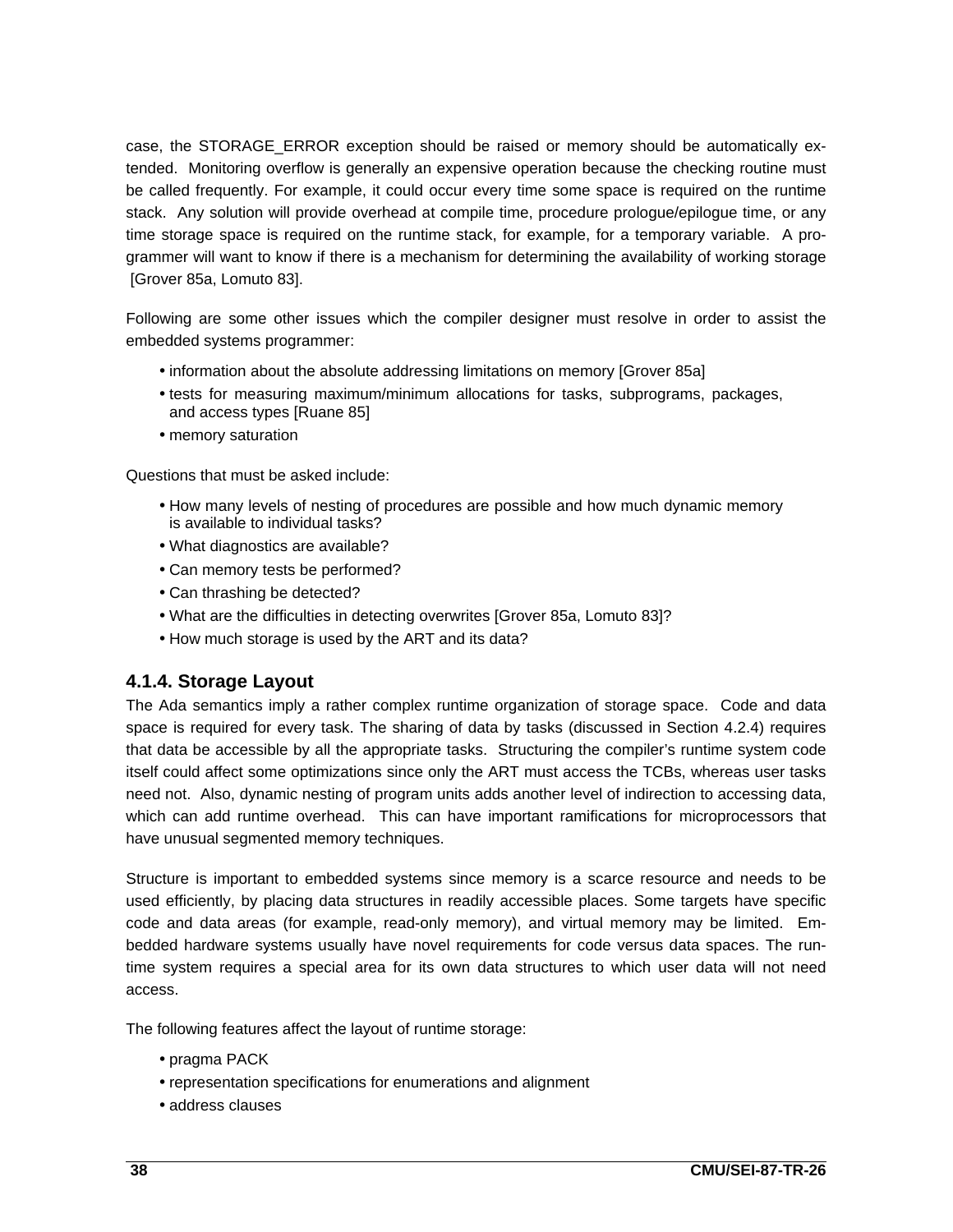case, the STORAGE_ERROR exception should be raised or memory should be automatically extended. Monitoring overflow is generally an expensive operation because the checking routine must be called frequently. For example, it could occur every time some space is required on the runtime stack. Any solution will provide overhead at compile time, procedure prologue/epilogue time, or any time storage space is required on the runtime stack, for example, for a temporary variable. A programmer will want to know if there is a mechanism for determining the availability of working storage [Grover 85a, Lomuto 83].

Following are some other issues which the compiler designer must resolve in order to assist the embedded systems programmer:

- information about the absolute addressing limitations on memory [Grover 85a]
- tests for measuring maximum/minimum allocations for tasks, subprograms, packages, and access types [Ruane 85]
- memory saturation

Questions that must be asked include:

- How many levels of nesting of procedures are possible and how much dynamic memory is available to individual tasks?
- What diagnostics are available?
- Can memory tests be performed?
- Can thrashing be detected?
- What are the difficulties in detecting overwrites [Grover 85a, Lomuto 83]?
- How much storage is used by the ART and its data?

### 4.1.4. Storage Layout

The Ada semantics imply a rather complex runtime organization of storage space. Code and data space is required for every task. The sharing of data by tasks (discussed in Section 4.2.4) requires that data be accessible by all the appropriate tasks. Structuring the compiler's runtime system code itself could affect some optimizations since only the ART must access the TCBs, whereas user tasks need not. Also, dynamic nesting of program units adds another level of indirection to accessing data, which can add runtime overhead. This can have important ramifications for microprocessors that have unusual segmented memory techniques.

Structure is important to embedded systems since memory is a scarce resource and needs to be used efficiently, by placing data structures in readily accessible places. Some targets have specific code and data areas (for example, read-only memory), and virtual memory may be limited. Embedded hardware systems usually have novel requirements for code versus data spaces. The runtime system requires a special area for its own data structures to which user data will not need access.

The following features affect the layout of runtime storage:

- pragma PACK
- representation specifications for enumerations and alignment
- address clauses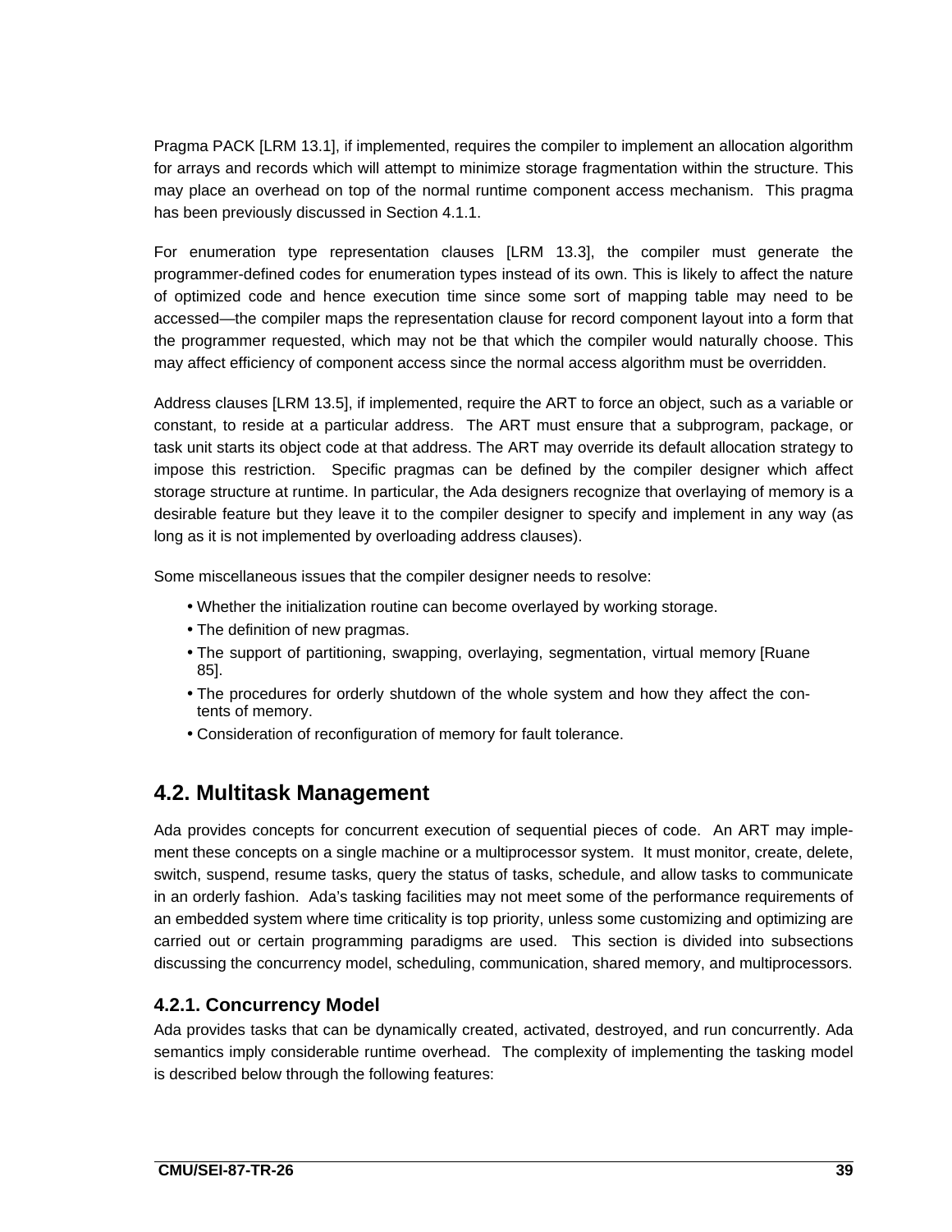Pragma PACK [LRM 13.1], if implemented, requires the compiler to implement an allocation algorithm for arrays and records which will attempt to minimize storage fragmentation within the structure. This may place an overhead on top of the normal runtime component access mechanism. This pragma has been previously discussed in Section 4.1.1.

For enumeration type representation clauses [LRM 13.3], the compiler must generate the programmer-defined codes for enumeration types instead of its own. This is likely to affect the nature of optimized code and hence execution time since some sort of mapping table may need to be accessed—the compiler maps the representation clause for record component layout into a form that the programmer requested, which may not be that which the compiler would naturally choose. This may affect efficiency of component access since the normal access algorithm must be overridden.

Address clauses [LRM 13.5], if implemented, require the ART to force an object, such as a variable or constant, to reside at a particular address. The ART must ensure that a subprogram, package, or task unit starts its object code at that address. The ART may override its default allocation strategy to impose this restriction. Specific pragmas can be defined by the compiler designer which affect storage structure at runtime. In particular, the Ada designers recognize that overlaying of memory is a desirable feature but they leave it to the compiler designer to specify and implement in any way (as long as it is not implemented by overloading address clauses).

Some miscellaneous issues that the compiler designer needs to resolve:

- Whether the initialization routine can become overlayed by working storage.
- The definition of new pragmas.
- The support of partitioning, swapping, overlaying, segmentation, virtual memory [Ruane 85].
- The procedures for orderly shutdown of the whole system and how they affect the contents of memory.
- Consideration of reconfiguration of memory for fault tolerance.

## 4.2. Multitask Management

Ada provides concepts for concurrent execution of sequential pieces of code. An ART may implement these concepts on a single machine or a multiprocessor system. It must monitor, create, delete, switch, suspend, resume tasks, query the status of tasks, schedule, and allow tasks to communicate in an orderly fashion. Ada's tasking facilities may not meet some of the performance requirements of an embedded system where time criticality is top priority, unless some customizing and optimizing are carried out or certain programming paradigms are used. This section is divided into subsections discussing the concurrency model, scheduling, communication, shared memory, and multiprocessors.

### 4.2.1. Concurrency Model

Ada provides tasks that can be dynamically created, activated, destroyed, and run concurrently. Ada semantics imply considerable runtime overhead. The complexity of implementing the tasking model is described below through the following features: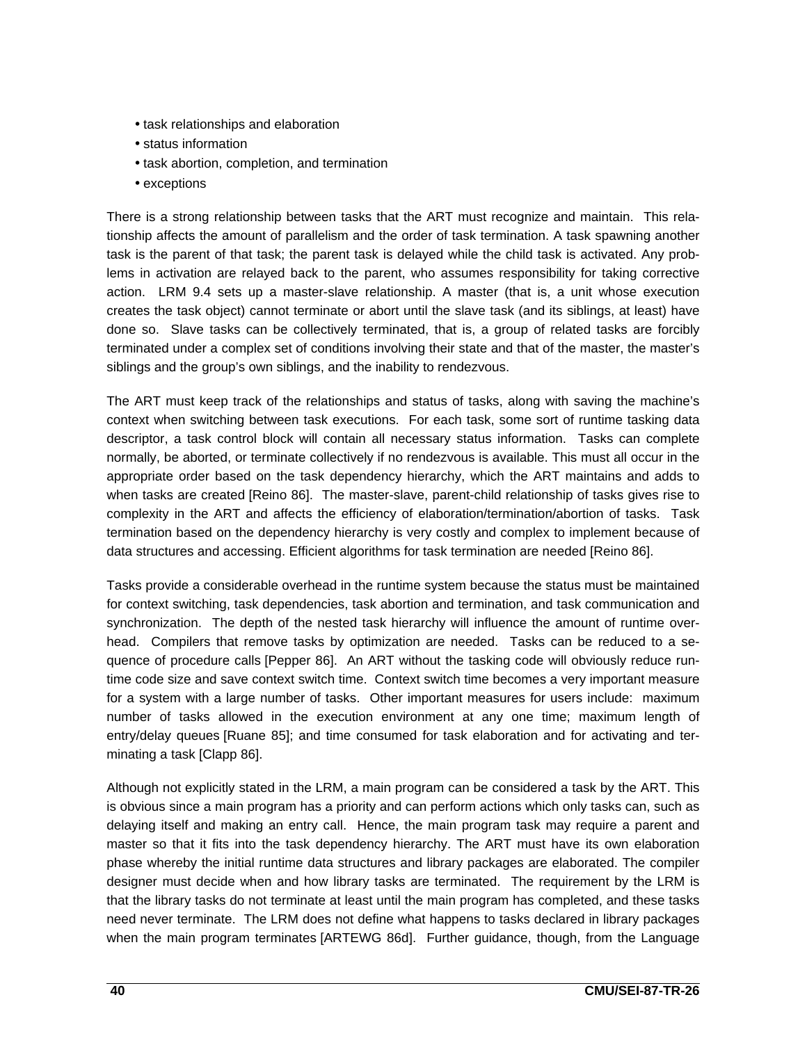- task relationships and elaboration
- status information
- task abortion, completion, and termination
- exceptions

There is a strong relationship between tasks that the ART must recognize and maintain. This relationship affects the amount of parallelism and the order of task termination. A task spawning another task is the parent of that task; the parent task is delayed while the child task is activated. Any problems in activation are relayed back to the parent, who assumes responsibility for taking corrective action. LRM 9.4 sets up a master-slave relationship. A master (that is, a unit whose execution creates the task object) cannot terminate or abort until the slave task (and its siblings, at least) have done so. Slave tasks can be collectively terminated, that is, a group of related tasks are forcibly terminated under a complex set of conditions involving their state and that of the master, the master's siblings and the group's own siblings, and the inability to rendezvous.

The ART must keep track of the relationships and status of tasks, along with saving the machine's context when switching between task executions. For each task, some sort of runtime tasking data descriptor, a task control block will contain all necessary status information. Tasks can complete normally, be aborted, or terminate collectively if no rendezvous is available. This must all occur in the appropriate order based on the task dependency hierarchy, which the ART maintains and adds to when tasks are created [Reino 86]. The master-slave, parent-child relationship of tasks gives rise to complexity in the ART and affects the efficiency of elaboration/termination/abortion of tasks. Task termination based on the dependency hierarchy is very costly and complex to implement because of data structures and accessing. Efficient algorithms for task termination are needed [Reino 86].

Tasks provide a considerable overhead in the runtime system because the status must be maintained for context switching, task dependencies, task abortion and termination, and task communication and synchronization. The depth of the nested task hierarchy will influence the amount of runtime overhead. Compilers that remove tasks by optimization are needed. Tasks can be reduced to a sequence of procedure calls [Pepper 86]. An ART without the tasking code will obviously reduce runtime code size and save context switch time. Context switch time becomes a very important measure for a system with a large number of tasks. Other important measures for users include: maximum number of tasks allowed in the execution environment at any one time; maximum length of entry/delay queues [Ruane 85]; and time consumed for task elaboration and for activating and terminating a task [Clapp 86].

Although not explicitly stated in the LRM, a main program can be considered a task by the ART. This is obvious since a main program has a priority and can perform actions which only tasks can, such as delaying itself and making an entry call. Hence, the main program task may require a parent and master so that it fits into the task dependency hierarchy. The ART must have its own elaboration phase whereby the initial runtime data structures and library packages are elaborated. The compiler designer must decide when and how library tasks are terminated. The requirement by the LRM is that the library tasks do not terminate at least until the main program has completed, and these tasks need never terminate. The LRM does not define what happens to tasks declared in library packages when the main program terminates [ARTEWG 86d]. Further guidance, though, from the Language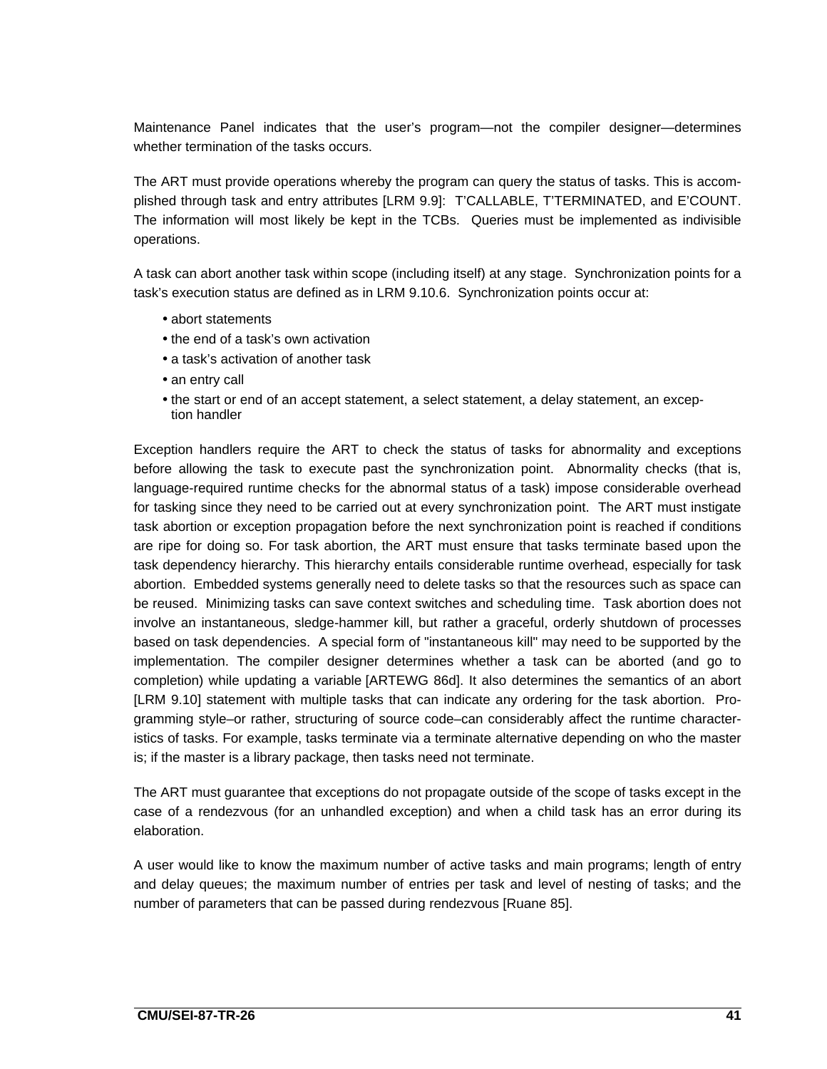Maintenance Panel indicates that the user's program—not the compiler designer—determines whether termination of the tasks occurs.

The ART must provide operations whereby the program can query the status of tasks. This is accomplished through task and entry attributes [LRM 9.9]: T'CALLABLE, T'TERMINATED, and E'COUNT. The information will most likely be kept in the TCBs. Queries must be implemented as indivisible operations.

A task can abort another task within scope (including itself) at any stage. Synchronization points for a task's execution status are defined as in LRM 9.10.6. Synchronization points occur at:

- abort statements
- the end of a task's own activation
- a task's activation of another task
- an entry call
- the start or end of an accept statement, a select statement, a delay statement, an exception handler

Exception handlers require the ART to check the status of tasks for abnormality and exceptions before allowing the task to execute past the synchronization point. Abnormality checks (that is, language-required runtime checks for the abnormal status of a task) impose considerable overhead for tasking since they need to be carried out at every synchronization point. The ART must instigate task abortion or exception propagation before the next synchronization point is reached if conditions are ripe for doing so. For task abortion, the ART must ensure that tasks terminate based upon the task dependency hierarchy. This hierarchy entails considerable runtime overhead, especially for task abortion. Embedded systems generally need to delete tasks so that the resources such as space can be reused. Minimizing tasks can save context switches and scheduling time. Task abortion does not involve an instantaneous, sledge-hammer kill, but rather a graceful, orderly shutdown of processes based on task dependencies. A special form of "instantaneous kill" may need to be supported by the implementation. The compiler designer determines whether a task can be aborted (and go to completion) while updating a variable [ARTEWG 86d]. It also determines the semantics of an abort [LRM 9.10] statement with multiple tasks that can indicate any ordering for the task abortion. Programming style–or rather, structuring of source code–can considerably affect the runtime characteristics of tasks. For example, tasks terminate via a terminate alternative depending on who the master is; if the master is a library package, then tasks need not terminate.

The ART must guarantee that exceptions do not propagate outside of the scope of tasks except in the case of a rendezvous (for an unhandled exception) and when a child task has an error during its elaboration.

A user would like to know the maximum number of active tasks and main programs; length of entry and delay queues; the maximum number of entries per task and level of nesting of tasks; and the number of parameters that can be passed during rendezvous [Ruane 85].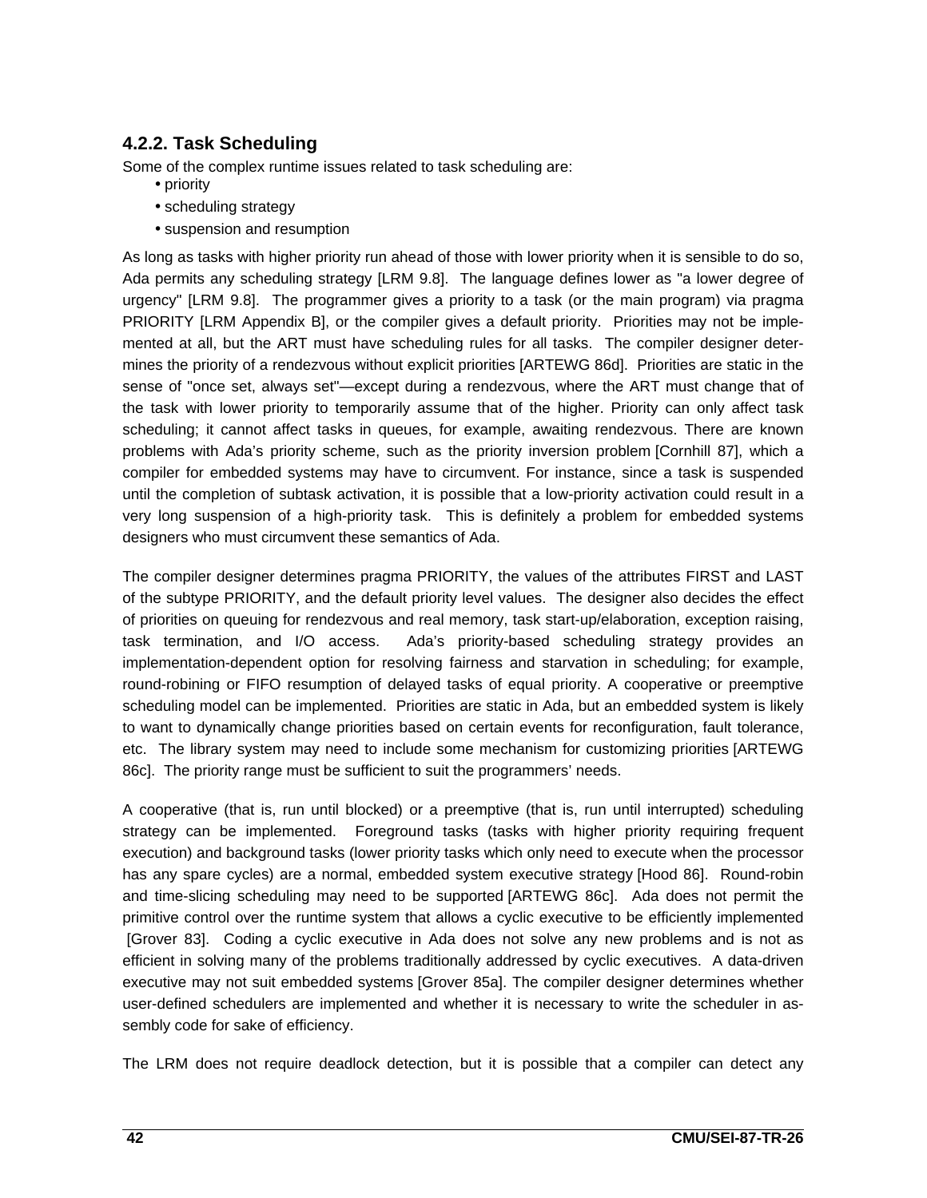### 4.2.2. Task Scheduling

Some of the complex runtime issues related to task scheduling are:

- priority
- scheduling strategy
- suspension and resumption

As long as tasks with higher priority run ahead of those with lower priority when it is sensible to do so, Ada permits any scheduling strategy [LRM 9.8]. The language defines lower as "a lower degree of urgency" [LRM 9.8]. The programmer gives a priority to a task (or the main program) via pragma PRIORITY [LRM Appendix B], or the compiler gives a default priority. Priorities may not be implemented at all, but the ART must have scheduling rules for all tasks. The compiler designer determines the priority of a rendezvous without explicit priorities [ARTEWG 86d]. Priorities are static in the sense of "once set, always set"—except during a rendezvous, where the ART must change that of the task with lower priority to temporarily assume that of the higher. Priority can only affect task scheduling; it cannot affect tasks in queues, for example, awaiting rendezvous. There are known problems with Ada's priority scheme, such as the priority inversion problem [Cornhill 87], which a compiler for embedded systems may have to circumvent. For instance, since a task is suspended until the completion of subtask activation, it is possible that a low-priority activation could result in a very long suspension of a high-priority task. This is definitely a problem for embedded systems designers who must circumvent these semantics of Ada.

The compiler designer determines pragma PRIORITY, the values of the attributes FIRST and LAST of the subtype PRIORITY, and the default priority level values. The designer also decides the effect of priorities on queuing for rendezvous and real memory, task start-up/elaboration, exception raising, task termination, and I/O access. Ada's priority-based scheduling strategy provides an implementation-dependent option for resolving fairness and starvation in scheduling; for example, round-robining or FIFO resumption of delayed tasks of equal priority. A cooperative or preemptive scheduling model can be implemented. Priorities are static in Ada, but an embedded system is likely to want to dynamically change priorities based on certain events for reconfiguration, fault tolerance, etc. The library system may need to include some mechanism for customizing priorities [ARTEWG 86c]. The priority range must be sufficient to suit the programmers' needs.

A cooperative (that is, run until blocked) or a preemptive (that is, run until interrupted) scheduling strategy can be implemented. Foreground tasks (tasks with higher priority requiring frequent execution) and background tasks (lower priority tasks which only need to execute when the processor has any spare cycles) are a normal, embedded system executive strategy [Hood 86]. Round-robin and time-slicing scheduling may need to be supported [ARTEWG 86c]. Ada does not permit the primitive control over the runtime system that allows a cyclic executive to be efficiently implemented [Grover 83]. Coding a cyclic executive in Ada does not solve any new problems and is not as efficient in solving many of the problems traditionally addressed by cyclic executives. A data-driven executive may not suit embedded systems [Grover 85a]. The compiler designer determines whether user-defined schedulers are implemented and whether it is necessary to write the scheduler in assembly code for sake of efficiency.

The LRM does not require deadlock detection, but it is possible that a compiler can detect any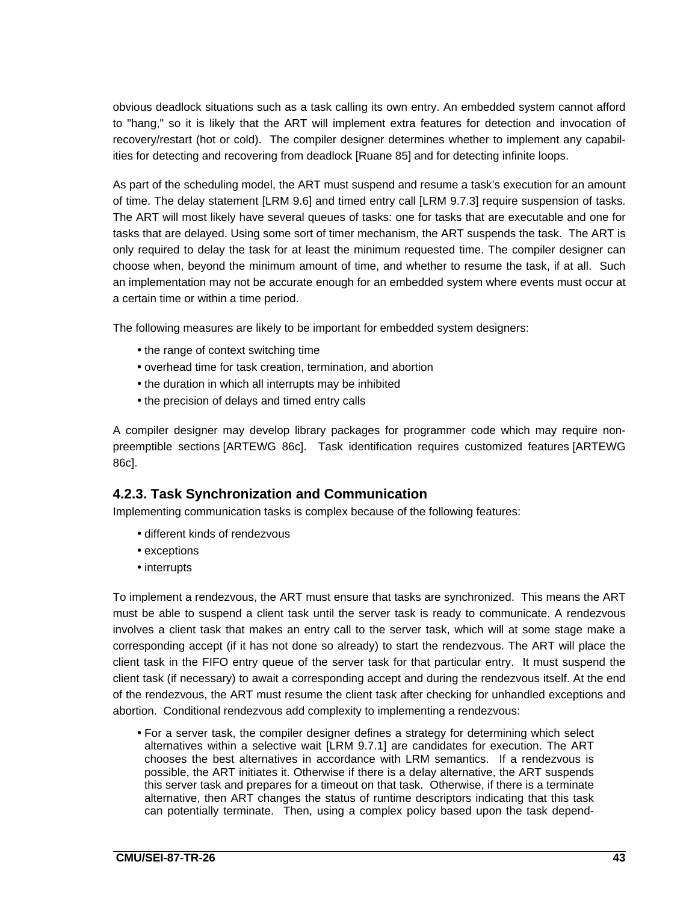obvious deadlock situations such as a task calling its own entry. An embedded system cannot afford to "hang," so it is likely that the ART will implement extra features for detection and invocation of recovery/restart (hot or cold). The compiler designer determines whether to implement any capabilities for detecting and recovering from deadlock [Ruane 85] and for detecting infinite loops.

As part of the scheduling model, the ART must suspend and resume a task's execution for an amount of time. The delay statement [LRM 9.6] and timed entry call [LRM 9.7.3] require suspension of tasks. The ART will most likely have several queues of tasks: one for tasks that are executable and one for tasks that are delayed. Using some sort of timer mechanism, the ART suspends the task. The ART is only required to delay the task for at least the minimum requested time. The compiler designer can choose when, beyond the minimum amount of time, and whether to resume the task, if at all. Such an implementation may not be accurate enough for an embedded system where events must occur at a certain time or within a time period.

The following measures are likely to be important for embedded system designers:

- the range of context switching time
- overhead time for task creation, termination, and abortion
- the duration in which all interrupts may be inhibited
- the precision of delays and timed entry calls

A compiler designer may develop library packages for programmer code which may require non-preemptible sections [ARTEWG 86c]. Task identification requires customized features [ARTEWG 86c].

### 4.2.3. Task Synchronization and Communication

Implementing communication tasks is complex because of the following features:

- different kinds of rendezvous
- exceptions
- interrupts

To implement a rendezvous, the ART must ensure that tasks are synchronized. This means the ART must be able to suspend a client task until the server task is ready to communicate. A rendezvous involves a client task that makes an entry call to the server task, which will at some stage make a corresponding accept (if it has not done so already) to start the rendezvous. The ART will place the client task in the FIFO entry queue of the server task for that particular entry. It must suspend the client task (if necessary) to await a corresponding accept and during the rendezvous itself. At the end of the rendezvous, the ART must resume the client task after checking for unhandled exceptions and abortion. Conditional rendezvous add complexity to implementing a rendezvous:

- For a server task, the compiler designer defines a strategy for determining which select alternatives within a selective wait [LRM 9.7.1] are candidates for execution. The ART chooses the best alternatives in accordance with LRM semantics. If a rendezvous is possible, the ART initiates it. Otherwise if there is a delay alternative, the ART suspends this server task and prepares for a timeout on that task. Otherwise, if there is a terminate alternative, then ART changes the status of runtime descriptors indicating that this task can potentially terminate. Then, using a complex policy based upon the task depend-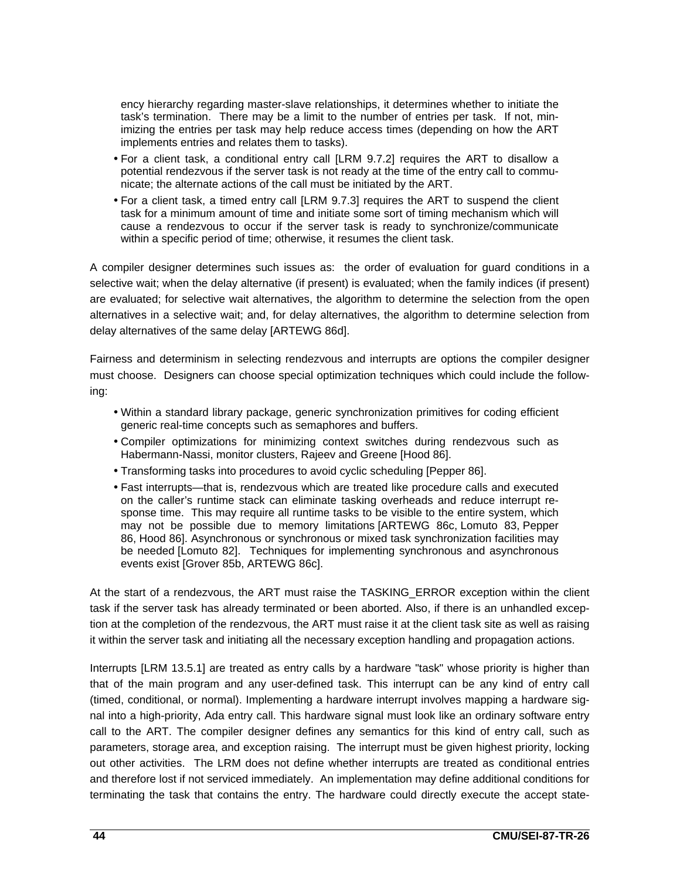ency hierarchy regarding master-slave relationships, it determines whether to initiate the task's termination. There may be a limit to the number of entries per task. If not, minimizing the entries per task may help reduce access times (depending on how the ART implements entries and relates them to tasks).

- For a client task, a conditional entry call [LRM 9.7.2] requires the ART to disallow a potential rendezvous if the server task is not ready at the time of the entry call to communicate; the alternate actions of the call must be initiated by the ART.
- For a client task, a timed entry call [LRM 9.7.3] requires the ART to suspend the client task for a minimum amount of time and initiate some sort of timing mechanism which will cause a rendezvous to occur if the server task is ready to synchronize/communicate within a specific period of time; otherwise, it resumes the client task.

A compiler designer determines such issues as: the order of evaluation for guard conditions in a selective wait; when the delay alternative (if present) is evaluated; when the family indices (if present) are evaluated; for selective wait alternatives, the algorithm to determine the selection from the open alternatives in a selective wait; and, for delay alternatives, the algorithm to determine selection from delay alternatives of the same delay [ARTEWG 86d].

Fairness and determinism in selecting rendezvous and interrupts are options the compiler designer must choose. Designers can choose special optimization techniques which could include the following:

- Within a standard library package, generic synchronization primitives for coding efficient generic real-time concepts such as semaphores and buffers.
- Compiler optimizations for minimizing context switches during rendezvous such as Habermann-Nassi, monitor clusters, Rajeev and Greene [Hood 86].
- Transforming tasks into procedures to avoid cyclic scheduling [Pepper 86].
- Fast interrupts—that is, rendezvous which are treated like procedure calls and executed on the caller's runtime stack can eliminate tasking overheads and reduce interrupt response time. This may require all runtime tasks to be visible to the entire system, which may not be possible due to memory limitations [ARTEWG 86c, Lomuto 83, Pepper 86, Hood 86]. Asynchronous or synchronous or mixed task synchronization facilities may be needed [Lomuto 82]. Techniques for implementing synchronous and asynchronous events exist [Grover 85b, ARTEWG 86c].

At the start of a rendezvous, the ART must raise the TASKING_ERROR exception within the client task if the server task has already terminated or been aborted. Also, if there is an unhandled exception at the completion of the rendezvous, the ART must raise it at the client task site as well as raising it within the server task and initiating all the necessary exception handling and propagation actions.

Interrupts [LRM 13.5.1] are treated as entry calls by a hardware "task" whose priority is higher than that of the main program and any user-defined task. This interrupt can be any kind of entry call (timed, conditional, or normal). Implementing a hardware interrupt involves mapping a hardware signal into a high-priority, Ada entry call. This hardware signal must look like an ordinary software entry call to the ART. The compiler designer defines any semantics for this kind of entry call, such as parameters, storage area, and exception raising. The interrupt must be given highest priority, locking out other activities. The LRM does not define whether interrupts are treated as conditional entries and therefore lost if not serviced immediately. An implementation may define additional conditions for terminating the task that contains the entry. The hardware could directly execute the accept state-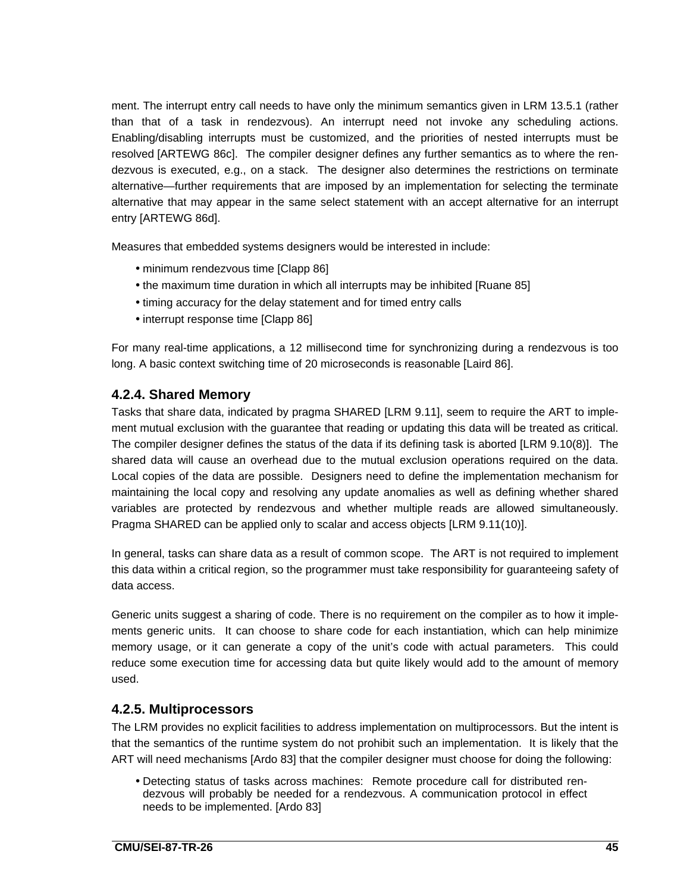ment. The interrupt entry call needs to have only the minimum semantics given in LRM 13.5.1 (rather than that of a task in rendezvous). An interrupt need not invoke any scheduling actions. Enabling/disabling interrupts must be customized, and the priorities of nested interrupts must be resolved [ARTEWG 86c]. The compiler designer defines any further semantics as to where the rendezvous is executed, e.g., on a stack. The designer also determines the restrictions on terminate alternative—further requirements that are imposed by an implementation for selecting the terminate alternative that may appear in the same select statement with an accept alternative for an interrupt entry [ARTEWG 86d].

Measures that embedded systems designers would be interested in include:

- minimum rendezvous time [Clapp 86]
- the maximum time duration in which all interrupts may be inhibited [Ruane 85]
- timing accuracy for the delay statement and for timed entry calls
- interrupt response time [Clapp 86]

For many real-time applications, a 12 millisecond time for synchronizing during a rendezvous is too long. A basic context switching time of 20 microseconds is reasonable [Laird 86].

### 4.2.4. Shared Memory

Tasks that share data, indicated by pragma SHARED [LRM 9.11], seem to require the ART to implement mutual exclusion with the guarantee that reading or updating this data will be treated as critical. The compiler designer defines the status of the data if its defining task is aborted [LRM 9.10(8)]. The shared data will cause an overhead due to the mutual exclusion operations required on the data. Local copies of the data are possible. Designers need to define the implementation mechanism for maintaining the local copy and resolving any update anomalies as well as defining whether shared variables are protected by rendezvous and whether multiple reads are allowed simultaneously. Pragma SHARED can be applied only to scalar and access objects [LRM 9.11(10)].

In general, tasks can share data as a result of common scope. The ART is not required to implement this data within a critical region, so the programmer must take responsibility for guaranteeing safety of data access.

Generic units suggest a sharing of code. There is no requirement on the compiler as to how it implements generic units. It can choose to share code for each instantiation, which can help minimize memory usage, or it can generate a copy of the unit's code with actual parameters. This could reduce some execution time for accessing data but quite likely would add to the amount of memory used.

### 4.2.5. Multiprocessors

The LRM provides no explicit facilities to address implementation on multiprocessors. But the intent is that the semantics of the runtime system do not prohibit such an implementation. It is likely that the ART will need mechanisms [Ardo 83] that the compiler designer must choose for doing the following:

- Detecting status of tasks across machines: Remote procedure call for distributed rendezvous will probably be needed for a rendezvous. A communication protocol in effect needs to be implemented. [Ardo 83]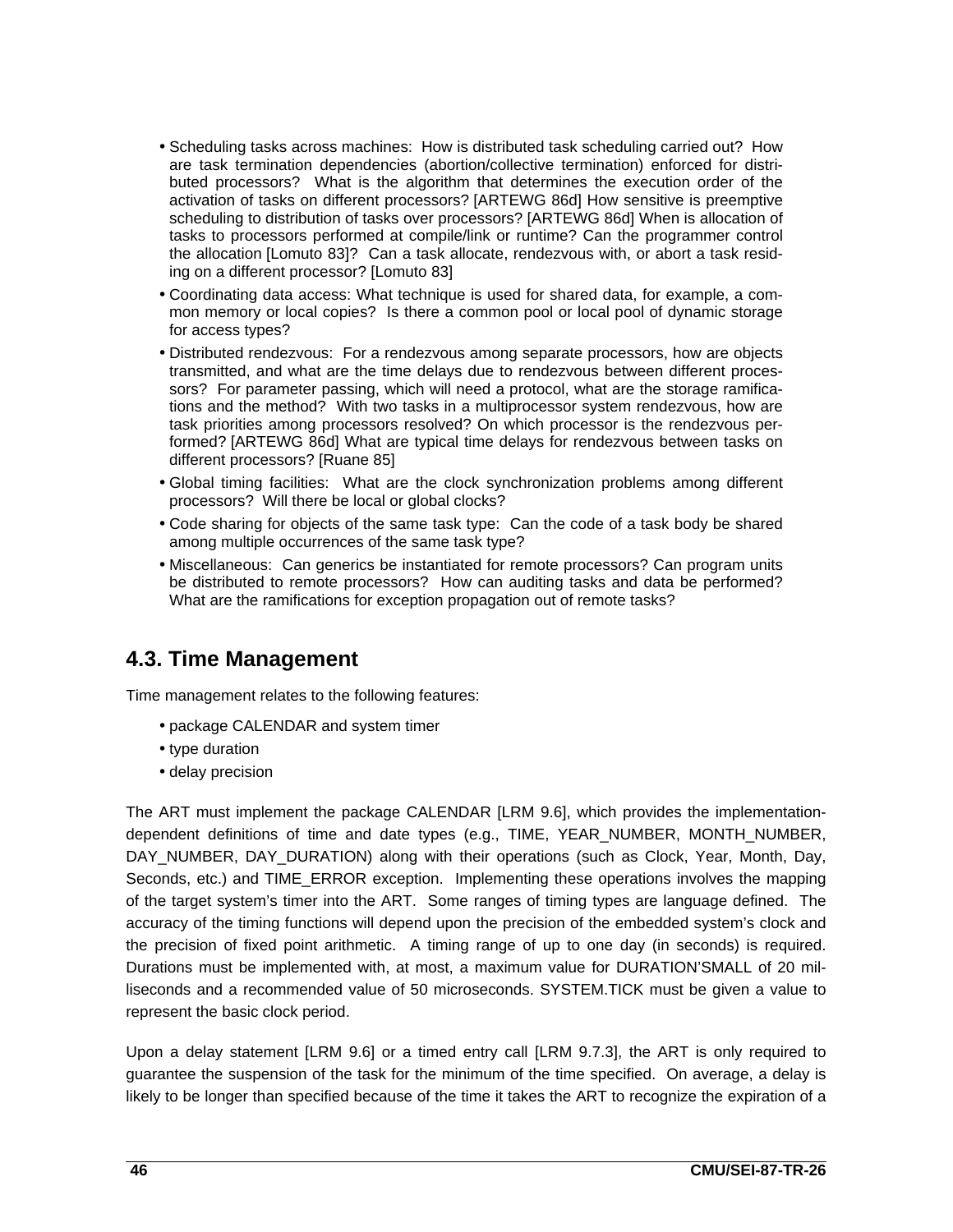- Scheduling tasks across machines: How is distributed task scheduling carried out? How are task termination dependencies (abortion/collective termination) enforced for distributed processors? What is the algorithm that determines the execution order of the activation of tasks on different processors? [ARTEWG 86d] How sensitive is preemptive scheduling to distribution of tasks over processors? [ARTEWG 86d] When is allocation of tasks to processors performed at compile/link or runtime? Can the programmer control the allocation [Lomuto 83]? Can a task allocate, rendezvous with, or abort a task residing on a different processor? [Lomuto 83]
- Coordinating data access: What technique is used for shared data, for example, a common memory or local copies? Is there a common pool or local pool of dynamic storage for access types?
- Distributed rendezvous: For a rendezvous among separate processors, how are objects transmitted, and what are the time delays due to rendezvous between different processors? For parameter passing, which will need a protocol, what are the storage ramifications and the method? With two tasks in a multiprocessor system rendezvous, how are task priorities among processors resolved? On which processor is the rendezvous performed? [ARTEWG 86d] What are typical time delays for rendezvous between tasks on different processors? [Ruane 85]
- Global timing facilities: What are the clock synchronization problems among different processors? Will there be local or global clocks?
- Code sharing for objects of the same task type: Can the code of a task body be shared among multiple occurrences of the same task type?
- Miscellaneous: Can generics be instantiated for remote processors? Can program units be distributed to remote processors? How can auditing tasks and data be performed? What are the ramifications for exception propagation out of remote tasks?

## 4.3. Time Management

Time management relates to the following features:

- package CALENDAR and system timer
- type duration
- delay precision

The ART must implement the package CALENDAR [LRM 9.6], which provides the implementation-dependent definitions of time and date types (e.g., TIME, YEAR_NUMBER, MONTH_NUMBER, DAY_NUMBER, DAY_DURATION) along with their operations (such as Clock, Year, Month, Day, Seconds, etc.) and TIME_ERROR exception. Implementing these operations involves the mapping of the target system's timer into the ART. Some ranges of timing types are language defined. The accuracy of the timing functions will depend upon the precision of the embedded system's clock and the precision of fixed point arithmetic. A timing range of up to one day (in seconds) is required. Durations must be implemented with, at most, a maximum value for DURATION'SMALL of 20 milliseconds and a recommended value of 50 microseconds. SYSTEM.TICK must be given a value to represent the basic clock period.

Upon a delay statement [LRM 9.6] or a timed entry call [LRM 9.7.3], the ART is only required to guarantee the suspension of the task for the minimum of the time specified. On average, a delay is likely to be longer than specified because of the time it takes the ART to recognize the expiration of a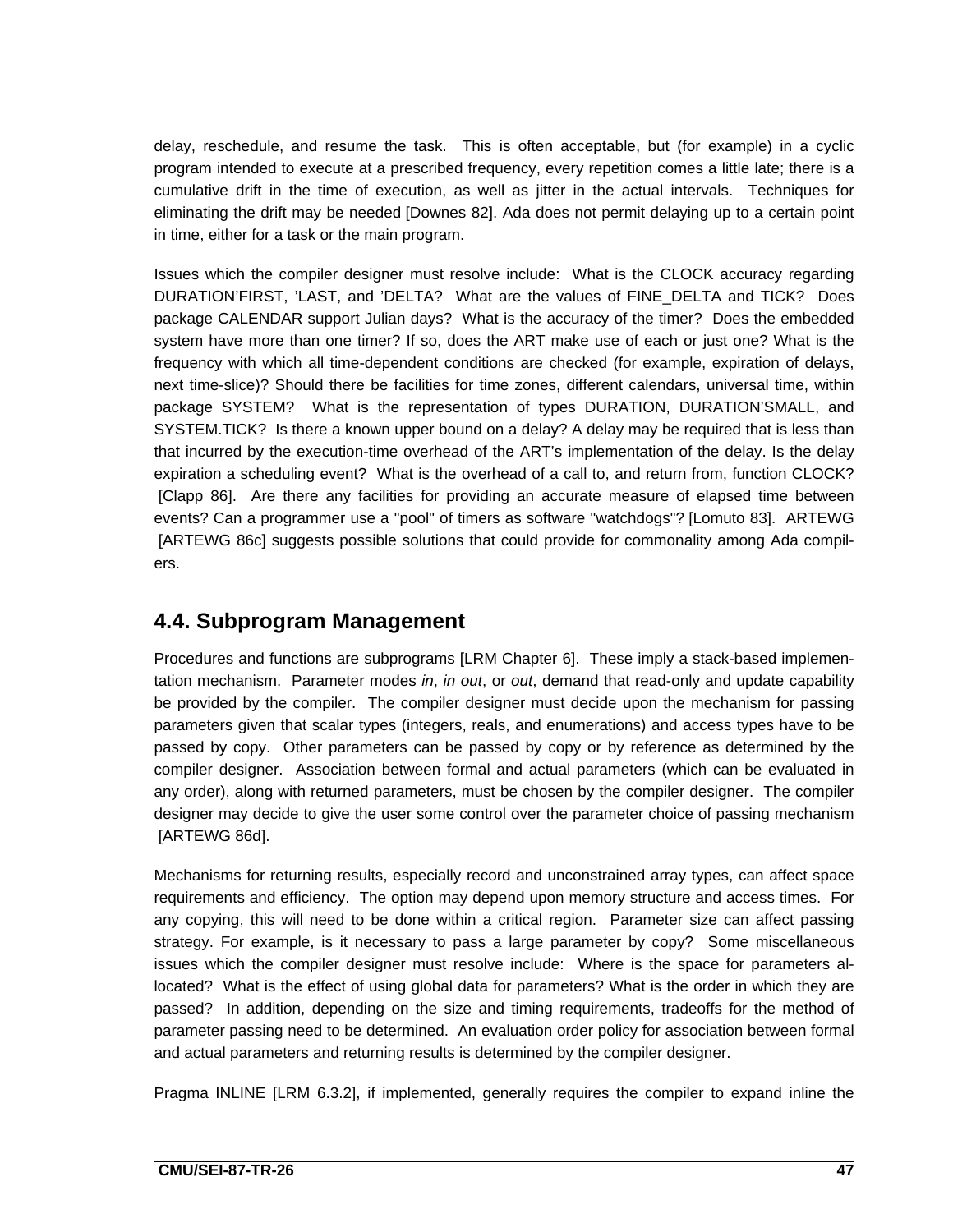delay, reschedule, and resume the task. This is often acceptable, but (for example) in a cyclic program intended to execute at a prescribed frequency, every repetition comes a little late; there is a cumulative drift in the time of execution, as well as jitter in the actual intervals. Techniques for eliminating the drift may be needed [Downes 82]. Ada does not permit delaying up to a certain point in time, either for a task or the main program.

Issues which the compiler designer must resolve include: What is the CLOCK accuracy regarding DURATION'FIRST, 'LAST, and 'DELTA? What are the values of FINE_DELTA and TICK? Does package CALENDAR support Julian days? What is the accuracy of the timer? Does the embedded system have more than one timer? If so, does the ART make use of each or just one? What is the frequency with which all time-dependent conditions are checked (for example, expiration of delays, next time-slice)? Should there be facilities for time zones, different calendars, universal time, within package SYSTEM? What is the representation of types DURATION, DURATION'SMALL, and SYSTEM.TICK? Is there a known upper bound on a delay? A delay may be required that is less than that incurred by the execution-time overhead of the ART's implementation of the delay. Is the delay expiration a scheduling event? What is the overhead of a call to, and return from, function CLOCK? [Clapp 86]. Are there any facilities for providing an accurate measure of elapsed time between events? Can a programmer use a "pool" of timers as software "watchdogs"? [Lomuto 83]. ARTEWG [ARTEWG 86c] suggests possible solutions that could provide for commonality among Ada compilers.

## 4.4. Subprogram Management

Procedures and functions are subprograms [LRM Chapter 6]. These imply a stack-based implementation mechanism. Parameter modes *in*, *in out*, or *out*, demand that read-only and update capability be provided by the compiler. The compiler designer must decide upon the mechanism for passing parameters given that scalar types (integers, reals, and enumerations) and access types have to be passed by copy. Other parameters can be passed by copy or by reference as determined by the compiler designer. Association between formal and actual parameters (which can be evaluated in any order), along with returned parameters, must be chosen by the compiler designer. The compiler designer may decide to give the user some control over the parameter choice of passing mechanism [ARTEWG 86d].

Mechanisms for returning results, especially record and unconstrained array types, can affect space requirements and efficiency. The option may depend upon memory structure and access times. For any copying, this will need to be done within a critical region. Parameter size can affect passing strategy. For example, is it necessary to pass a large parameter by copy? Some miscellaneous issues which the compiler designer must resolve include: Where is the space for parameters allocated? What is the effect of using global data for parameters? What is the order in which they are passed? In addition, depending on the size and timing requirements, tradeoffs for the method of parameter passing need to be determined. An evaluation order policy for association between formal and actual parameters and returning results is determined by the compiler designer.

Pragma INLINE [LRM 6.3.2], if implemented, generally requires the compiler to expand inline the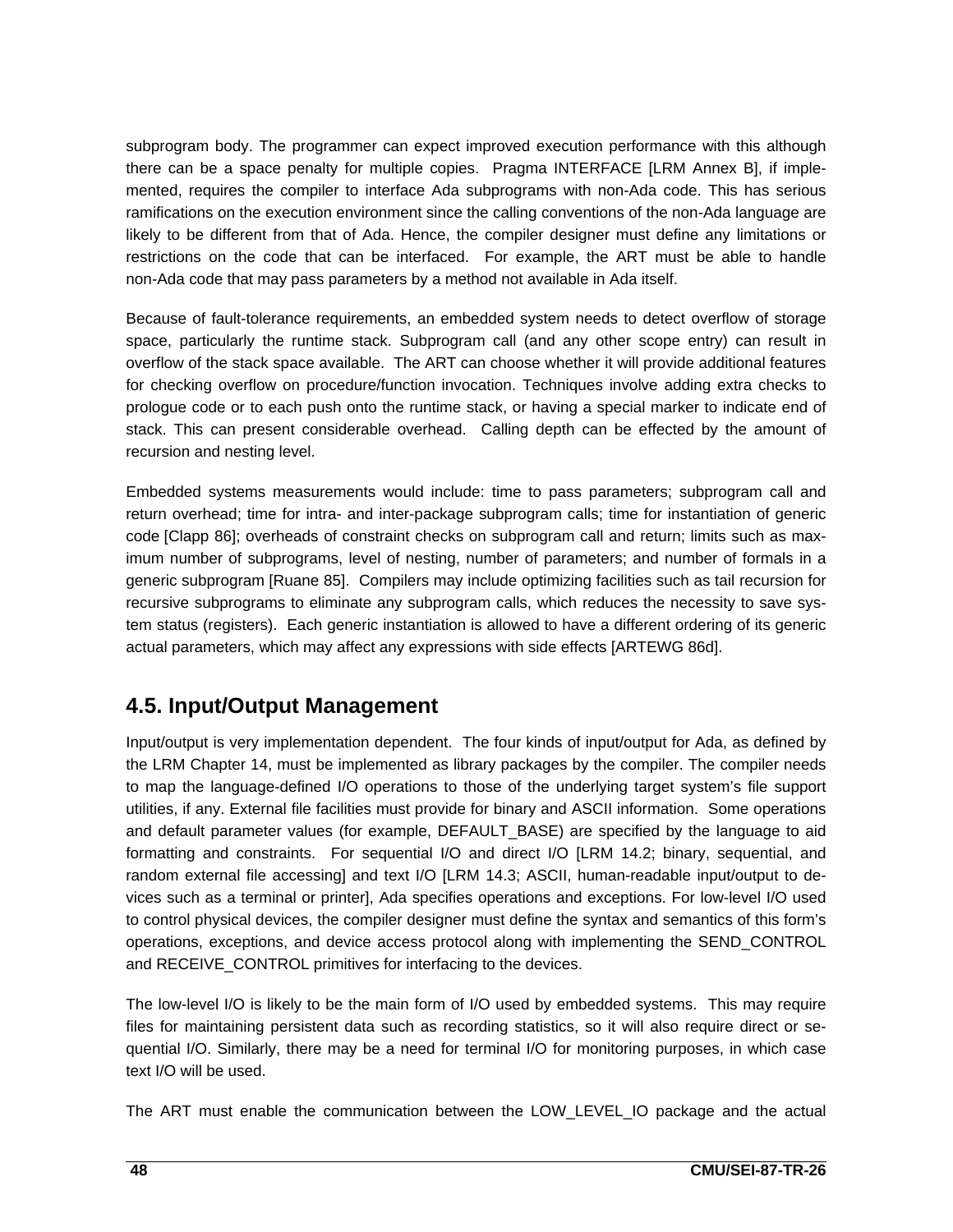subprogram body. The programmer can expect improved execution performance with this although there can be a space penalty for multiple copies. Pragma INTERFACE [LRM Annex B], if implemented, requires the compiler to interface Ada subprograms with non-Ada code. This has serious ramifications on the execution environment since the calling conventions of the non-Ada language are likely to be different from that of Ada. Hence, the compiler designer must define any limitations or restrictions on the code that can be interfaced. For example, the ART must be able to handle non-Ada code that may pass parameters by a method not available in Ada itself.

Because of fault-tolerance requirements, an embedded system needs to detect overflow of storage space, particularly the runtime stack. Subprogram call (and any other scope entry) can result in overflow of the stack space available. The ART can choose whether it will provide additional features for checking overflow on procedure/function invocation. Techniques involve adding extra checks to prologue code or to each push onto the runtime stack, or having a special marker to indicate end of stack. This can present considerable overhead. Calling depth can be effected by the amount of recursion and nesting level.

Embedded systems measurements would include: time to pass parameters; subprogram call and return overhead; time for intra- and inter-package subprogram calls; time for instantiation of generic code [Clapp 86]; overheads of constraint checks on subprogram call and return; limits such as maximum number of subprograms, level of nesting, number of parameters; and number of formals in a generic subprogram [Ruane 85]. Compilers may include optimizing facilities such as tail recursion for recursive subprograms to eliminate any subprogram calls, which reduces the necessity to save system status (registers). Each generic instantiation is allowed to have a different ordering of its generic actual parameters, which may affect any expressions with side effects [ARTEWG 86d].

## 4.5. Input/Output Management

Input/output is very implementation dependent. The four kinds of input/output for Ada, as defined by the LRM Chapter 14, must be implemented as library packages by the compiler. The compiler needs to map the language-defined I/O operations to those of the underlying target system's file support utilities, if any. External file facilities must provide for binary and ASCII information. Some operations and default parameter values (for example, DEFAULT_BASE) are specified by the language to aid formatting and constraints. For sequential I/O and direct I/O [LRM 14.2; binary, sequential, and random external file accessing] and text I/O [LRM 14.3; ASCII, human-readable input/output to devices such as a terminal or printer], Ada specifies operations and exceptions. For low-level I/O used to control physical devices, the compiler designer must define the syntax and semantics of this form's operations, exceptions, and device access protocol along with implementing the SEND_CONTROL and RECEIVE_CONTROL primitives for interfacing to the devices.

The low-level I/O is likely to be the main form of I/O used by embedded systems. This may require files for maintaining persistent data such as recording statistics, so it will also require direct or sequential I/O. Similarly, there may be a need for terminal I/O for monitoring purposes, in which case text I/O will be used.

The ART must enable the communication between the LOW_LEVEL_IO package and the actual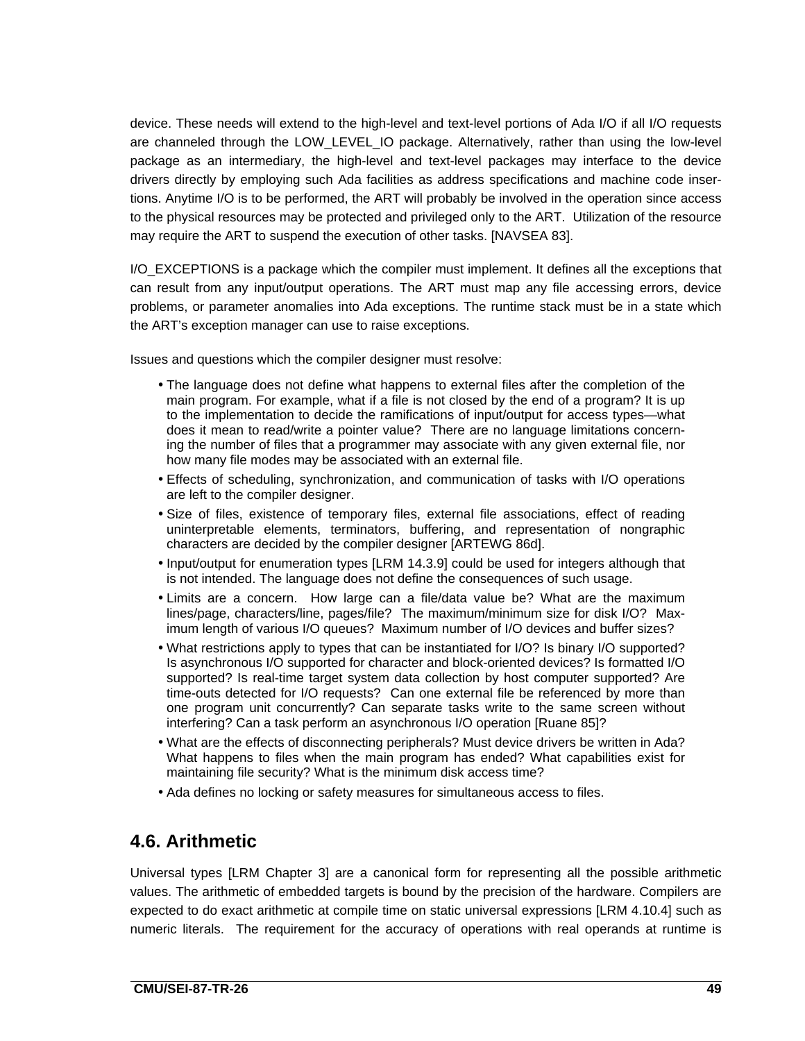device. These needs will extend to the high-level and text-level portions of Ada I/O if all I/O requests are channeled through the LOW_LEVEL_IO package. Alternatively, rather than using the low-level package as an intermediary, the high-level and text-level packages may interface to the device drivers directly by employing such Ada facilities as address specifications and machine code insertions. Anytime I/O is to be performed, the ART will probably be involved in the operation since access to the physical resources may be protected and privileged only to the ART. Utilization of the resource may require the ART to suspend the execution of other tasks. [NAVSEA 83].

I/O_EXCEPTIONS is a package which the compiler must implement. It defines all the exceptions that can result from any input/output operations. The ART must map any file accessing errors, device problems, or parameter anomalies into Ada exceptions. The runtime stack must be in a state which the ART's exception manager can use to raise exceptions.

Issues and questions which the compiler designer must resolve:

- The language does not define what happens to external files after the completion of the main program. For example, what if a file is not closed by the end of a program? It is up to the implementation to decide the ramifications of input/output for access types—what does it mean to read/write a pointer value? There are no language limitations concerning the number of files that a programmer may associate with any given external file, nor how many file modes may be associated with an external file.
- Effects of scheduling, synchronization, and communication of tasks with I/O operations are left to the compiler designer.
- Size of files, existence of temporary files, external file associations, effect of reading uninterpretable elements, terminators, buffering, and representation of nongraphic characters are decided by the compiler designer [ARTEWG 86d].
- Input/output for enumeration types [LRM 14.3.9] could be used for integers although that is not intended. The language does not define the consequences of such usage.
- Limits are a concern. How large can a file/data value be? What are the maximum lines/page, characters/line, pages/file? The maximum/minimum size for disk I/O? Maximum length of various I/O queues? Maximum number of I/O devices and buffer sizes?
- What restrictions apply to types that can be instantiated for I/O? Is binary I/O supported? Is asynchronous I/O supported for character and block-oriented devices? Is formatted I/O supported? Is real-time target system data collection by host computer supported? Are time-outs detected for I/O requests? Can one external file be referenced by more than one program unit concurrently? Can separate tasks write to the same screen without interfering? Can a task perform an asynchronous I/O operation [Ruane 85]?
- What are the effects of disconnecting peripherals? Must device drivers be written in Ada? What happens to files when the main program has ended? What capabilities exist for maintaining file security? What is the minimum disk access time?
- Ada defines no locking or safety measures for simultaneous access to files.

## 4.6. Arithmetic

Universal types [LRM Chapter 3] are a canonical form for representing all the possible arithmetic values. The arithmetic of embedded targets is bound by the precision of the hardware. Compilers are expected to do exact arithmetic at compile time on static universal expressions [LRM 4.10.4] such as numeric literals. The requirement for the accuracy of operations with real operands at runtime is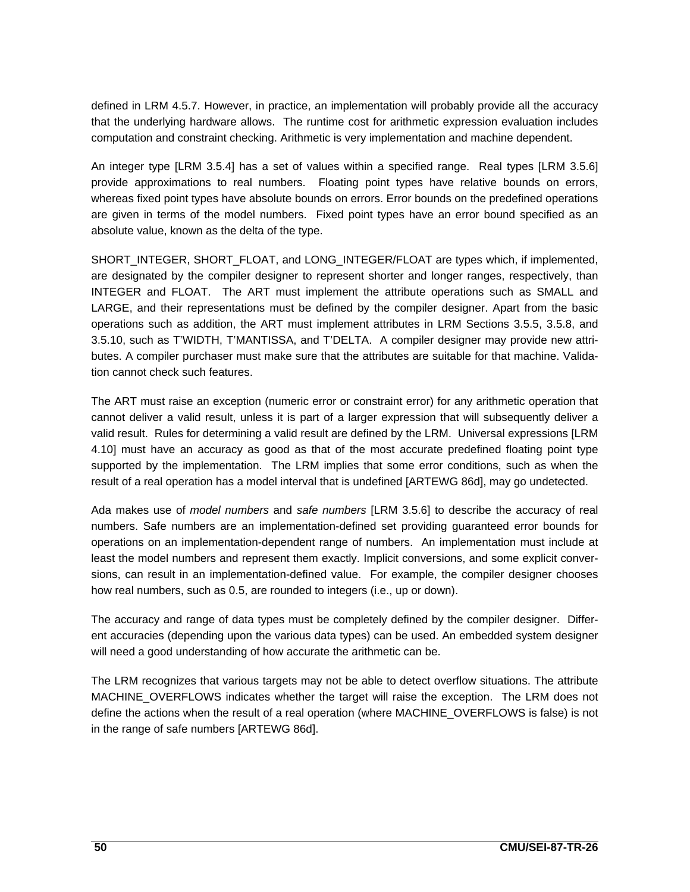defined in LRM 4.5.7. However, in practice, an implementation will probably provide all the accuracy that the underlying hardware allows. The runtime cost for arithmetic expression evaluation includes computation and constraint checking. Arithmetic is very implementation and machine dependent.

An integer type [LRM 3.5.4] has a set of values within a specified range. Real types [LRM 3.5.6] provide approximations to real numbers. Floating point types have relative bounds on errors, whereas fixed point types have absolute bounds on errors. Error bounds on the predefined operations are given in terms of the model numbers. Fixed point types have an error bound specified as an absolute value, known as the delta of the type.

SHORT_INTEGER, SHORT_FLOAT, and LONG_INTEGER/FLOAT are types which, if implemented, are designated by the compiler designer to represent shorter and longer ranges, respectively, than INTEGER and FLOAT. The ART must implement the attribute operations such as SMALL and LARGE, and their representations must be defined by the compiler designer. Apart from the basic operations such as addition, the ART must implement attributes in LRM Sections 3.5.5, 3.5.8, and 3.5.10, such as T'WIDTH, T'MANTISSA, and T'DELTA. A compiler designer may provide new attributes. A compiler purchaser must make sure that the attributes are suitable for that machine. Validation cannot check such features.

The ART must raise an exception (numeric error or constraint error) for any arithmetic operation that cannot deliver a valid result, unless it is part of a larger expression that will subsequently deliver a valid result. Rules for determining a valid result are defined by the LRM. Universal expressions [LRM 4.10] must have an accuracy as good as that of the most accurate predefined floating point type supported by the implementation. The LRM implies that some error conditions, such as when the result of a real operation has a model interval that is undefined [ARTEWG 86d], may go undetected.

Ada makes use of *model numbers* and *safe numbers* [LRM 3.5.6] to describe the accuracy of real numbers. Safe numbers are an implementation-defined set providing guaranteed error bounds for operations on an implementation-dependent range of numbers. An implementation must include at least the model numbers and represent them exactly. Implicit conversions, and some explicit conversions, can result in an implementation-defined value. For example, the compiler designer chooses how real numbers, such as 0.5, are rounded to integers (i.e., up or down).

The accuracy and range of data types must be completely defined by the compiler designer. Different accuracies (depending upon the various data types) can be used. An embedded system designer will need a good understanding of how accurate the arithmetic can be.

The LRM recognizes that various targets may not be able to detect overflow situations. The attribute MACHINE_OVERFLOWS indicates whether the target will raise the exception. The LRM does not define the actions when the result of a real operation (where MACHINE_OVERFLOWS is false) is not in the range of safe numbers [ARTEWG 86d].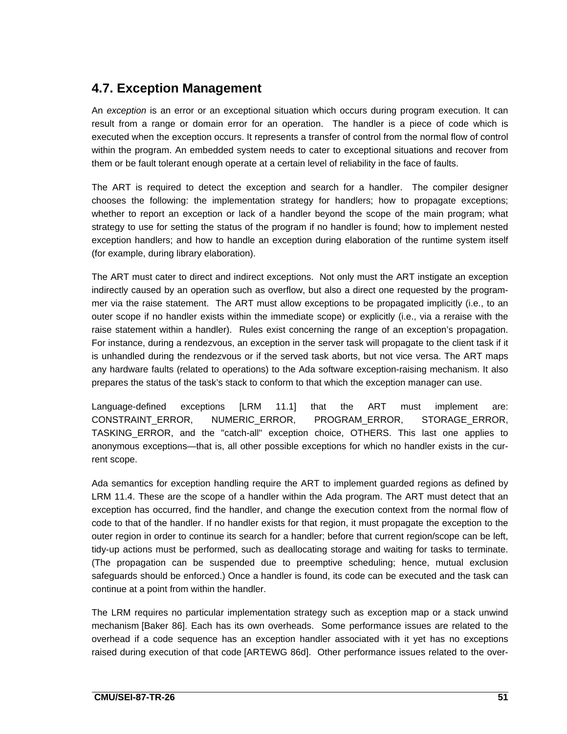## 4.7. Exception Management

An *exception* is an error or an exceptional situation which occurs during program execution. It can result from a range or domain error for an operation. The handler is a piece of code which is executed when the exception occurs. It represents a transfer of control from the normal flow of control within the program. An embedded system needs to cater to exceptional situations and recover from them or be fault tolerant enough operate at a certain level of reliability in the face of faults.

The ART is required to detect the exception and search for a handler. The compiler designer chooses the following: the implementation strategy for handlers; how to propagate exceptions; whether to report an exception or lack of a handler beyond the scope of the main program; what strategy to use for setting the status of the program if no handler is found; how to implement nested exception handlers; and how to handle an exception during elaboration of the runtime system itself (for example, during library elaboration).

The ART must cater to direct and indirect exceptions. Not only must the ART instigate an exception indirectly caused by an operation such as overflow, but also a direct one requested by the programmer via the raise statement. The ART must allow exceptions to be propagated implicitly (i.e., to an outer scope if no handler exists within the immediate scope) or explicitly (i.e., via a reraise with the raise statement within a handler). Rules exist concerning the range of an exception's propagation. For instance, during a rendezvous, an exception in the server task will propagate to the client task if it is unhandled during the rendezvous or if the served task aborts, but not vice versa. The ART maps any hardware faults (related to operations) to the Ada software exception-raising mechanism. It also prepares the status of the task's stack to conform to that which the exception manager can use.

Language-defined exceptions [LRM 11.1] that the ART must implement are: CONSTRAINT_ERROR, NUMERIC_ERROR, PROGRAM_ERROR, STORAGE_ERROR, TASKING_ERROR, and the "catch-all" exception choice, OTHERS. This last one applies to anonymous exceptions—that is, all other possible exceptions for which no handler exists in the current scope.

Ada semantics for exception handling require the ART to implement guarded regions as defined by LRM 11.4. These are the scope of a handler within the Ada program. The ART must detect that an exception has occurred, find the handler, and change the execution context from the normal flow of code to that of the handler. If no handler exists for that region, it must propagate the exception to the outer region in order to continue its search for a handler; before that current region/scope can be left, tidy-up actions must be performed, such as deallocating storage and waiting for tasks to terminate. (The propagation can be suspended due to preemptive scheduling; hence, mutual exclusion safeguards should be enforced.) Once a handler is found, its code can be executed and the task can continue at a point from within the handler.

The LRM requires no particular implementation strategy such as exception map or a stack unwind mechanism [Baker 86]. Each has its own overheads. Some performance issues are related to the overhead if a code sequence has an exception handler associated with it yet has no exceptions raised during execution of that code [ARTEWG 86d]. Other performance issues related to the over-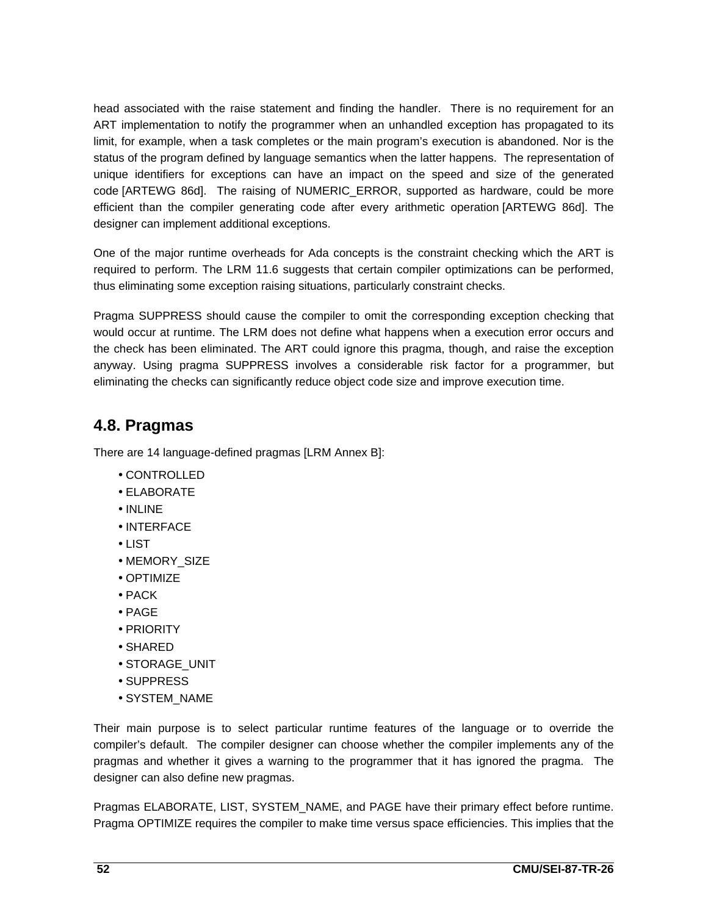head associated with the raise statement and finding the handler. There is no requirement for an ART implementation to notify the programmer when an unhandled exception has propagated to its limit, for example, when a task completes or the main program's execution is abandoned. Nor is the status of the program defined by language semantics when the latter happens. The representation of unique identifiers for exceptions can have an impact on the speed and size of the generated code [ARTEWG 86d]. The raising of NUMERIC_ERROR, supported as hardware, could be more efficient than the compiler generating code after every arithmetic operation [ARTEWG 86d]. The designer can implement additional exceptions.

One of the major runtime overheads for Ada concepts is the constraint checking which the ART is required to perform. The LRM 11.6 suggests that certain compiler optimizations can be performed, thus eliminating some exception raising situations, particularly constraint checks.

Pragma SUPPRESS should cause the compiler to omit the corresponding exception checking that would occur at runtime. The LRM does not define what happens when a execution error occurs and the check has been eliminated. The ART could ignore this pragma, though, and raise the exception anyway. Using pragma SUPPRESS involves a considerable risk factor for a programmer, but eliminating the checks can significantly reduce object code size and improve execution time.

## 4.8. Pragmas

There are 14 language-defined pragmas [LRM Annex B]:

- CONTROLLED
- ELABORATE
- INLINE
- INTERFACE
- LIST
- MEMORY_SIZE
- OPTIMIZE
- PACK
- PAGE
- PRIORITY
- SHARED
- STORAGE_UNIT
- SUPPRESS
- SYSTEM_NAME

Their main purpose is to select particular runtime features of the language or to override the compiler's default. The compiler designer can choose whether the compiler implements any of the pragmas and whether it gives a warning to the programmer that it has ignored the pragma. The designer can also define new pragmas.

Pragmas ELABORATE, LIST, SYSTEM_NAME, and PAGE have their primary effect before runtime. Pragma OPTIMIZE requires the compiler to make time versus space efficiencies. This implies that the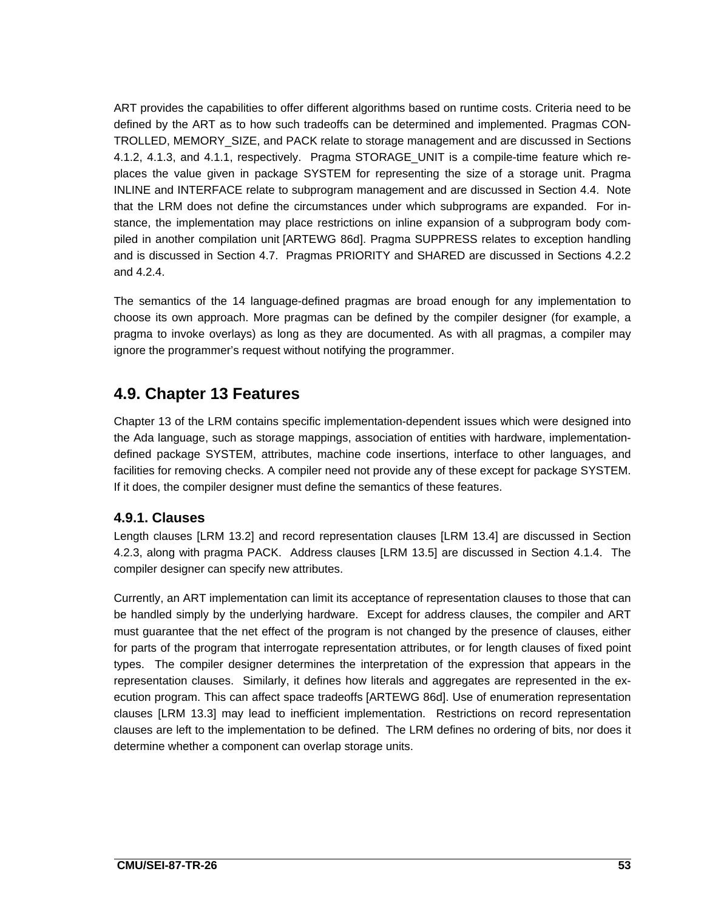ART provides the capabilities to offer different algorithms based on runtime costs. Criteria need to be defined by the ART as to how such tradeoffs can be determined and implemented. Pragmas CONTROLLED, MEMORY_SIZE, and PACK relate to storage management and are discussed in Sections 4.1.2, 4.1.3, and 4.1.1, respectively. Pragma STORAGE_UNIT is a compile-time feature which replaces the value given in package SYSTEM for representing the size of a storage unit. Pragma INLINE and INTERFACE relate to subprogram management and are discussed in Section 4.4. Note that the LRM does not define the circumstances under which subprograms are expanded. For instance, the implementation may place restrictions on inline expansion of a subprogram body compiled in another compilation unit [ARTEWG 86d]. Pragma SUPPRESS relates to exception handling and is discussed in Section 4.7. Pragmas PRIORITY and SHARED are discussed in Sections 4.2.2 and 4.2.4.

The semantics of the 14 language-defined pragmas are broad enough for any implementation to choose its own approach. More pragmas can be defined by the compiler designer (for example, a pragma to invoke overlays) as long as they are documented. As with all pragmas, a compiler may ignore the programmer's request without notifying the programmer.

## 4.9. Chapter 13 Features

Chapter 13 of the LRM contains specific implementation-dependent issues which were designed into the Ada language, such as storage mappings, association of entities with hardware, implementation-defined package SYSTEM, attributes, machine code insertions, interface to other languages, and facilities for removing checks. A compiler need not provide any of these except for package SYSTEM. If it does, the compiler designer must define the semantics of these features.

### 4.9.1. Clauses

Length clauses [LRM 13.2] and record representation clauses [LRM 13.4] are discussed in Section 4.2.3, along with pragma PACK. Address clauses [LRM 13.5] are discussed in Section 4.1.4. The compiler designer can specify new attributes.

Currently, an ART implementation can limit its acceptance of representation clauses to those that can be handled simply by the underlying hardware. Except for address clauses, the compiler and ART must guarantee that the net effect of the program is not changed by the presence of clauses, either for parts of the program that interrogate representation attributes, or for length clauses of fixed point types. The compiler designer determines the interpretation of the expression that appears in the representation clauses. Similarly, it defines how literals and aggregates are represented in the execution program. This can affect space tradeoffs [ARTEWG 86d]. Use of enumeration representation clauses [LRM 13.3] may lead to inefficient implementation. Restrictions on record representation clauses are left to the implementation to be defined. The LRM defines no ordering of bits, nor does it determine whether a component can overlap storage units.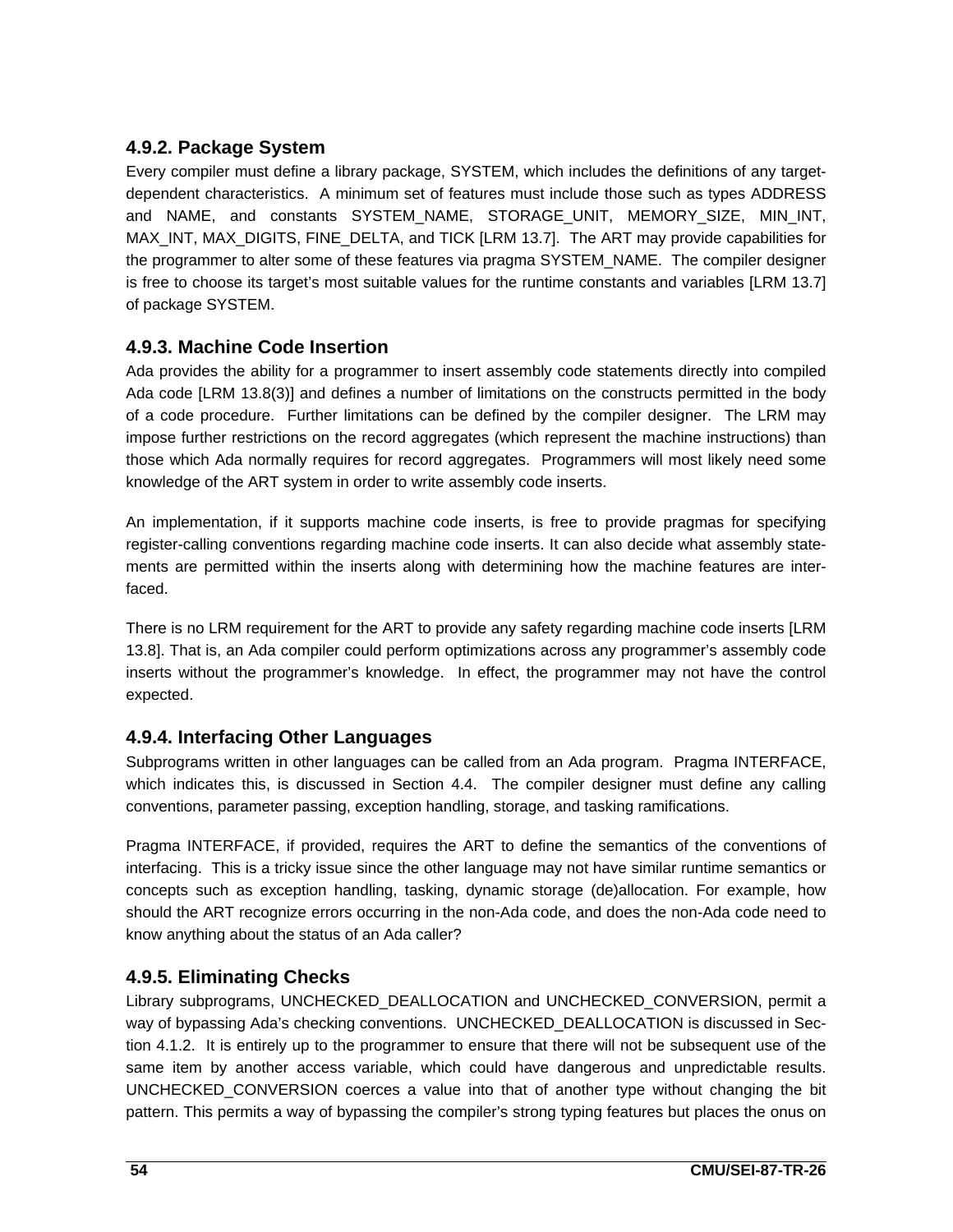### 4.9.2. Package System

Every compiler must define a library package, SYSTEM, which includes the definitions of any target-dependent characteristics. A minimum set of features must include those such as types ADDRESS and NAME, and constants SYSTEM_NAME, STORAGE_UNIT, MEMORY_SIZE, MIN_INT, MAX_INT, MAX_DIGITS, FINE_DELTA, and TICK [LRM 13.7]. The ART may provide capabilities for the programmer to alter some of these features via pragma SYSTEM_NAME. The compiler designer is free to choose its target's most suitable values for the runtime constants and variables [LRM 13.7] of package SYSTEM.

### 4.9.3. Machine Code Insertion

Ada provides the ability for a programmer to insert assembly code statements directly into compiled Ada code [LRM 13.8(3)] and defines a number of limitations on the constructs permitted in the body of a code procedure. Further limitations can be defined by the compiler designer. The LRM may impose further restrictions on the record aggregates (which represent the machine instructions) than those which Ada normally requires for record aggregates. Programmers will most likely need some knowledge of the ART system in order to write assembly code inserts.

An implementation, if it supports machine code inserts, is free to provide pragmas for specifying register-calling conventions regarding machine code inserts. It can also decide what assembly statements are permitted within the inserts along with determining how the machine features are interfaced.

There is no LRM requirement for the ART to provide any safety regarding machine code inserts [LRM 13.8]. That is, an Ada compiler could perform optimizations across any programmer's assembly code inserts without the programmer's knowledge. In effect, the programmer may not have the control expected.

### 4.9.4. Interfacing Other Languages

Subprograms written in other languages can be called from an Ada program. Pragma INTERFACE, which indicates this, is discussed in Section 4.4. The compiler designer must define any calling conventions, parameter passing, exception handling, storage, and tasking ramifications.

Pragma INTERFACE, if provided, requires the ART to define the semantics of the conventions of interfacing. This is a tricky issue since the other language may not have similar runtime semantics or concepts such as exception handling, tasking, dynamic storage (de)allocation. For example, how should the ART recognize errors occurring in the non-Ada code, and does the non-Ada code need to know anything about the status of an Ada caller?

### 4.9.5. Eliminating Checks

Library subprograms, UNCHECKED_DEALLOCATION and UNCHECKED_CONVERSION, permit a way of bypassing Ada's checking conventions. UNCHECKED_DEALLOCATION is discussed in Section 4.1.2. It is entirely up to the programmer to ensure that there will not be subsequent use of the same item by another access variable, which could have dangerous and unpredictable results. UNCHECKED_CONVERSION coerces a value into that of another type without changing the bit pattern. This permits a way of bypassing the compiler's strong typing features but places the onus on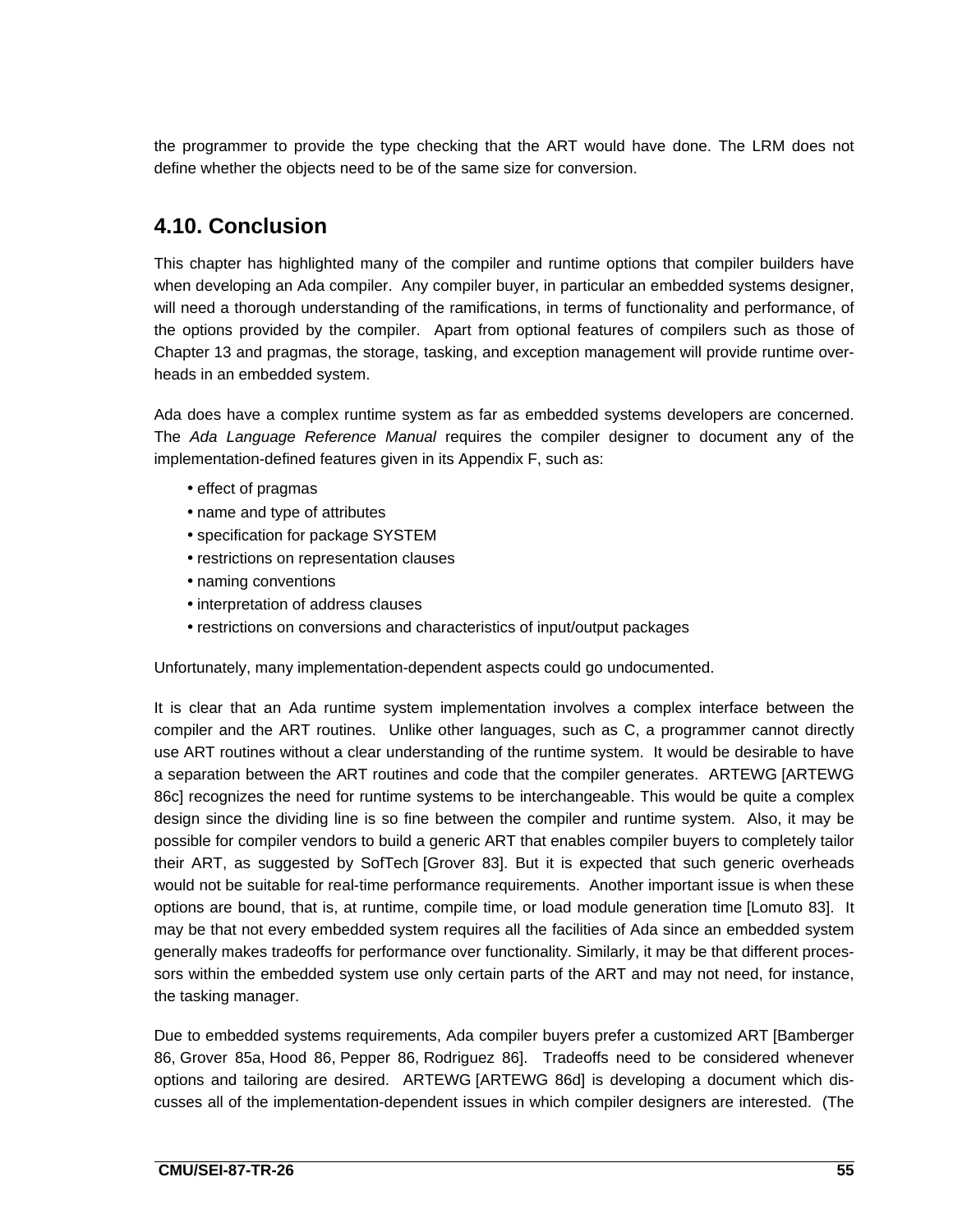the programmer to provide the type checking that the ART would have done. The LRM does not define whether the objects need to be of the same size for conversion.

## 4.10. Conclusion

This chapter has highlighted many of the compiler and runtime options that compiler builders have when developing an Ada compiler. Any compiler buyer, in particular an embedded systems designer, will need a thorough understanding of the ramifications, in terms of functionality and performance, of the options provided by the compiler. Apart from optional features of compilers such as those of Chapter 13 and pragmas, the storage, tasking, and exception management will provide runtime overheads in an embedded system.

Ada does have a complex runtime system as far as embedded systems developers are concerned. The *Ada Language Reference Manual* requires the compiler designer to document any of the implementation-defined features given in its Appendix F, such as:

- effect of pragmas
- name and type of attributes
- specification for package SYSTEM
- restrictions on representation clauses
- naming conventions
- interpretation of address clauses
- restrictions on conversions and characteristics of input/output packages

Unfortunately, many implementation-dependent aspects could go undocumented.

It is clear that an Ada runtime system implementation involves a complex interface between the compiler and the ART routines. Unlike other languages, such as C, a programmer cannot directly use ART routines without a clear understanding of the runtime system. It would be desirable to have a separation between the ART routines and code that the compiler generates. ARTEWG [ARTEWG 86c] recognizes the need for runtime systems to be interchangeable. This would be quite a complex design since the dividing line is so fine between the compiler and runtime system. Also, it may be possible for compiler vendors to build a generic ART that enables compiler buyers to completely tailor their ART, as suggested by SofTech [Grover 83]. But it is expected that such generic overheads would not be suitable for real-time performance requirements. Another important issue is when these options are bound, that is, at runtime, compile time, or load module generation time [Lomuto 83]. It may be that not every embedded system requires all the facilities of Ada since an embedded system generally makes tradeoffs for performance over functionality. Similarly, it may be that different processors within the embedded system use only certain parts of the ART and may not need, for instance, the tasking manager.

Due to embedded systems requirements, Ada compiler buyers prefer a customized ART [Bamberger 86, Grover 85a, Hood 86, Pepper 86, Rodriguez 86]. Tradeoffs need to be considered whenever options and tailoring are desired. ARTEWG [ARTEWG 86d] is developing a document which discusses all of the implementation-dependent issues in which compiler designers are interested. (The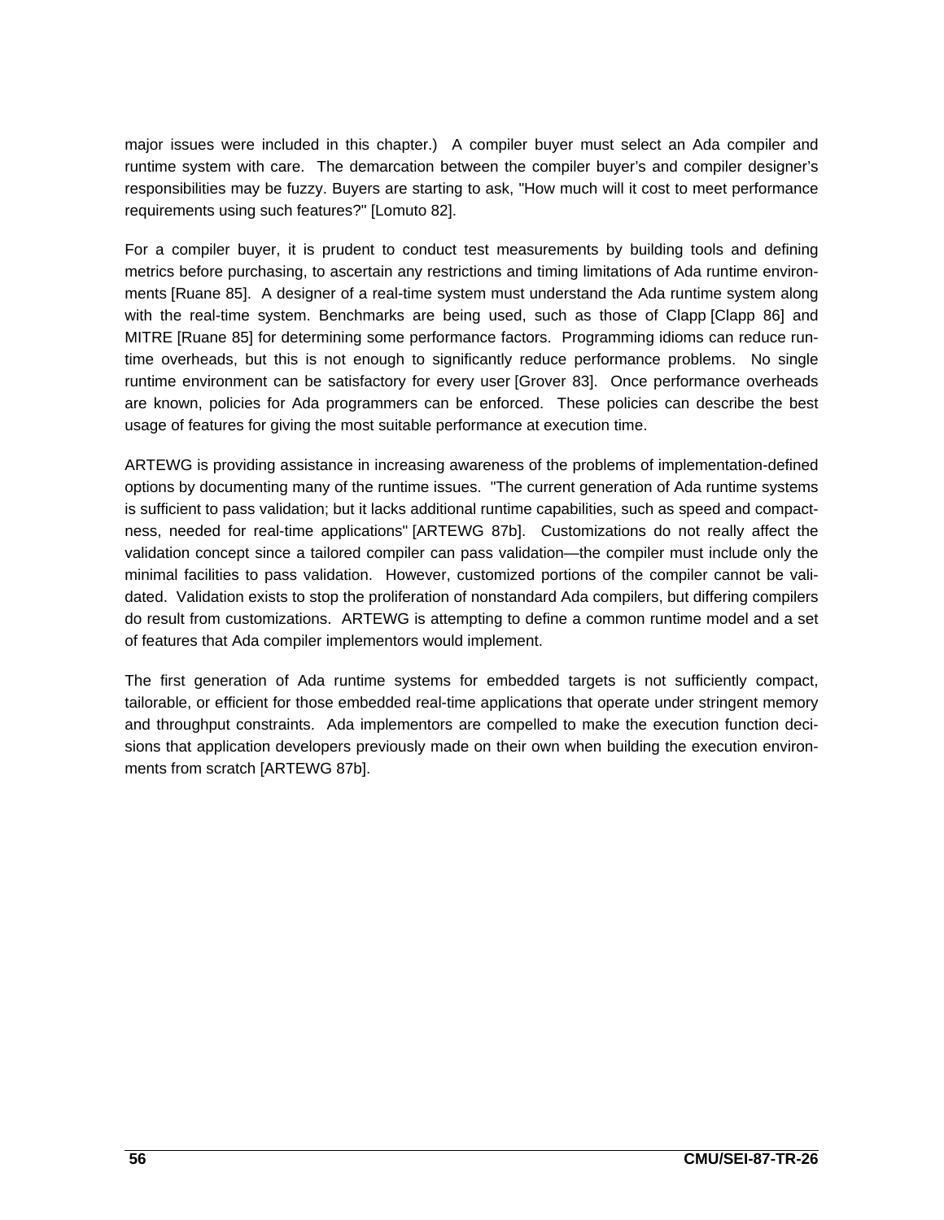major issues were included in this chapter.) A compiler buyer must select an Ada compiler and runtime system with care. The demarcation between the compiler buyer's and compiler designer's responsibilities may be fuzzy. Buyers are starting to ask, "How much will it cost to meet performance requirements using such features?" [Lomuto 82].

For a compiler buyer, it is prudent to conduct test measurements by building tools and defining metrics before purchasing, to ascertain any restrictions and timing limitations of Ada runtime environments [Ruane 85]. A designer of a real-time system must understand the Ada runtime system along with the real-time system. Benchmarks are being used, such as those of Clapp [Clapp 86] and MITRE [Ruane 85] for determining some performance factors. Programming idioms can reduce runtime overheads, but this is not enough to significantly reduce performance problems. No single runtime environment can be satisfactory for every user [Grover 83]. Once performance overheads are known, policies for Ada programmers can be enforced. These policies can describe the best usage of features for giving the most suitable performance at execution time.

ARTEWG is providing assistance in increasing awareness of the problems of implementation-defined options by documenting many of the runtime issues. "The current generation of Ada runtime systems is sufficient to pass validation; but it lacks additional runtime capabilities, such as speed and compactness, needed for real-time applications" [ARTEWG 87b]. Customizations do not really affect the validation concept since a tailored compiler can pass validation—the compiler must include only the minimal facilities to pass validation. However, customized portions of the compiler cannot be validated. Validation exists to stop the proliferation of nonstandard Ada compilers, but differing compilers do result from customizations. ARTEWG is attempting to define a common runtime model and a set of features that Ada compiler implementors would implement.

The first generation of Ada runtime systems for embedded targets is not sufficiently compact, tailorable, or efficient for those embedded real-time applications that operate under stringent memory and throughput constraints. Ada implementors are compelled to make the execution function decisions that application developers previously made on their own when building the execution environments from scratch [ARTEWG 87b].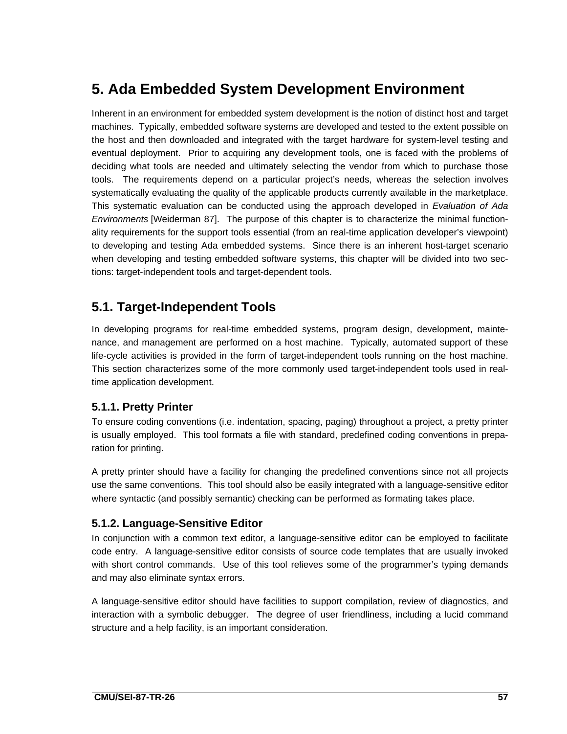# 5. Ada Embedded System Development Environment

Inherent in an environment for embedded system development is the notion of distinct host and target machines. Typically, embedded software systems are developed and tested to the extent possible on the host and then downloaded and integrated with the target hardware for system-level testing and eventual deployment. Prior to acquiring any development tools, one is faced with the problems of deciding what tools are needed and ultimately selecting the vendor from which to purchase those tools. The requirements depend on a particular project's needs, whereas the selection involves systematically evaluating the quality of the applicable products currently available in the marketplace. This systematic evaluation can be conducted using the approach developed in *Evaluation of Ada Environments* [Weiderman 87]. The purpose of this chapter is to characterize the minimal functionality requirements for the support tools essential (from an real-time application developer's viewpoint) to developing and testing Ada embedded systems. Since there is an inherent host-target scenario when developing and testing embedded software systems, this chapter will be divided into two sections: target-independent tools and target-dependent tools.

## 5.1. Target-Independent Tools

In developing programs for real-time embedded systems, program design, development, maintenance, and management are performed on a host machine. Typically, automated support of these life-cycle activities is provided in the form of target-independent tools running on the host machine. This section characterizes some of the more commonly used target-independent tools used in real-time application development.

### 5.1.1. Pretty Printer

To ensure coding conventions (i.e. indentation, spacing, paging) throughout a project, a pretty printer is usually employed. This tool formats a file with standard, predefined coding conventions in preparation for printing.

A pretty printer should have a facility for changing the predefined conventions since not all projects use the same conventions. This tool should also be easily integrated with a language-sensitive editor where syntactic (and possibly semantic) checking can be performed as formating takes place.

### 5.1.2. Language-Sensitive Editor

In conjunction with a common text editor, a language-sensitive editor can be employed to facilitate code entry. A language-sensitive editor consists of source code templates that are usually invoked with short control commands. Use of this tool relieves some of the programmer's typing demands and may also eliminate syntax errors.

A language-sensitive editor should have facilities to support compilation, review of diagnostics, and interaction with a symbolic debugger. The degree of user friendliness, including a lucid command structure and a help facility, is an important consideration.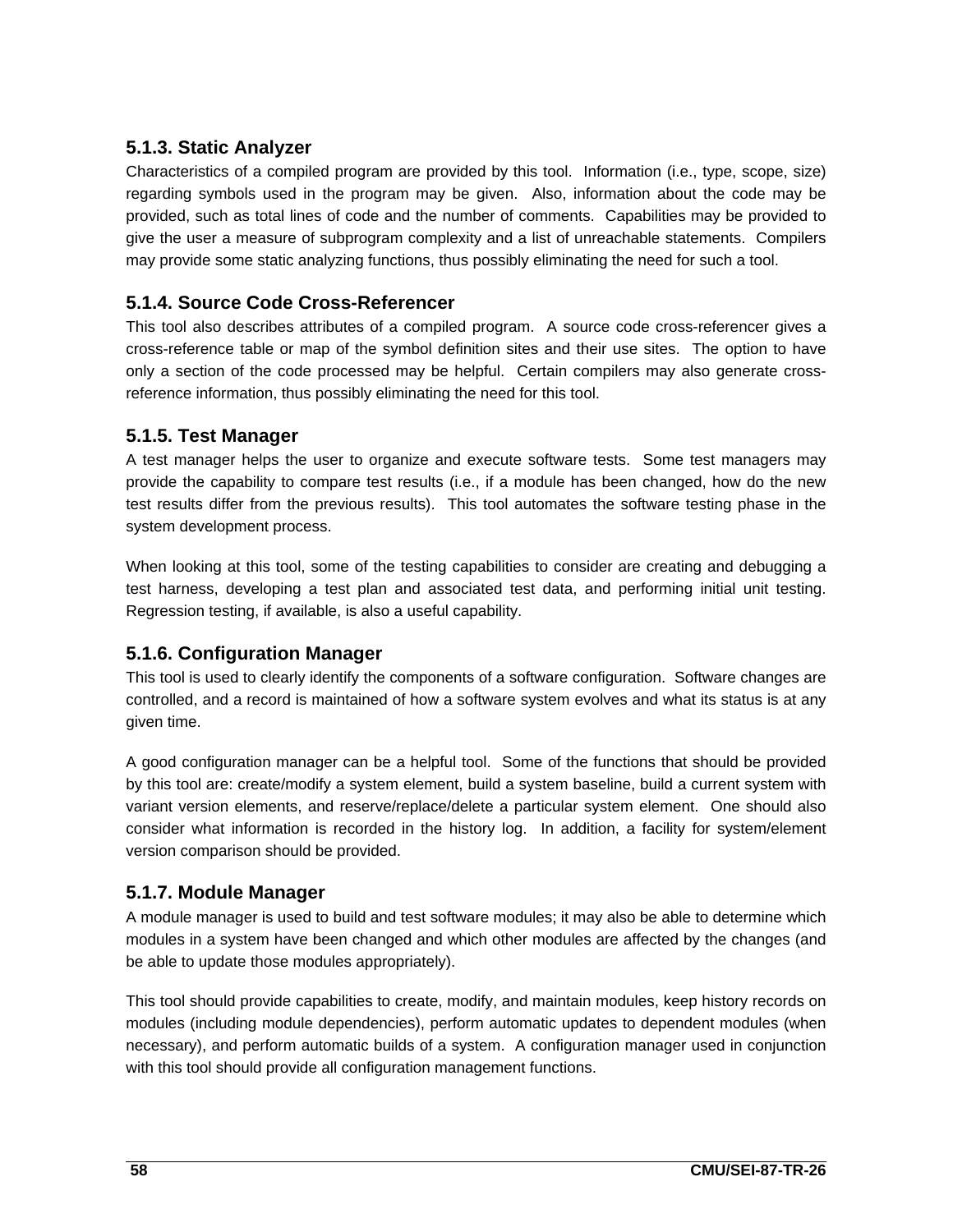### 5.1.3. Static Analyzer

Characteristics of a compiled program are provided by this tool. Information (i.e., type, scope, size) regarding symbols used in the program may be given. Also, information about the code may be provided, such as total lines of code and the number of comments. Capabilities may be provided to give the user a measure of subprogram complexity and a list of unreachable statements. Compilers may provide some static analyzing functions, thus possibly eliminating the need for such a tool.

### 5.1.4. Source Code Cross-Referencer

This tool also describes attributes of a compiled program. A source code cross-referencer gives a cross-reference table or map of the symbol definition sites and their use sites. The option to have only a section of the code processed may be helpful. Certain compilers may also generate cross-reference information, thus possibly eliminating the need for this tool.

### 5.1.5. Test Manager

A test manager helps the user to organize and execute software tests. Some test managers may provide the capability to compare test results (i.e., if a module has been changed, how do the new test results differ from the previous results). This tool automates the software testing phase in the system development process.

When looking at this tool, some of the testing capabilities to consider are creating and debugging a test harness, developing a test plan and associated test data, and performing initial unit testing. Regression testing, if available, is also a useful capability.

### 5.1.6. Configuration Manager

This tool is used to clearly identify the components of a software configuration. Software changes are controlled, and a record is maintained of how a software system evolves and what its status is at any given time.

A good configuration manager can be a helpful tool. Some of the functions that should be provided by this tool are: create/modify a system element, build a system baseline, build a current system with variant version elements, and reserve/replace/delete a particular system element. One should also consider what information is recorded in the history log. In addition, a facility for system/element version comparison should be provided.

### 5.1.7. Module Manager

A module manager is used to build and test software modules; it may also be able to determine which modules in a system have been changed and which other modules are affected by the changes (and be able to update those modules appropriately).

This tool should provide capabilities to create, modify, and maintain modules, keep history records on modules (including module dependencies), perform automatic updates to dependent modules (when necessary), and perform automatic builds of a system. A configuration manager used in conjunction with this tool should provide all configuration management functions.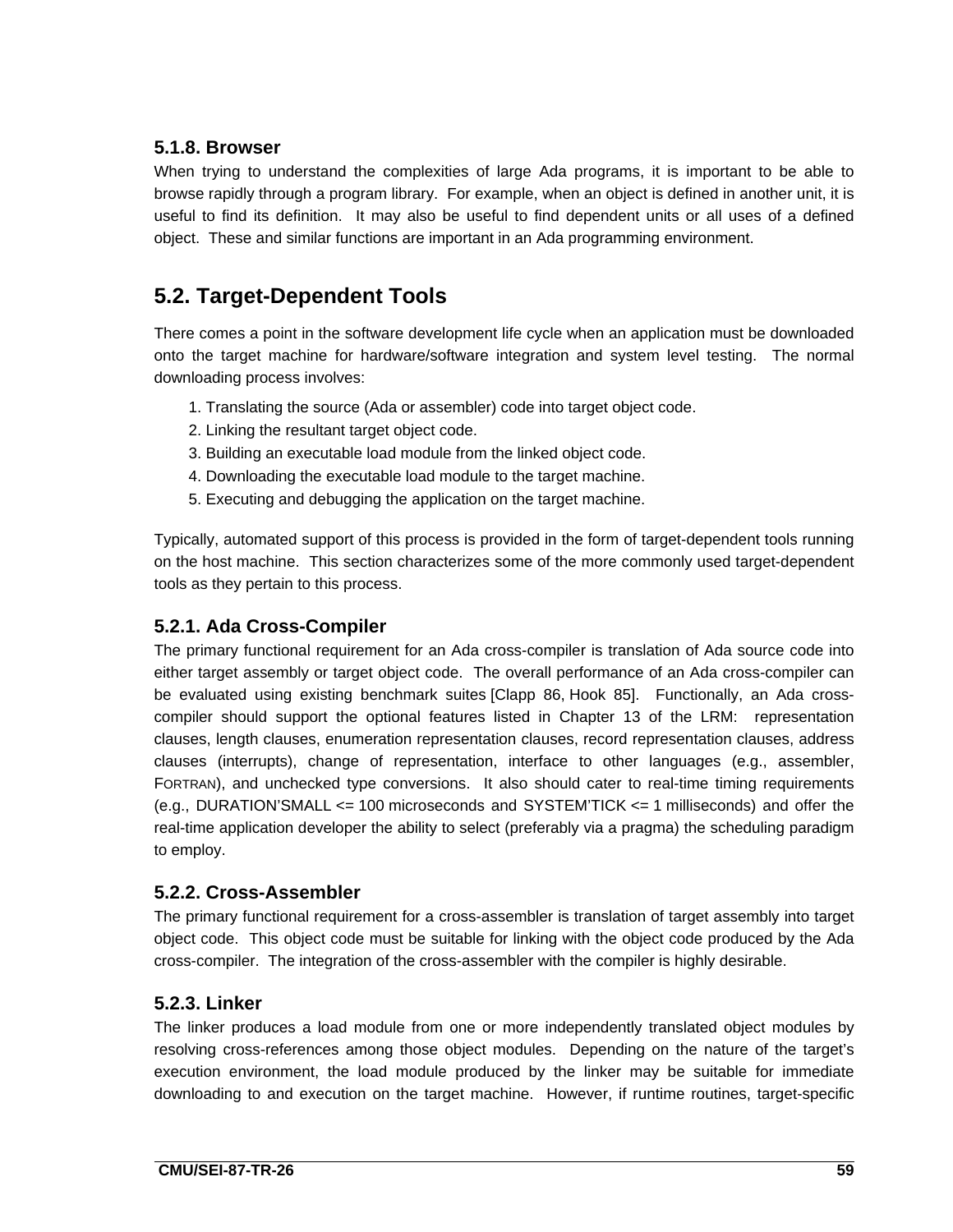### 5.1.8. Browser

When trying to understand the complexities of large Ada programs, it is important to be able to browse rapidly through a program library. For example, when an object is defined in another unit, it is useful to find its definition. It may also be useful to find dependent units or all uses of a defined object. These and similar functions are important in an Ada programming environment.

## 5.2. Target-Dependent Tools

There comes a point in the software development life cycle when an application must be downloaded onto the target machine for hardware/software integration and system level testing. The normal downloading process involves:

1. Translating the source (Ada or assembler) code into target object code.
2. Linking the resultant target object code.
3. Building an executable load module from the linked object code.
4. Downloading the executable load module to the target machine.
5. Executing and debugging the application on the target machine.

Typically, automated support of this process is provided in the form of target-dependent tools running on the host machine. This section characterizes some of the more commonly used target-dependent tools as they pertain to this process.

### 5.2.1. Ada Cross-Compiler

The primary functional requirement for an Ada cross-compiler is translation of Ada source code into either target assembly or target object code. The overall performance of an Ada cross-compiler can be evaluated using existing benchmark suites [Clapp 86, Hook 85]. Functionally, an Ada cross-compiler should support the optional features listed in Chapter 13 of the LRM: representation clauses, length clauses, enumeration representation clauses, record representation clauses, address clauses (interrupts), change of representation, interface to other languages (e.g., assembler, FORTRAN), and unchecked type conversions. It also should cater to real-time timing requirements (e.g., DURATION'SMALL <= 100 microseconds and SYSTEM'TICK <= 1 milliseconds) and offer the real-time application developer the ability to select (preferably via a pragma) the scheduling paradigm to employ.

### 5.2.2. Cross-Assembler

The primary functional requirement for a cross-assembler is translation of target assembly into target object code. This object code must be suitable for linking with the object code produced by the Ada cross-compiler. The integration of the cross-assembler with the compiler is highly desirable.

### 5.2.3. Linker

The linker produces a load module from one or more independently translated object modules by resolving cross-references among those object modules. Depending on the nature of the target's execution environment, the load module produced by the linker may be suitable for immediate downloading to and execution on the target machine. However, if runtime routines, target-specific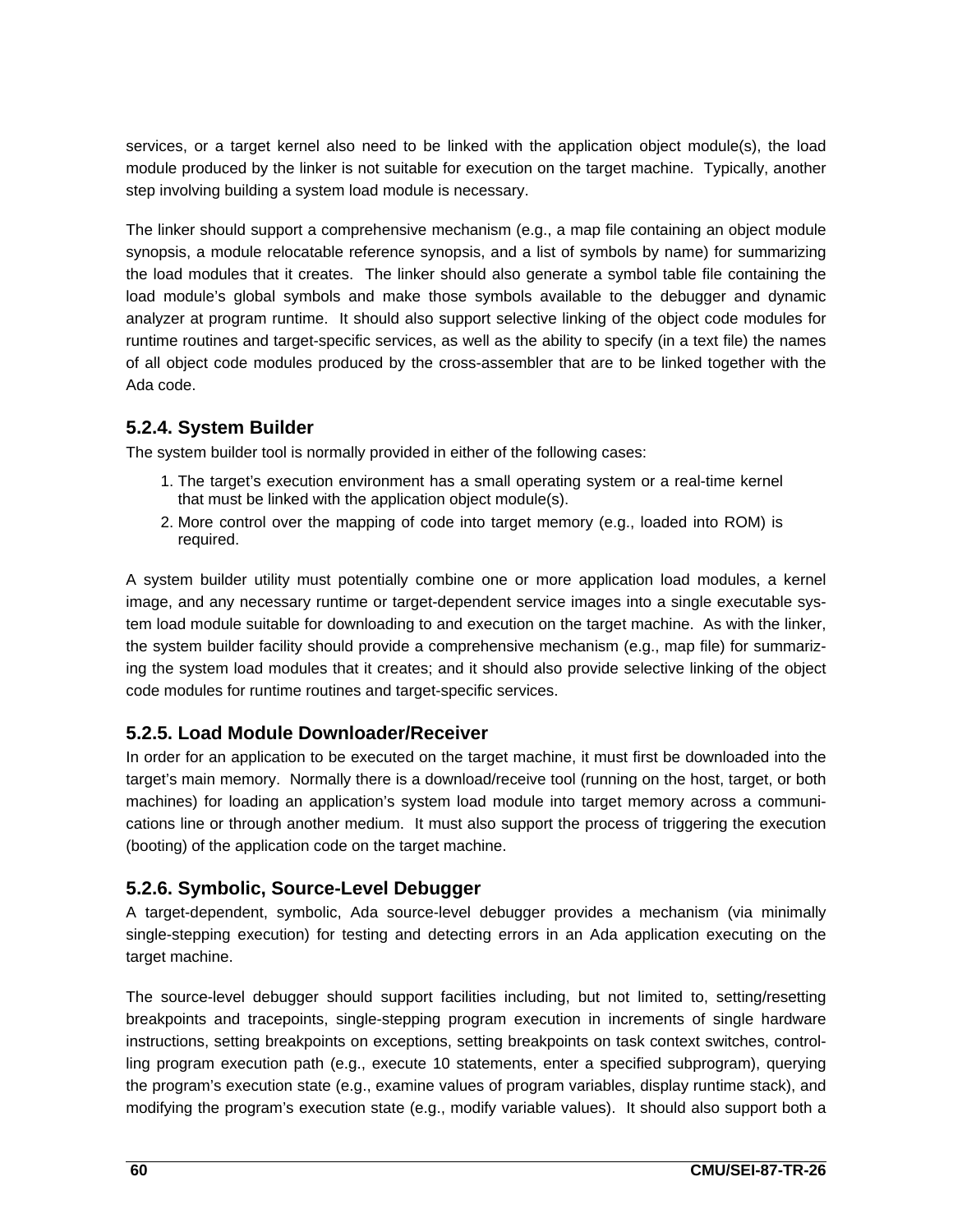services, or a target kernel also need to be linked with the application object module(s), the load module produced by the linker is not suitable for execution on the target machine. Typically, another step involving building a system load module is necessary.

The linker should support a comprehensive mechanism (e.g., a map file containing an object module synopsis, a module relocatable reference synopsis, and a list of symbols by name) for summarizing the load modules that it creates. The linker should also generate a symbol table file containing the load module's global symbols and make those symbols available to the debugger and dynamic analyzer at program runtime. It should also support selective linking of the object code modules for runtime routines and target-specific services, as well as the ability to specify (in a text file) the names of all object code modules produced by the cross-assembler that are to be linked together with the Ada code.

### 5.2.4. System Builder

The system builder tool is normally provided in either of the following cases:

1. The target's execution environment has a small operating system or a real-time kernel that must be linked with the application object module(s).
2. More control over the mapping of code into target memory (e.g., loaded into ROM) is required.

A system builder utility must potentially combine one or more application load modules, a kernel image, and any necessary runtime or target-dependent service images into a single executable system load module suitable for downloading to and execution on the target machine. As with the linker, the system builder facility should provide a comprehensive mechanism (e.g., map file) for summarizing the system load modules that it creates; and it should also provide selective linking of the object code modules for runtime routines and target-specific services.

### 5.2.5. Load Module Downloader/Receiver

In order for an application to be executed on the target machine, it must first be downloaded into the target's main memory. Normally there is a download/receive tool (running on the host, target, or both machines) for loading an application's system load module into target memory across a communications line or through another medium. It must also support the process of triggering the execution (booting) of the application code on the target machine.

### 5.2.6. Symbolic, Source-Level Debugger

A target-dependent, symbolic, Ada source-level debugger provides a mechanism (via minimally single-stepping execution) for testing and detecting errors in an Ada application executing on the target machine.

The source-level debugger should support facilities including, but not limited to, setting/resetting breakpoints and tracepoints, single-stepping program execution in increments of single hardware instructions, setting breakpoints on exceptions, setting breakpoints on task context switches, controlling program execution path (e.g., execute 10 statements, enter a specified subprogram), querying the program's execution state (e.g., examine values of program variables, display runtime stack), and modifying the program's execution state (e.g., modify variable values). It should also support both a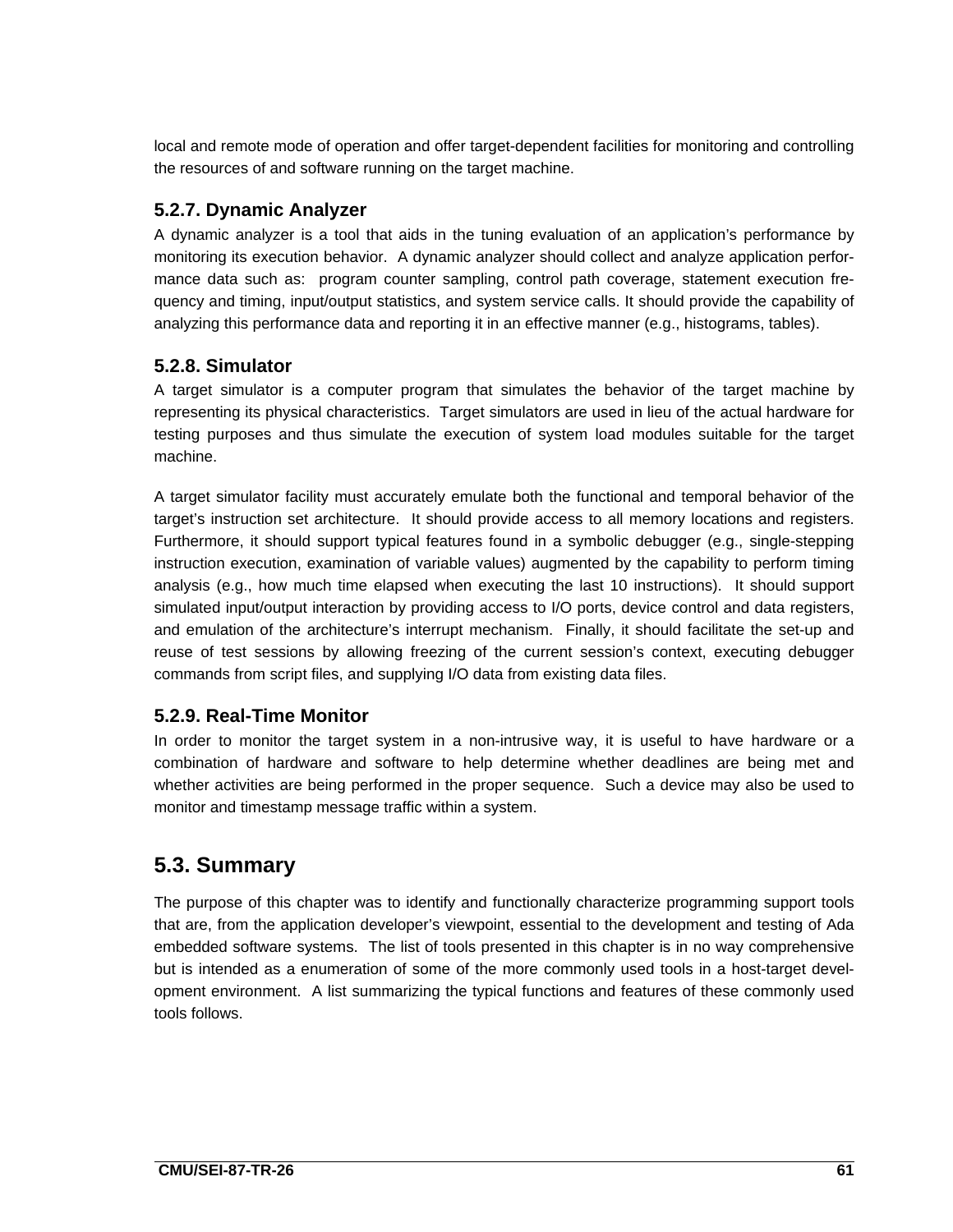local and remote mode of operation and offer target-dependent facilities for monitoring and controlling the resources of and software running on the target machine.

### 5.2.7. Dynamic Analyzer

A dynamic analyzer is a tool that aids in the tuning evaluation of an application's performance by monitoring its execution behavior. A dynamic analyzer should collect and analyze application performance data such as: program counter sampling, control path coverage, statement execution frequency and timing, input/output statistics, and system service calls. It should provide the capability of analyzing this performance data and reporting it in an effective manner (e.g., histograms, tables).

### 5.2.8. Simulator

A target simulator is a computer program that simulates the behavior of the target machine by representing its physical characteristics. Target simulators are used in lieu of the actual hardware for testing purposes and thus simulate the execution of system load modules suitable for the target machine.

A target simulator facility must accurately emulate both the functional and temporal behavior of the target's instruction set architecture. It should provide access to all memory locations and registers. Furthermore, it should support typical features found in a symbolic debugger (e.g., single-stepping instruction execution, examination of variable values) augmented by the capability to perform timing analysis (e.g., how much time elapsed when executing the last 10 instructions). It should support simulated input/output interaction by providing access to I/O ports, device control and data registers, and emulation of the architecture's interrupt mechanism. Finally, it should facilitate the set-up and reuse of test sessions by allowing freezing of the current session's context, executing debugger commands from script files, and supplying I/O data from existing data files.

### 5.2.9. Real-Time Monitor

In order to monitor the target system in a non-intrusive way, it is useful to have hardware or a combination of hardware and software to help determine whether deadlines are being met and whether activities are being performed in the proper sequence. Such a device may also be used to monitor and timestamp message traffic within a system.

## 5.3. Summary

The purpose of this chapter was to identify and functionally characterize programming support tools that are, from the application developer's viewpoint, essential to the development and testing of Ada embedded software systems. The list of tools presented in this chapter is in no way comprehensive but is intended as a enumeration of some of the more commonly used tools in a host-target development environment. A list summarizing the typical functions and features of these commonly used tools follows.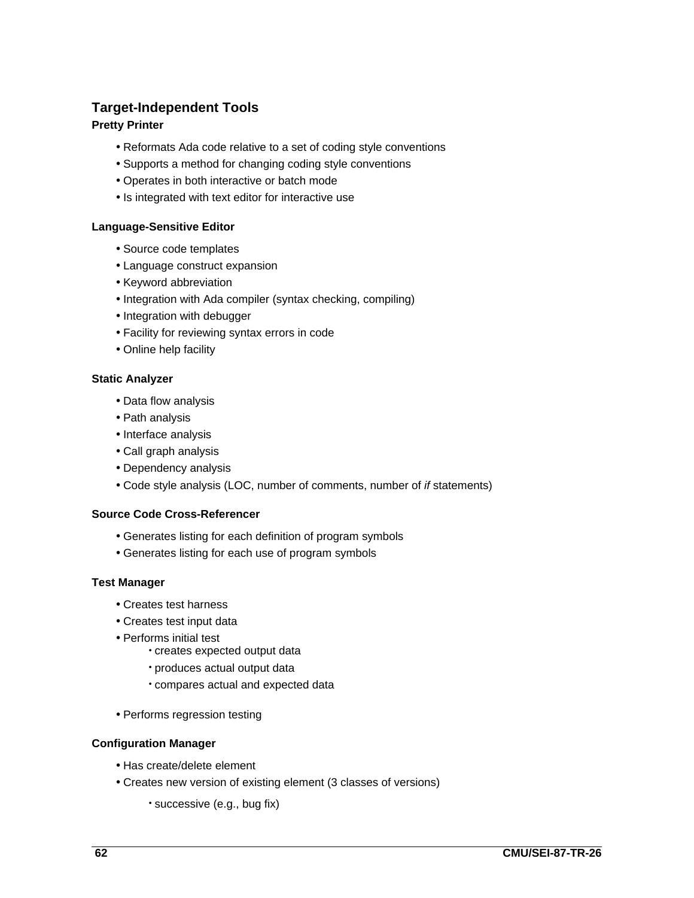## Target-Independent Tools

### Pretty Printer

- Reformats Ada code relative to a set of coding style conventions
- Supports a method for changing coding style conventions
- Operates in both interactive or batch mode
- Is integrated with text editor for interactive use

### Language-Sensitive Editor

- Source code templates
- Language construct expansion
- Keyword abbreviation
- Integration with Ada compiler (syntax checking, compiling)
- Integration with debugger
- Facility for reviewing syntax errors in code
- Online help facility

### Static Analyzer

- Data flow analysis
- Path analysis
- Interface analysis
- Call graph analysis
- Dependency analysis
- Code style analysis (LOC, number of comments, number of *if* statements)

### Source Code Cross-Referencer

- Generates listing for each definition of program symbols
- Generates listing for each use of program symbols

### Test Manager

- Creates test harness
- Creates test input data
- Performs initial test
    - creates expected output data
    - produces actual output data
    - compares actual and expected data
- Performs regression testing

### Configuration Manager

- Has create/delete element
- Creates new version of existing element (3 classes of versions)
    - successive (e.g., bug fix)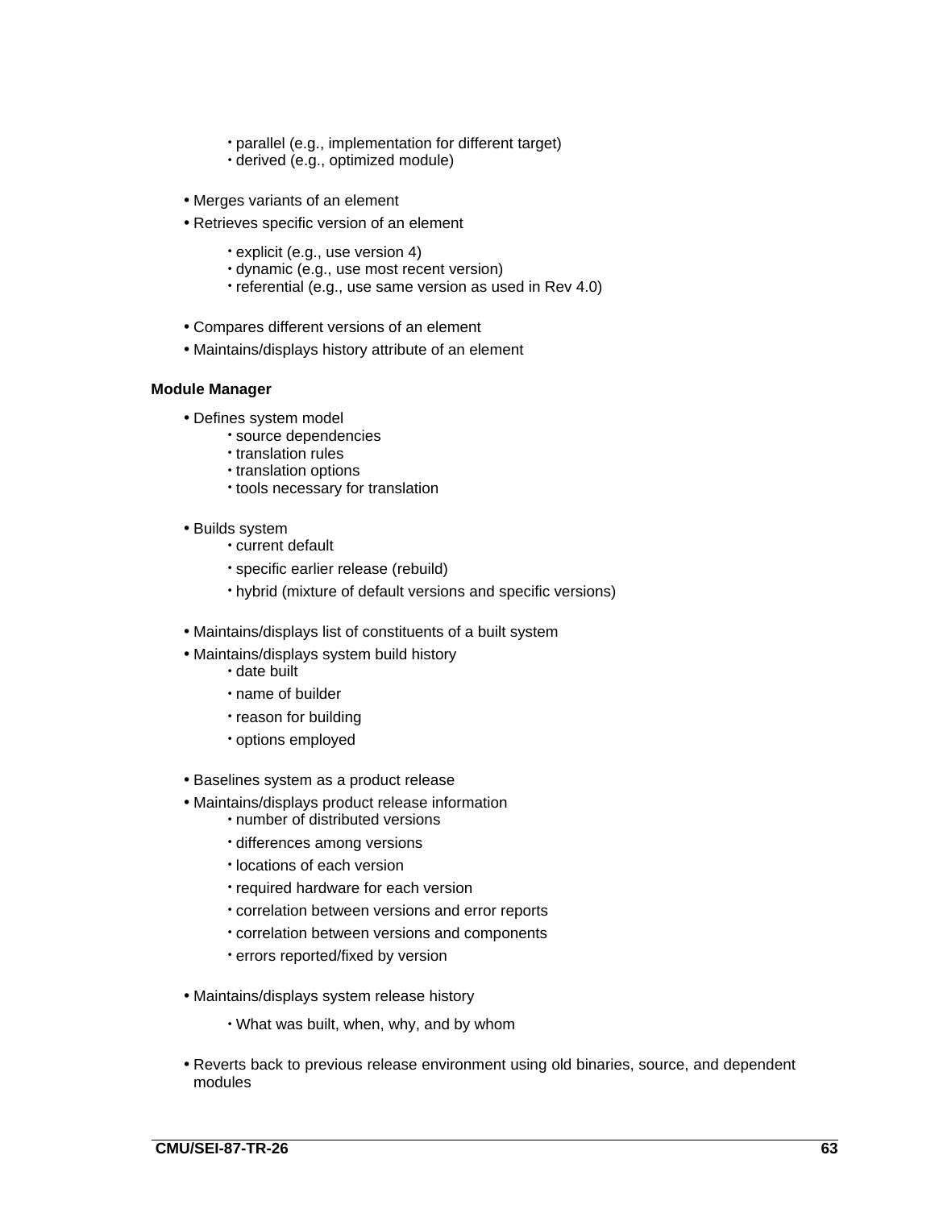- parallel (e.g., implementation for different target)
    - derived (e.g., optimized module)

- Merges variants of an element
- Retrieves specific version of an element
    - explicit (e.g., use version 4)
    - dynamic (e.g., use most recent version)
    - referential (e.g., use same version as used in Rev 4.0)

- Compares different versions of an element
- Maintains/displays history attribute of an element

**Module Manager**

- Defines system model
    - source dependencies
    - translation rules
    - translation options
    - tools necessary for translation

- Builds system
    - current default
    - specific earlier release (rebuild)
    - hybrid (mixture of default versions and specific versions)

- Maintains/displays list of constituents of a built system
- Maintains/displays system build history
    - date built
    - name of builder
    - reason for building
    - options employed

- Baselines system as a product release
- Maintains/displays product release information
    - number of distributed versions
    - differences among versions
    - locations of each version
    - required hardware for each version
    - correlation between versions and error reports
    - correlation between versions and components
    - errors reported/fixed by version

- Maintains/displays system release history
    - What was built, when, why, and by whom

- Reverts back to previous release environment using old binaries, source, and dependent modules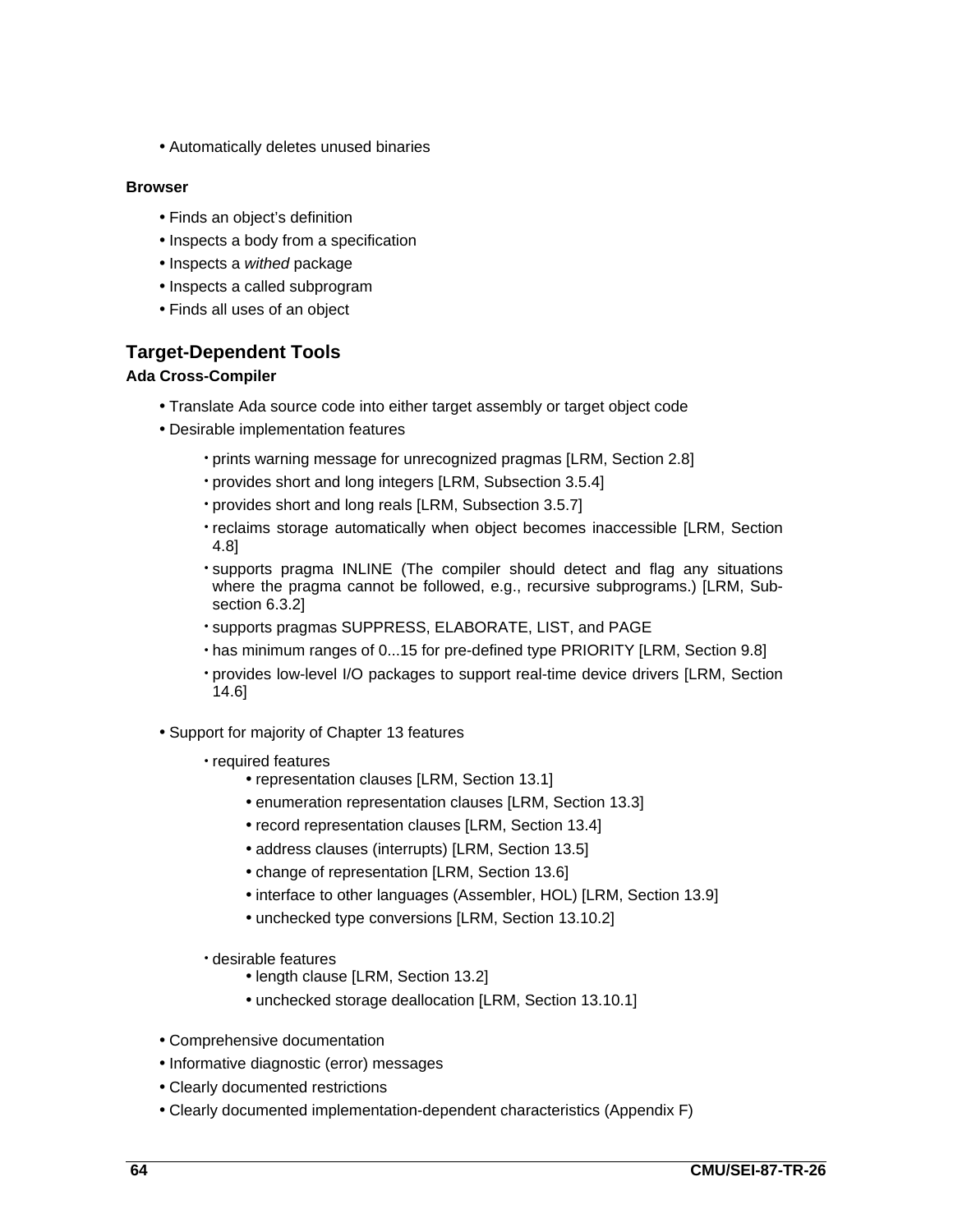- Automatically deletes unused binaries

**Browser**

- Finds an object's definition
- Inspects a body from a specification
- Inspects a *withed* package
- Inspects a called subprogram
- Finds all uses of an object

## Target-Dependent Tools

**Ada Cross-Compiler**

- Translate Ada source code into either target assembly or target object code
- Desirable implementation features
    - prints warning message for unrecognized pragmas [LRM, Section 2.8]
    - provides short and long integers [LRM, Subsection 3.5.4]
    - provides short and long reals [LRM, Subsection 3.5.7]
    - reclaims storage automatically when object becomes inaccessible [LRM, Section 4.8]
    - supports pragma INLINE (The compiler should detect and flag any situations where the pragma cannot be followed, e.g., recursive subprograms.) [LRM, Subsection 6.3.2]
    - supports pragmas SUPPRESS, ELABORATE, LIST, and PAGE
    - has minimum ranges of 0...15 for pre-defined type PRIORITY [LRM, Section 9.8]
    - provides low-level I/O packages to support real-time device drivers [LRM, Section 14.6]
- Support for majority of Chapter 13 features
    - required features
        - representation clauses [LRM, Section 13.1]
        - enumeration representation clauses [LRM, Section 13.3]
        - record representation clauses [LRM, Section 13.4]
        - address clauses (interrupts) [LRM, Section 13.5]
        - change of representation [LRM, Section 13.6]
        - interface to other languages (Assembler, HOL) [LRM, Section 13.9]
        - unchecked type conversions [LRM, Section 13.10.2]
    - desirable features
        - length clause [LRM, Section 13.2]
        - unchecked storage deallocation [LRM, Section 13.10.1]
- Comprehensive documentation
- Informative diagnostic (error) messages
- Clearly documented restrictions
- Clearly documented implementation-dependent characteristics (Appendix F)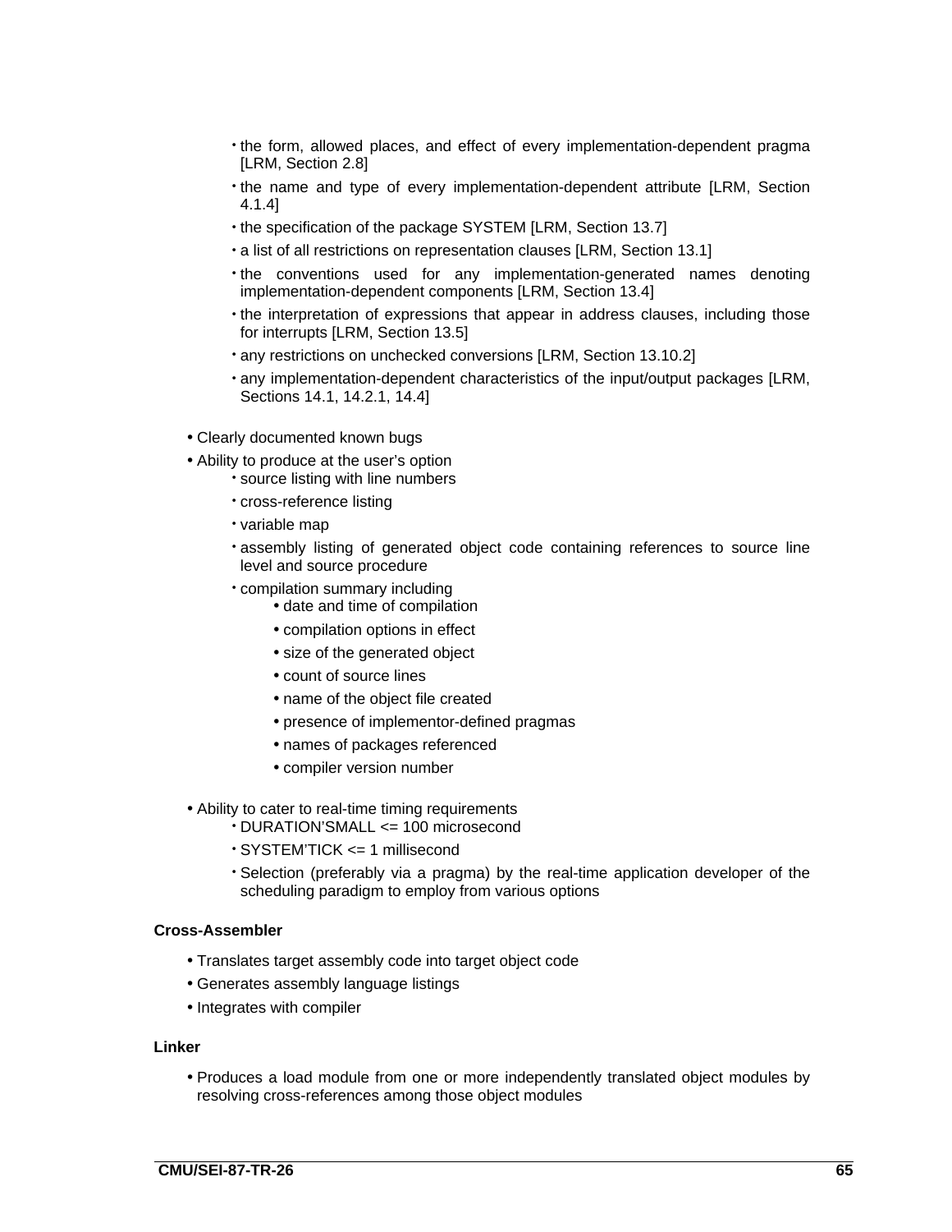- the form, allowed places, and effect of every implementation-dependent pragma [LRM, Section 2.8]
- the name and type of every implementation-dependent attribute [LRM, Section 4.1.4]
- the specification of the package SYSTEM [LRM, Section 13.7]
- a list of all restrictions on representation clauses [LRM, Section 13.1]
- the conventions used for any implementation-generated names denoting implementation-dependent components [LRM, Section 13.4]
- the interpretation of expressions that appear in address clauses, including those for interrupts [LRM, Section 13.5]
- any restrictions on unchecked conversions [LRM, Section 13.10.2]
- any implementation-dependent characteristics of the input/output packages [LRM, Sections 14.1, 14.2.1, 14.4]

- Clearly documented known bugs
- Ability to produce at the user's option
  - source listing with line numbers
  - cross-reference listing
  - variable map
  - assembly listing of generated object code containing references to source line level and source procedure
  - compilation summary including
    - date and time of compilation
    - compilation options in effect
    - size of the generated object
    - count of source lines
    - name of the object file created
    - presence of implementor-defined pragmas
    - names of packages referenced
    - compiler version number
- Ability to cater to real-time timing requirements
  - DURATION'SMALL <= 100 microsecond
  - SYSTEM'TICK <= 1 millisecond
  - Selection (preferably via a pragma) by the real-time application developer of the scheduling paradigm to employ from various options

**Cross-Assembler**

- Translates target assembly code into target object code
- Generates assembly language listings
- Integrates with compiler

**Linker**

- Produces a load module from one or more independently translated object modules by resolving cross-references among those object modules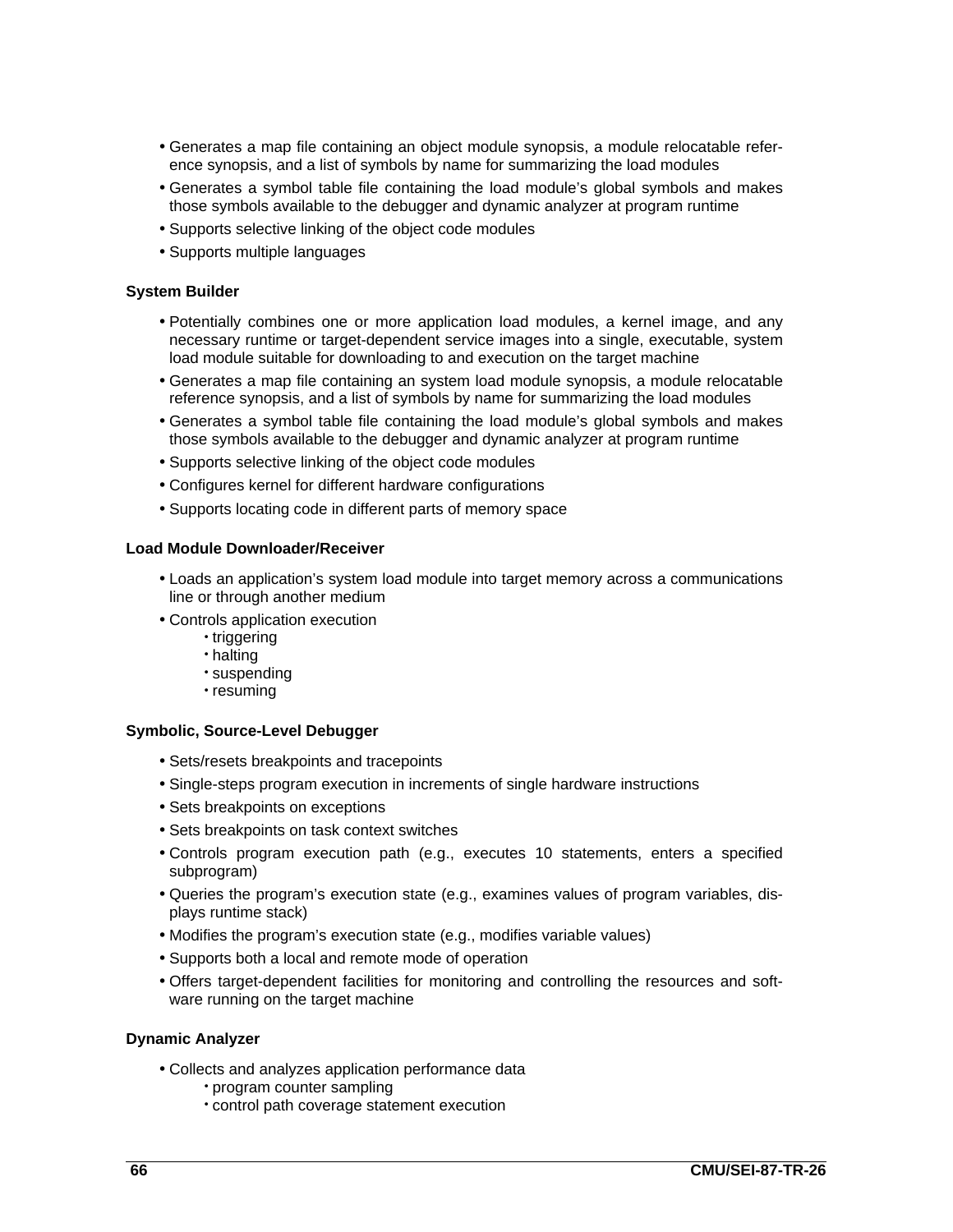- Generates a map file containing an object module synopsis, a module relocatable reference synopsis, and a list of symbols by name for summarizing the load modules
- Generates a symbol table file containing the load module's global symbols and makes those symbols available to the debugger and dynamic analyzer at program runtime
- Supports selective linking of the object code modules
- Supports multiple languages

**System Builder**

- Potentially combines one or more application load modules, a kernel image, and any necessary runtime or target-dependent service images into a single, executable, system load module suitable for downloading to and execution on the target machine
- Generates a map file containing an system load module synopsis, a module relocatable reference synopsis, and a list of symbols by name for summarizing the load modules
- Generates a symbol table file containing the load module's global symbols and makes those symbols available to the debugger and dynamic analyzer at program runtime
- Supports selective linking of the object code modules
- Configures kernel for different hardware configurations
- Supports locating code in different parts of memory space

**Load Module Downloader/Receiver**

- Loads an application's system load module into target memory across a communications line or through another medium
- Controls application execution
  - triggering
  - halting
  - suspending
  - resuming

**Symbolic, Source-Level Debugger**

- Sets/resets breakpoints and tracepoints
- Single-steps program execution in increments of single hardware instructions
- Sets breakpoints on exceptions
- Sets breakpoints on task context switches
- Controls program execution path (e.g., executes 10 statements, enters a specified subprogram)
- Queries the program's execution state (e.g., examines values of program variables, displays runtime stack)
- Modifies the program's execution state (e.g., modifies variable values)
- Supports both a local and remote mode of operation
- Offers target-dependent facilities for monitoring and controlling the resources and software running on the target machine

**Dynamic Analyzer**

- Collects and analyzes application performance data
  - program counter sampling
  - control path coverage statement execution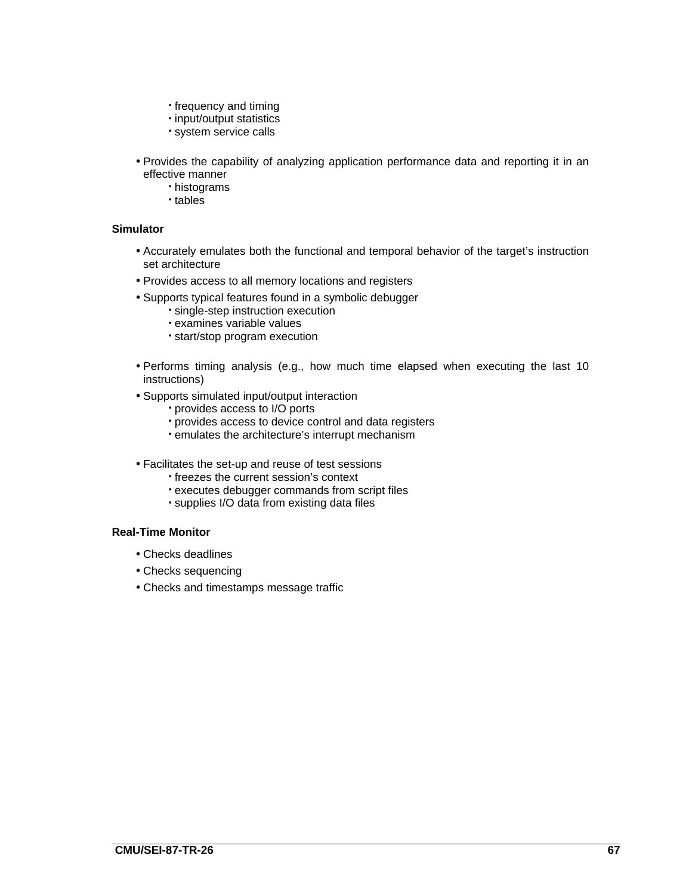- frequency and timing
   - input/output statistics
   - system service calls

- Provides the capability of analyzing application performance data and reporting it in an effective manner
   - histograms
   - tables

**Simulator**

- Accurately emulates both the functional and temporal behavior of the target's instruction set architecture
- Provides access to all memory locations and registers
- Supports typical features found in a symbolic debugger
   - single-step instruction execution
   - examines variable values
   - start/stop program execution

- Performs timing analysis (e.g., how much time elapsed when executing the last 10 instructions)
- Supports simulated input/output interaction
   - provides access to I/O ports
   - provides access to device control and data registers
   - emulates the architecture's interrupt mechanism

- Facilitates the set-up and reuse of test sessions
   - freezes the current session's context
   - executes debugger commands from script files
   - supplies I/O data from existing data files

**Real-Time Monitor**

- Checks deadlines
- Checks sequencing
- Checks and timestamps message traffic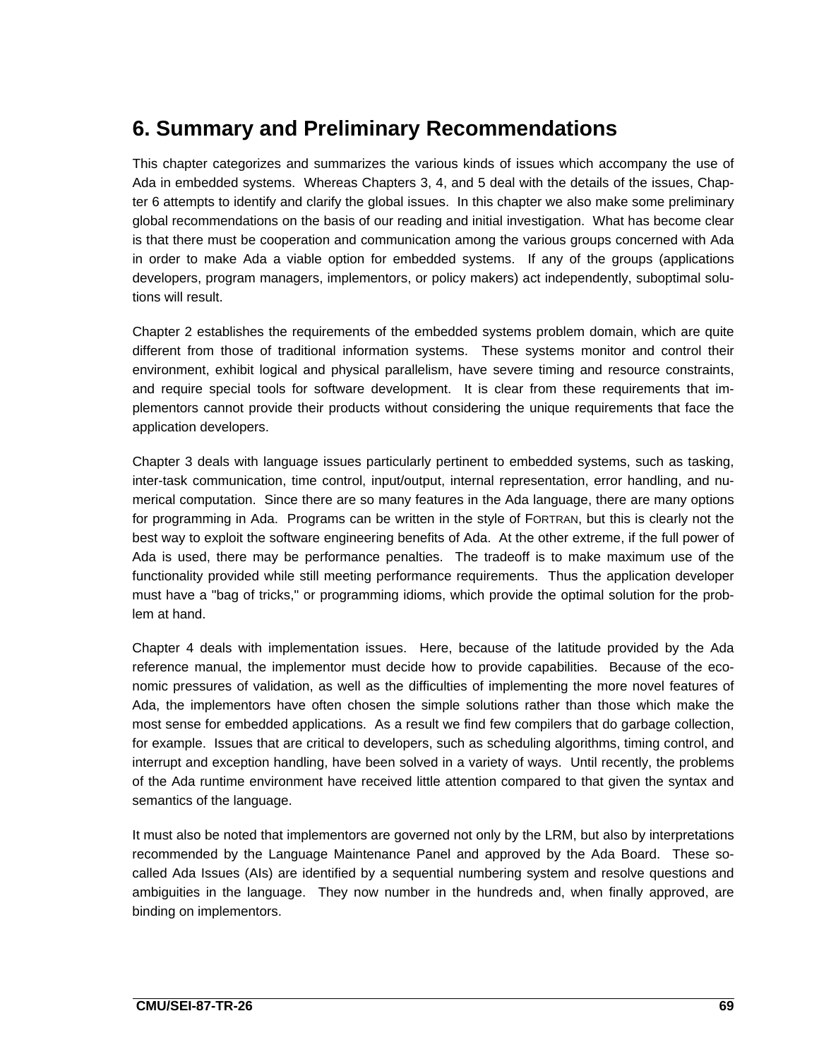# 6. Summary and Preliminary Recommendations

This chapter categorizes and summarizes the various kinds of issues which accompany the use of Ada in embedded systems. Whereas Chapters 3, 4, and 5 deal with the details of the issues, Chapter 6 attempts to identify and clarify the global issues. In this chapter we also make some preliminary global recommendations on the basis of our reading and initial investigation. What has become clear is that there must be cooperation and communication among the various groups concerned with Ada in order to make Ada a viable option for embedded systems. If any of the groups (applications developers, program managers, implementors, or policy makers) act independently, suboptimal solutions will result.

Chapter 2 establishes the requirements of the embedded systems problem domain, which are quite different from those of traditional information systems. These systems monitor and control their environment, exhibit logical and physical parallelism, have severe timing and resource constraints, and require special tools for software development. It is clear from these requirements that implementors cannot provide their products without considering the unique requirements that face the application developers.

Chapter 3 deals with language issues particularly pertinent to embedded systems, such as tasking, inter-task communication, time control, input/output, internal representation, error handling, and numerical computation. Since there are so many features in the Ada language, there are many options for programming in Ada. Programs can be written in the style of FORTRAN, but this is clearly not the best way to exploit the software engineering benefits of Ada. At the other extreme, if the full power of Ada is used, there may be performance penalties. The tradeoff is to make maximum use of the functionality provided while still meeting performance requirements. Thus the application developer must have a "bag of tricks," or programming idioms, which provide the optimal solution for the problem at hand.

Chapter 4 deals with implementation issues. Here, because of the latitude provided by the Ada reference manual, the implementor must decide how to provide capabilities. Because of the economic pressures of validation, as well as the difficulties of implementing the more novel features of Ada, the implementors have often chosen the simple solutions rather than those which make the most sense for embedded applications. As a result we find few compilers that do garbage collection, for example. Issues that are critical to developers, such as scheduling algorithms, timing control, and interrupt and exception handling, have been solved in a variety of ways. Until recently, the problems of the Ada runtime environment have received little attention compared to that given the syntax and semantics of the language.

It must also be noted that implementors are governed not only by the LRM, but also by interpretations recommended by the Language Maintenance Panel and approved by the Ada Board. These so-called Ada Issues (AIs) are identified by a sequential numbering system and resolve questions and ambiguities in the language. They now number in the hundreds and, when finally approved, are binding on implementors.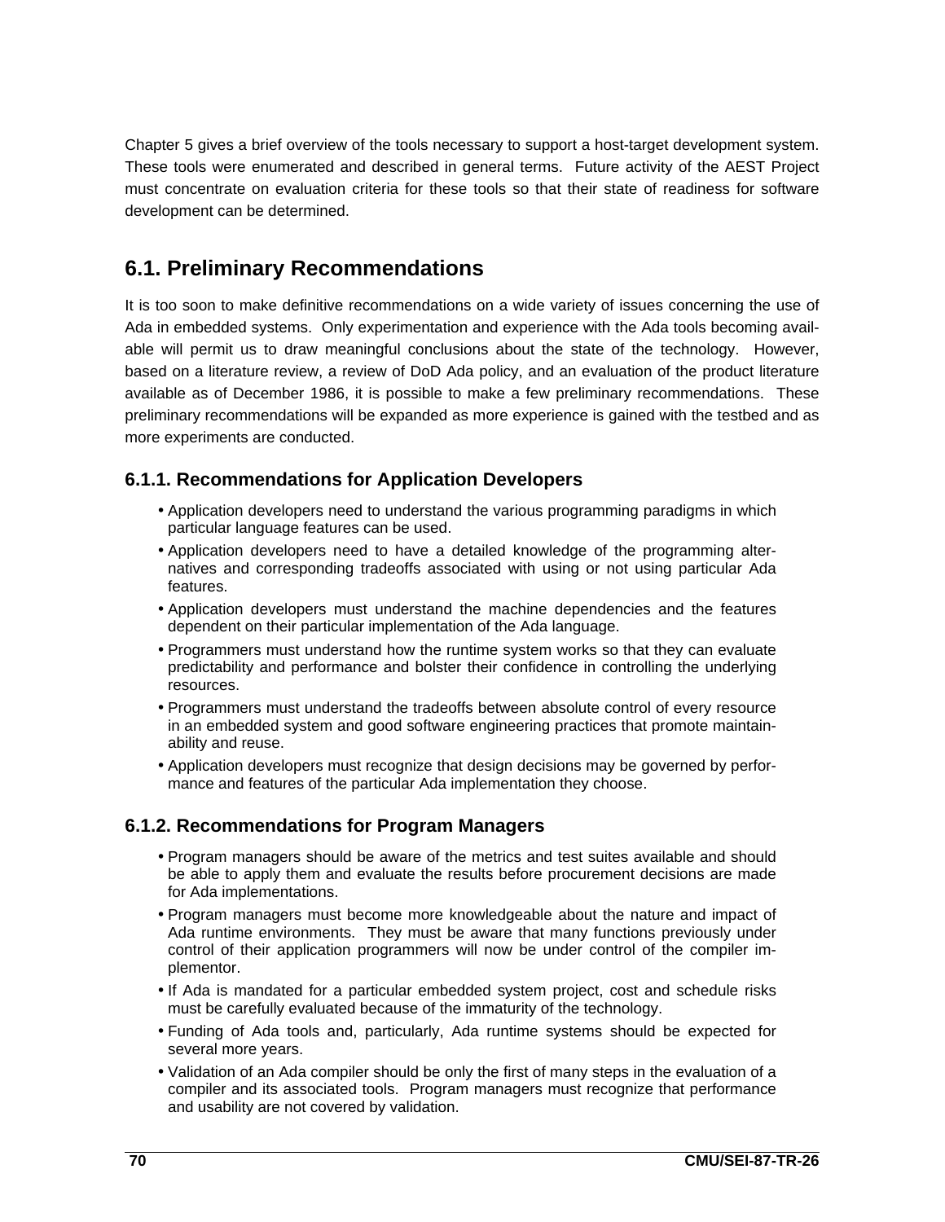Chapter 5 gives a brief overview of the tools necessary to support a host-target development system. These tools were enumerated and described in general terms. Future activity of the AEST Project must concentrate on evaluation criteria for these tools so that their state of readiness for software development can be determined.

## 6.1. Preliminary Recommendations

It is too soon to make definitive recommendations on a wide variety of issues concerning the use of Ada in embedded systems. Only experimentation and experience with the Ada tools becoming available will permit us to draw meaningful conclusions about the state of the technology. However, based on a literature review, a review of DoD Ada policy, and an evaluation of the product literature available as of December 1986, it is possible to make a few preliminary recommendations. These preliminary recommendations will be expanded as more experience is gained with the testbed and as more experiments are conducted.

### 6.1.1. Recommendations for Application Developers

- Application developers need to understand the various programming paradigms in which particular language features can be used.
- Application developers need to have a detailed knowledge of the programming alternatives and corresponding tradeoffs associated with using or not using particular Ada features.
- Application developers must understand the machine dependencies and the features dependent on their particular implementation of the Ada language.
- Programmers must understand how the runtime system works so that they can evaluate predictability and performance and bolster their confidence in controlling the underlying resources.
- Programmers must understand the tradeoffs between absolute control of every resource in an embedded system and good software engineering practices that promote maintainability and reuse.
- Application developers must recognize that design decisions may be governed by performance and features of the particular Ada implementation they choose.

### 6.1.2. Recommendations for Program Managers

- Program managers should be aware of the metrics and test suites available and should be able to apply them and evaluate the results before procurement decisions are made for Ada implementations.
- Program managers must become more knowledgeable about the nature and impact of Ada runtime environments. They must be aware that many functions previously under control of their application programmers will now be under control of the compiler implementor.
- If Ada is mandated for a particular embedded system project, cost and schedule risks must be carefully evaluated because of the immaturity of the technology.
- Funding of Ada tools and, particularly, Ada runtime systems should be expected for several more years.
- Validation of an Ada compiler should be only the first of many steps in the evaluation of a compiler and its associated tools. Program managers must recognize that performance and usability are not covered by validation.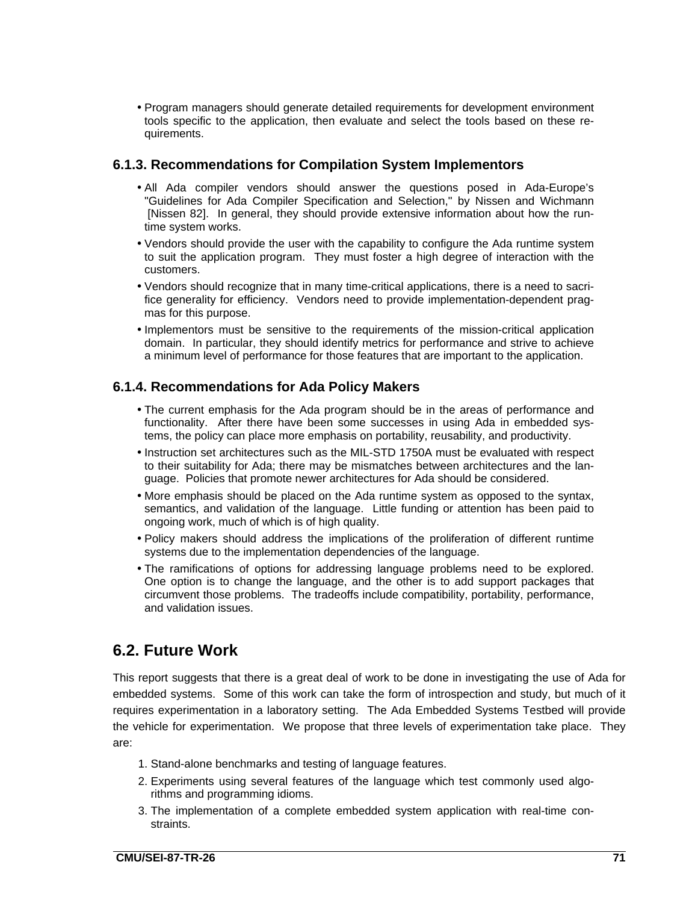- Program managers should generate detailed requirements for development environment tools specific to the application, then evaluate and select the tools based on these requirements.

### 6.1.3. Recommendations for Compilation System Implementors

- All Ada compiler vendors should answer the questions posed in Ada-Europe's "Guidelines for Ada Compiler Specification and Selection," by Nissen and Wichmann [Nissen 82]. In general, they should provide extensive information about how the runtime system works.
- Vendors should provide the user with the capability to configure the Ada runtime system to suit the application program. They must foster a high degree of interaction with the customers.
- Vendors should recognize that in many time-critical applications, there is a need to sacrifice generality for efficiency. Vendors need to provide implementation-dependent pragmas for this purpose.
- Implementors must be sensitive to the requirements of the mission-critical application domain. In particular, they should identify metrics for performance and strive to achieve a minimum level of performance for those features that are important to the application.

### 6.1.4. Recommendations for Ada Policy Makers

- The current emphasis for the Ada program should be in the areas of performance and functionality. After there have been some successes in using Ada in embedded systems, the policy can place more emphasis on portability, reusability, and productivity.
- Instruction set architectures such as the MIL-STD 1750A must be evaluated with respect to their suitability for Ada; there may be mismatches between architectures and the language. Policies that promote newer architectures for Ada should be considered.
- More emphasis should be placed on the Ada runtime system as opposed to the syntax, semantics, and validation of the language. Little funding or attention has been paid to ongoing work, much of which is of high quality.
- Policy makers should address the implications of the proliferation of different runtime systems due to the implementation dependencies of the language.
- The ramifications of options for addressing language problems need to be explored. One option is to change the language, and the other is to add support packages that circumvent those problems. The tradeoffs include compatibility, portability, performance, and validation issues.

## 6.2. Future Work

This report suggests that there is a great deal of work to be done in investigating the use of Ada for embedded systems. Some of this work can take the form of introspection and study, but much of it requires experimentation in a laboratory setting. The Ada Embedded Systems Testbed will provide the vehicle for experimentation. We propose that three levels of experimentation take place. They are:

1. Stand-alone benchmarks and testing of language features.
2. Experiments using several features of the language which test commonly used algorithms and programming idioms.
3. The implementation of a complete embedded system application with real-time constraints.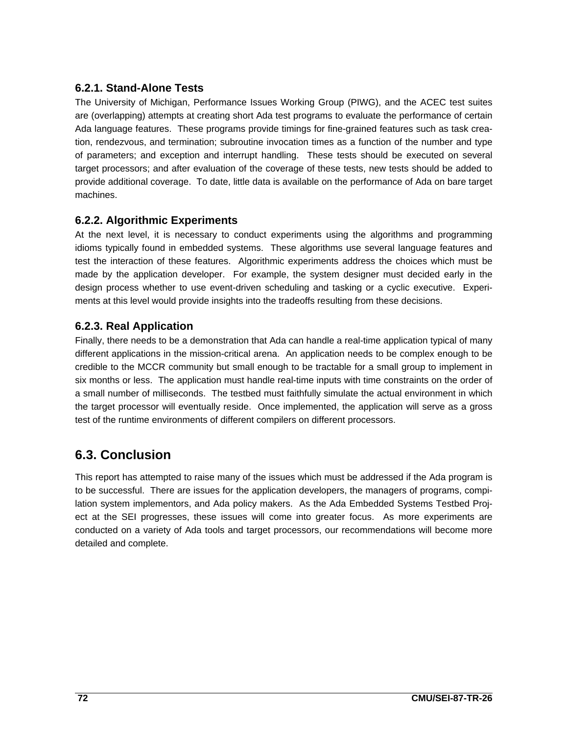### 6.2.1. Stand-Alone Tests

The University of Michigan, Performance Issues Working Group (PIWG), and the ACEC test suites are (overlapping) attempts at creating short Ada test programs to evaluate the performance of certain Ada language features. These programs provide timings for fine-grained features such as task creation, rendezvous, and termination; subroutine invocation times as a function of the number and type of parameters; and exception and interrupt handling. These tests should be executed on several target processors; and after evaluation of the coverage of these tests, new tests should be added to provide additional coverage. To date, little data is available on the performance of Ada on bare target machines.

### 6.2.2. Algorithmic Experiments

At the next level, it is necessary to conduct experiments using the algorithms and programming idioms typically found in embedded systems. These algorithms use several language features and test the interaction of these features. Algorithmic experiments address the choices which must be made by the application developer. For example, the system designer must decided early in the design process whether to use event-driven scheduling and tasking or a cyclic executive. Experiments at this level would provide insights into the tradeoffs resulting from these decisions.

### 6.2.3. Real Application

Finally, there needs to be a demonstration that Ada can handle a real-time application typical of many different applications in the mission-critical arena. An application needs to be complex enough to be credible to the MCCR community but small enough to be tractable for a small group to implement in six months or less. The application must handle real-time inputs with time constraints on the order of a small number of milliseconds. The testbed must faithfully simulate the actual environment in which the target processor will eventually reside. Once implemented, the application will serve as a gross test of the runtime environments of different compilers on different processors.

## 6.3. Conclusion

This report has attempted to raise many of the issues which must be addressed if the Ada program is to be successful. There are issues for the application developers, the managers of programs, compilation system implementors, and Ada policy makers. As the Ada Embedded Systems Testbed Project at the SEI progresses, these issues will come into greater focus. As more experiments are conducted on a variety of Ada tools and target processors, our recommendations will become more detailed and complete.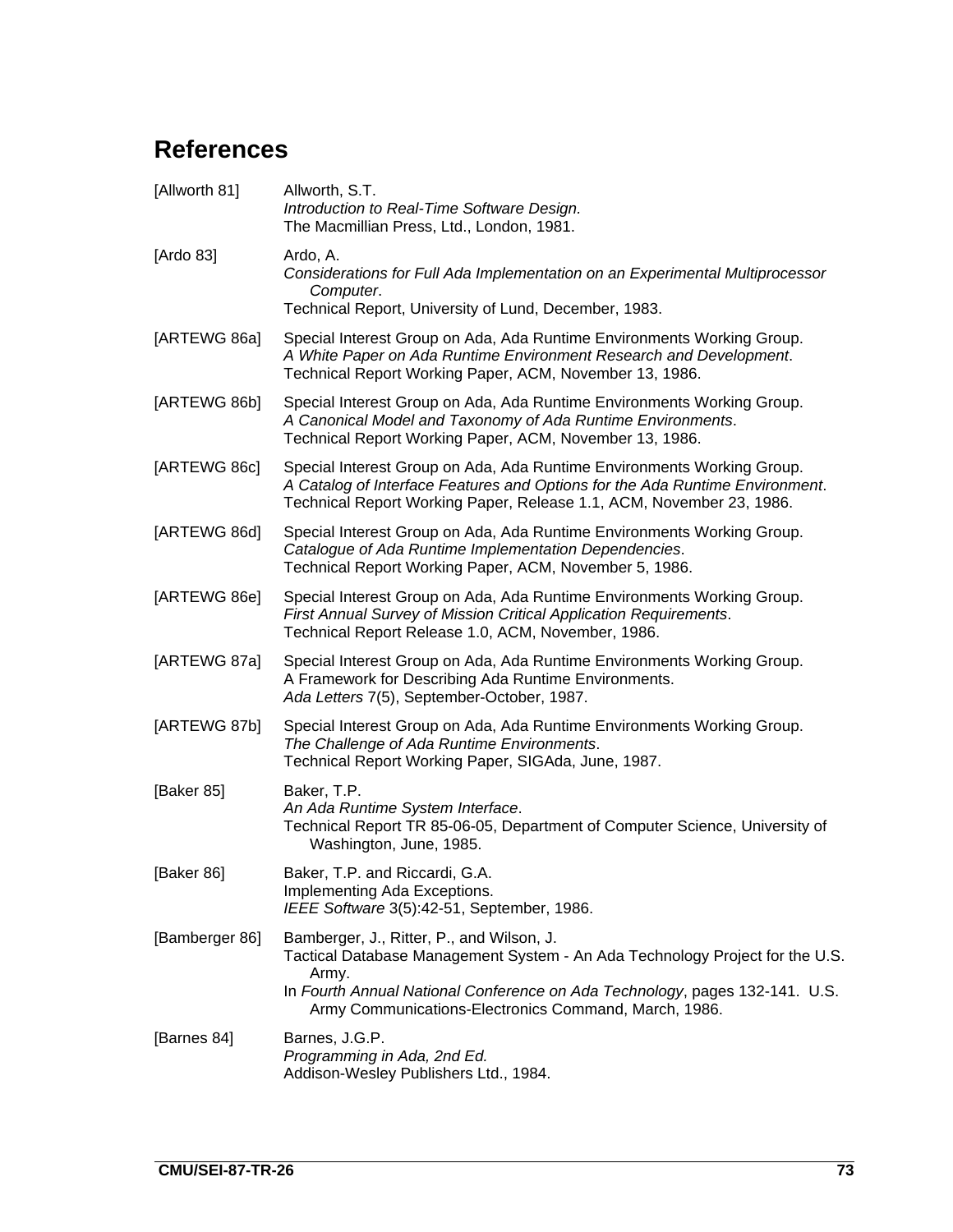# References

[Allworth 81] Allworth, S.T.
*Introduction to Real-Time Software Design.*
The Macmillian Press, Ltd., London, 1981.

[Ardo 83] Ardo, A.
*Considerations for Full Ada Implementation on an Experimental Multiprocessor Computer.*
Technical Report, University of Lund, December, 1983.

[ARTEWG 86a] Special Interest Group on Ada, Ada Runtime Environments Working Group.
*A White Paper on Ada Runtime Environment Research and Development.*
Technical Report Working Paper, ACM, November 13, 1986.

[ARTEWG 86b] Special Interest Group on Ada, Ada Runtime Environments Working Group.
*A Canonical Model and Taxonomy of Ada Runtime Environments.*
Technical Report Working Paper, ACM, November 13, 1986.

[ARTEWG 86c] Special Interest Group on Ada, Ada Runtime Environments Working Group.
*A Catalog of Interface Features and Options for the Ada Runtime Environment.*
Technical Report Working Paper, Release 1.1, ACM, November 23, 1986.

[ARTEWG 86d] Special Interest Group on Ada, Ada Runtime Environments Working Group.
*Catalogue of Ada Runtime Implementation Dependencies.*
Technical Report Working Paper, ACM, November 5, 1986.

[ARTEWG 86e] Special Interest Group on Ada, Ada Runtime Environments Working Group.
*First Annual Survey of Mission Critical Application Requirements.*
Technical Report Release 1.0, ACM, November, 1986.

[ARTEWG 87a] Special Interest Group on Ada, Ada Runtime Environments Working Group.
A Framework for Describing Ada Runtime Environments.
*Ada Letters* 7(5), September-October, 1987.

[ARTEWG 87b] Special Interest Group on Ada, Ada Runtime Environments Working Group.
*The Challenge of Ada Runtime Environments.*
Technical Report Working Paper, SIGAda, June, 1987.

[Baker 85] Baker, T.P.
*An Ada Runtime System Interface.*
Technical Report TR 85-06-05, Department of Computer Science, University of Washington, June, 1985.

[Baker 86] Baker, T.P. and Riccardi, G.A.
Implementing Ada Exceptions.
*IEEE Software* 3(5):42-51, September, 1986.

[Bamberger 86] Bamberger, J., Ritter, P., and Wilson, J.
Tactical Database Management System - An Ada Technology Project for the U.S. Army.
In *Fourth Annual National Conference on Ada Technology*, pages 132-141. U.S. Army Communications-Electronics Command, March, 1986.

[Barnes 84] Barnes, J.G.P.
*Programming in Ada, 2nd Ed.*
Addison-Wesley Publishers Ltd., 1984.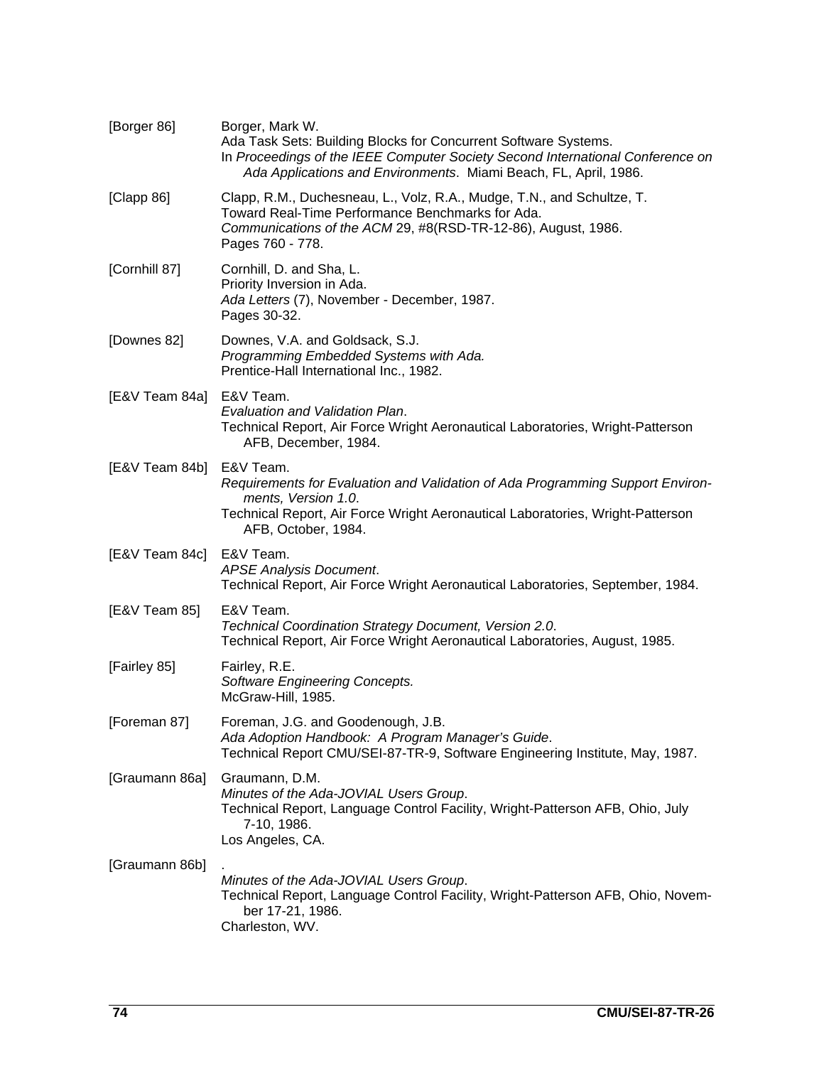[Borger 86] Borger, Mark W.
Ada Task Sets: Building Blocks for Concurrent Software Systems.
In *Proceedings of the IEEE Computer Society Second International Conference on Ada Applications and Environments*. Miami Beach, FL, April, 1986.

[Clapp 86] Clapp, R.M., Duchesneau, L., Volz, R.A., Mudge, T.N., and Schultze, T.
Toward Real-Time Performance Benchmarks for Ada.
*Communications of the ACM* 29, #8(RSD-TR-12-86), August, 1986.
Pages 760 - 778.

[Cornhill 87] Cornhill, D. and Sha, L.
Priority Inversion in Ada.
*Ada Letters* (7), November - December, 1987.
Pages 30-32.

[Downes 82] Downes, V.A. and Goldsack, S.J.
*Programming Embedded Systems with Ada.*
Prentice-Hall International Inc., 1982.

[E&V Team 84a] E&V Team.
*Evaluation and Validation Plan*.
Technical Report, Air Force Wright Aeronautical Laboratories, Wright-Patterson AFB, December, 1984.

[E&V Team 84b] E&V Team.
*Requirements for Evaluation and Validation of Ada Programming Support Environments, Version 1.0*.
Technical Report, Air Force Wright Aeronautical Laboratories, Wright-Patterson AFB, October, 1984.

[E&V Team 84c] E&V Team.
*APSE Analysis Document*.
Technical Report, Air Force Wright Aeronautical Laboratories, September, 1984.

[E&V Team 85] E&V Team.
*Technical Coordination Strategy Document, Version 2.0*.
Technical Report, Air Force Wright Aeronautical Laboratories, August, 1985.

[Fairley 85] Fairley, R.E.
*Software Engineering Concepts.*
McGraw-Hill, 1985.

[Foreman 87] Foreman, J.G. and Goodenough, J.B.
*Ada Adoption Handbook: A Program Manager's Guide*.
Technical Report CMU/SEI-87-TR-9, Software Engineering Institute, May, 1987.

[Graumann 86a] Graumann, D.M.
*Minutes of the Ada-JOVIAL Users Group*.
Technical Report, Language Control Facility, Wright-Patterson AFB, Ohio, July 7-10, 1986.
Los Angeles, CA.

[Graumann 86b] .
*Minutes of the Ada-JOVIAL Users Group*.
Technical Report, Language Control Facility, Wright-Patterson AFB, Ohio, November 17-21, 1986.
Charleston, WV.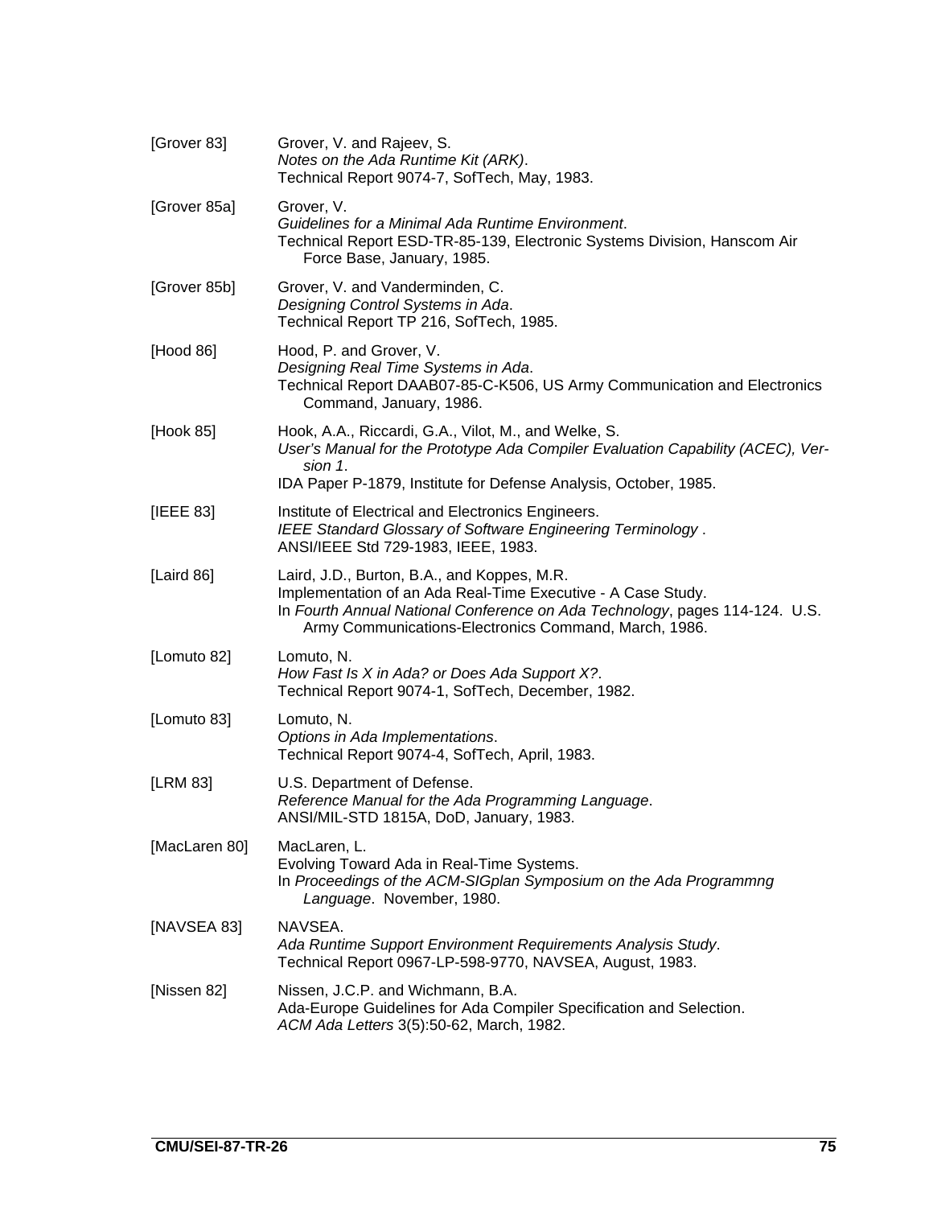[Grover 83] Grover, V. and Rajeev, S.
*Notes on the Ada Runtime Kit (ARK)*.
Technical Report 9074-7, SofTech, May, 1983.

[Grover 85a] Grover, V.
*Guidelines for a Minimal Ada Runtime Environment*.
Technical Report ESD-TR-85-139, Electronic Systems Division, Hanscom Air Force Base, January, 1985.

[Grover 85b] Grover, V. and Vanderminden, C.
*Designing Control Systems in Ada*.
Technical Report TP 216, SofTech, 1985.

[Hood 86] Hood, P. and Grover, V.
*Designing Real Time Systems in Ada*.
Technical Report DAAB07-85-C-K506, US Army Communication and Electronics Command, January, 1986.

[Hook 85] Hook, A.A., Riccardi, G.A., Vilot, M., and Welke, S.
*User's Manual for the Prototype Ada Compiler Evaluation Capability (ACEC), Version 1*.
IDA Paper P-1879, Institute for Defense Analysis, October, 1985.

[IEEE 83] Institute of Electrical and Electronics Engineers.
*IEEE Standard Glossary of Software Engineering Terminology* .
ANSI/IEEE Std 729-1983, IEEE, 1983.

[Laird 86] Laird, J.D., Burton, B.A., and Koppes, M.R.
Implementation of an Ada Real-Time Executive - A Case Study.
In *Fourth Annual National Conference on Ada Technology*, pages 114-124. U.S. Army Communications-Electronics Command, March, 1986.

[Lomuto 82] Lomuto, N.
*How Fast Is X in Ada? or Does Ada Support X?*.
Technical Report 9074-1, SofTech, December, 1982.

[Lomuto 83] Lomuto, N.
*Options in Ada Implementations*.
Technical Report 9074-4, SofTech, April, 1983.

[LRM 83] U.S. Department of Defense.
*Reference Manual for the Ada Programming Language*.
ANSI/MIL-STD 1815A, DoD, January, 1983.

[MacLaren 80] MacLaren, L.
Evolving Toward Ada in Real-Time Systems.
In *Proceedings of the ACM-SIGplan Symposium on the Ada Programmng Language*. November, 1980.

[NAVSEA 83] NAVSEA.
*Ada Runtime Support Environment Requirements Analysis Study*.
Technical Report 0967-LP-598-9770, NAVSEA, August, 1983.

[Nissen 82] Nissen, J.C.P. and Wichmann, B.A.
Ada-Europe Guidelines for Ada Compiler Specification and Selection.
*ACM Ada Letters* 3(5):50-62, March, 1982.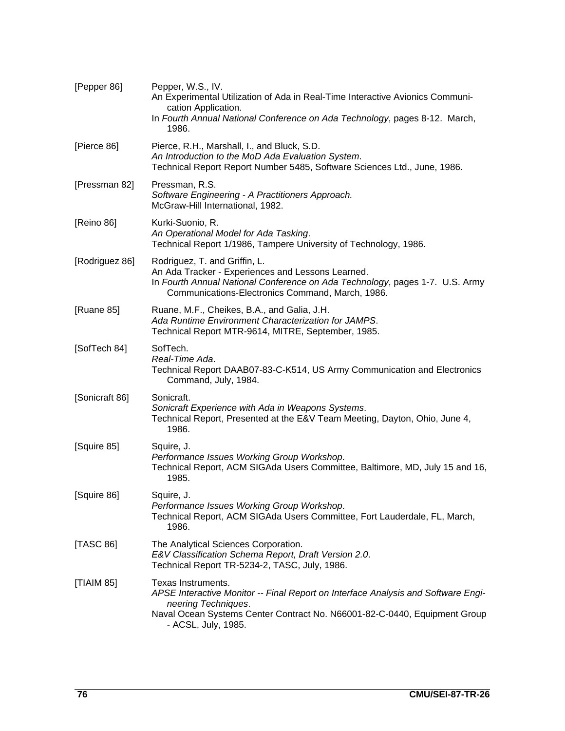[Pepper 86] Pepper, W.S., IV.
An Experimental Utilization of Ada in Real-Time Interactive Avionics Communication Application.
In *Fourth Annual National Conference on Ada Technology*, pages 8-12. March, 1986.

[Pierce 86] Pierce, R.H., Marshall, I., and Bluck, S.D.
*An Introduction to the MoD Ada Evaluation System*.
Technical Report Report Number 5485, Software Sciences Ltd., June, 1986.

[Pressman 82] Pressman, R.S.
*Software Engineering - A Practitioners Approach.*
McGraw-Hill International, 1982.

[Reino 86] Kurki-Suonio, R.
*An Operational Model for Ada Tasking*.
Technical Report 1/1986, Tampere University of Technology, 1986.

[Rodriguez 86] Rodriguez, T. and Griffin, L.
An Ada Tracker - Experiences and Lessons Learned.
In *Fourth Annual National Conference on Ada Technology*, pages 1-7. U.S. Army Communications-Electronics Command, March, 1986.

[Ruane 85] Ruane, M.F., Cheikes, B.A., and Galia, J.H.
*Ada Runtime Environment Characterization for JAMPS*.
Technical Report MTR-9614, MITRE, September, 1985.

[SofTech 84] SofTech.
*Real-Time Ada*.
Technical Report DAAB07-83-C-K514, US Army Communication and Electronics Command, July, 1984.

[Sonicraft 86] Sonicraft.
*Sonicraft Experience with Ada in Weapons Systems*.
Technical Report, Presented at the E&V Team Meeting, Dayton, Ohio, June 4, 1986.

[Squire 85] Squire, J.
*Performance Issues Working Group Workshop*.
Technical Report, ACM SIGAda Users Committee, Baltimore, MD, July 15 and 16, 1985.

[Squire 86] Squire, J.
*Performance Issues Working Group Workshop*.
Technical Report, ACM SIGAda Users Committee, Fort Lauderdale, FL, March, 1986.

[TASC 86] The Analytical Sciences Corporation.
*E&V Classification Schema Report, Draft Version 2.0*.
Technical Report TR-5234-2, TASC, July, 1986.

[TIAIM 85] Texas Instruments.
*APSE Interactive Monitor -- Final Report on Interface Analysis and Software Engineering Techniques*.
Naval Ocean Systems Center Contract No. N66001-82-C-0440, Equipment Group - ACSL, July, 1985.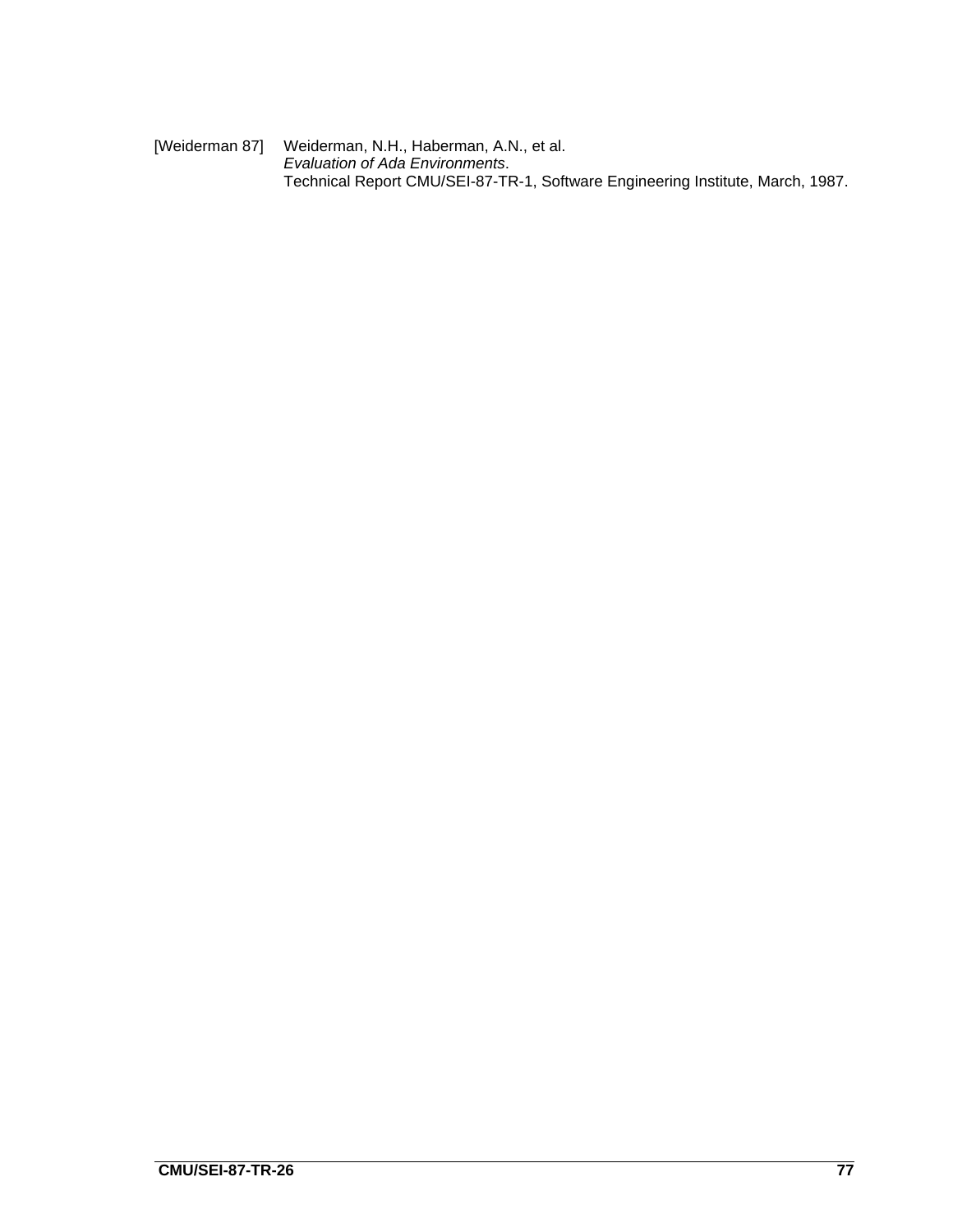[Weiderman 87] Weiderman, N.H., Haberman, A.N., et al.
*Evaluation of Ada Environments*.
Technical Report CMU/SEI-87-TR-1, Software Engineering Institute, March, 1987.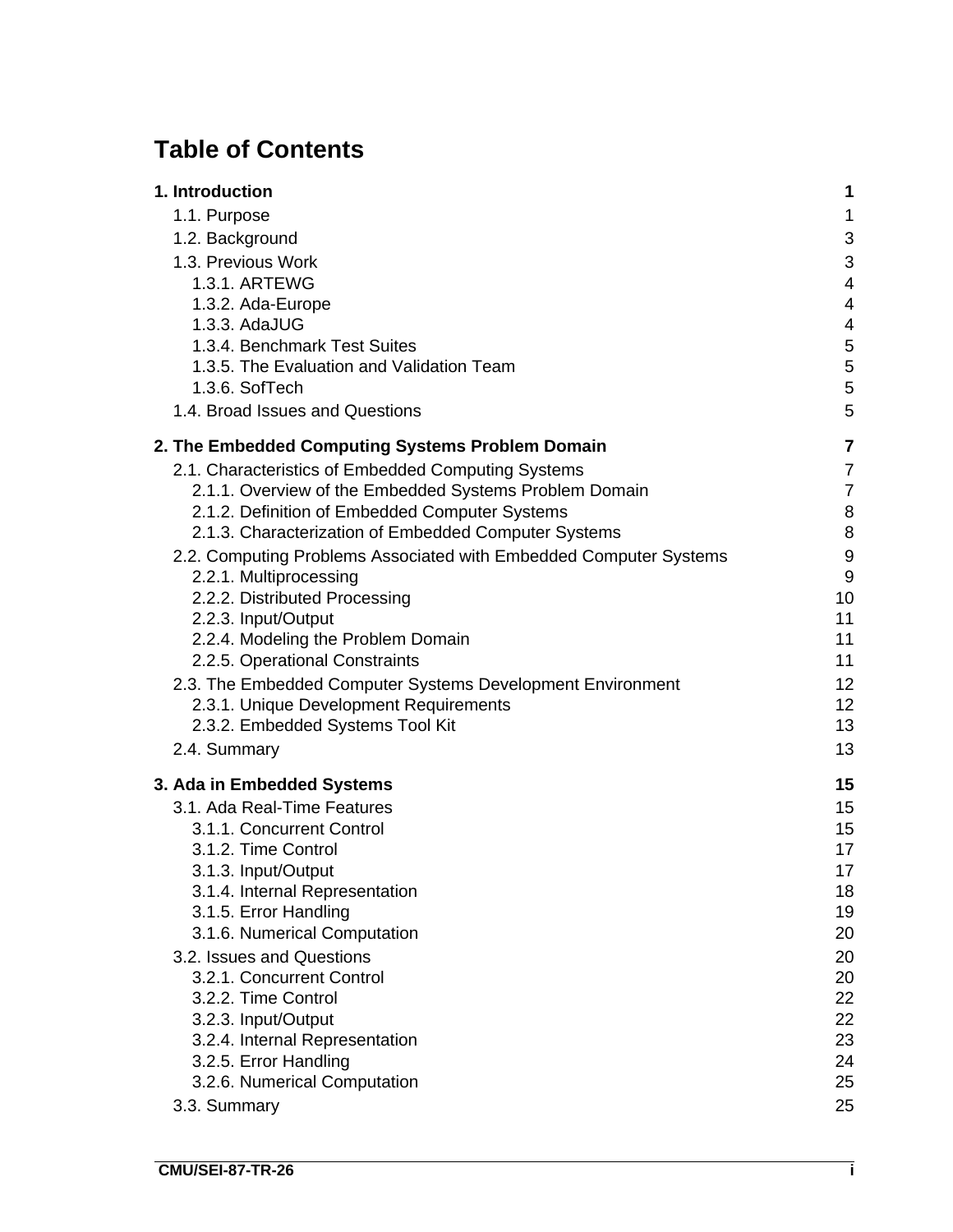# Table of Contents

| | |
|---|---|
| **1. Introduction** | **1** |
| 1.1. Purpose | 1 |
| 1.2. Background | 3 |
| 1.3. Previous Work | 3 |
| 1.3.1. ARTEWG | 4 |
| 1.3.2. Ada-Europe | 4 |
| 1.3.3. AdaJUG | 4 |
| 1.3.4. Benchmark Test Suites | 5 |
| 1.3.5. The Evaluation and Validation Team | 5 |
| 1.3.6. SofTech | 5 |
| 1.4. Broad Issues and Questions | 5 |
| **2. The Embedded Computing Systems Problem Domain** | **7** |
| 2.1. Characteristics of Embedded Computing Systems | 7 |
| 2.1.1. Overview of the Embedded Systems Problem Domain | 7 |
| 2.1.2. Definition of Embedded Computer Systems | 8 |
| 2.1.3. Characterization of Embedded Computer Systems | 8 |
| 2.2. Computing Problems Associated with Embedded Computer Systems | 9 |
| 2.2.1. Multiprocessing | 9 |
| 2.2.2. Distributed Processing | 10 |
| 2.2.3. Input/Output | 11 |
| 2.2.4. Modeling the Problem Domain | 11 |
| 2.2.5. Operational Constraints | 11 |
| 2.3. The Embedded Computer Systems Development Environment | 12 |
| 2.3.1. Unique Development Requirements | 12 |
| 2.3.2. Embedded Systems Tool Kit | 13 |
| 2.4. Summary | 13 |
| **3. Ada in Embedded Systems** | **15** |
| 3.1. Ada Real-Time Features | 15 |
| 3.1.1. Concurrent Control | 15 |
| 3.1.2. Time Control | 17 |
| 3.1.3. Input/Output | 17 |
| 3.1.4. Internal Representation | 18 |
| 3.1.5. Error Handling | 19 |
| 3.1.6. Numerical Computation | 20 |
| 3.2. Issues and Questions | 20 |
| 3.2.1. Concurrent Control | 20 |
| 3.2.2. Time Control | 22 |
| 3.2.3. Input/Output | 22 |
| 3.2.4. Internal Representation | 23 |
| 3.2.5. Error Handling | 24 |
| 3.2.6. Numerical Computation | 25 |
| 3.3. Summary | 25 |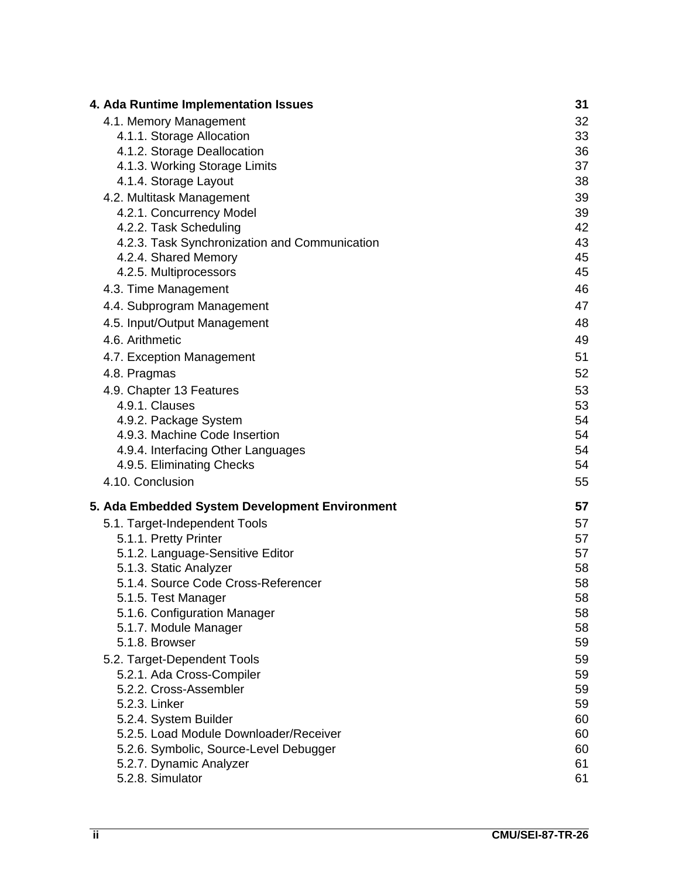| | |
|---|---|
| **4. Ada Runtime Implementation Issues** | **31** |
| 4.1. Memory Management | 32 |
| 4.1.1. Storage Allocation | 33 |
| 4.1.2. Storage Deallocation | 36 |
| 4.1.3. Working Storage Limits | 37 |
| 4.1.4. Storage Layout | 38 |
| 4.2. Multitask Management | 39 |
| 4.2.1. Concurrency Model | 39 |
| 4.2.2. Task Scheduling | 42 |
| 4.2.3. Task Synchronization and Communication | 43 |
| 4.2.4. Shared Memory | 45 |
| 4.2.5. Multiprocessors | 45 |
| 4.3. Time Management | 46 |
| 4.4. Subprogram Management | 47 |
| 4.5. Input/Output Management | 48 |
| 4.6. Arithmetic | 49 |
| 4.7. Exception Management | 51 |
| 4.8. Pragmas | 52 |
| 4.9. Chapter 13 Features | 53 |
| 4.9.1. Clauses | 53 |
| 4.9.2. Package System | 54 |
| 4.9.3. Machine Code Insertion | 54 |
| 4.9.4. Interfacing Other Languages | 54 |
| 4.9.5. Eliminating Checks | 54 |
| 4.10. Conclusion | 55 |
| **5. Ada Embedded System Development Environment** | **57** |
| 5.1. Target-Independent Tools | 57 |
| 5.1.1. Pretty Printer | 57 |
| 5.1.2. Language-Sensitive Editor | 57 |
| 5.1.3. Static Analyzer | 58 |
| 5.1.4. Source Code Cross-Referencer | 58 |
| 5.1.5. Test Manager | 58 |
| 5.1.6. Configuration Manager | 58 |
| 5.1.7. Module Manager | 58 |
| 5.1.8. Browser | 59 |
| 5.2. Target-Dependent Tools | 59 |
| 5.2.1. Ada Cross-Compiler | 59 |
| 5.2.2. Cross-Assembler | 59 |
| 5.2.3. Linker | 59 |
| 5.2.4. System Builder | 60 |
| 5.2.5. Load Module Downloader/Receiver | 60 |
| 5.2.6. Symbolic, Source-Level Debugger | 60 |
| 5.2.7. Dynamic Analyzer | 61 |
| 5.2.8. Simulator | 61 |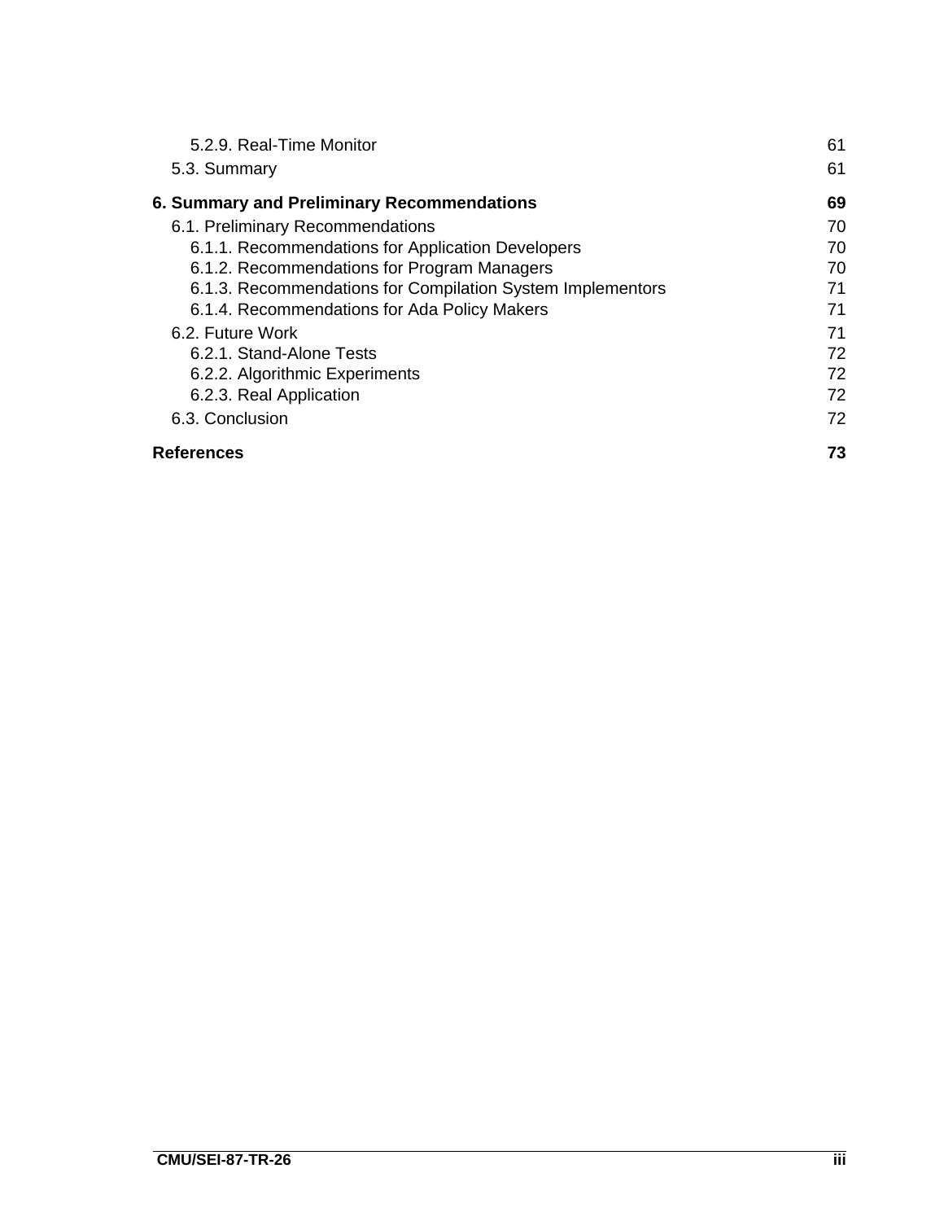5.2.9. Real-Time Monitor 61

5.3. Summary 61

**6. Summary and Preliminary Recommendations 69**

6.1. Preliminary Recommendations 70

6.1.1. Recommendations for Application Developers 70

6.1.2. Recommendations for Program Managers 70

6.1.3. Recommendations for Compilation System Implementors 71

6.1.4. Recommendations for Ada Policy Makers 71

6.2. Future Work 71

6.2.1. Stand-Alone Tests 72

6.2.2. Algorithmic Experiments 72

6.2.3. Real Application 72

6.3. Conclusion 72

**References 73**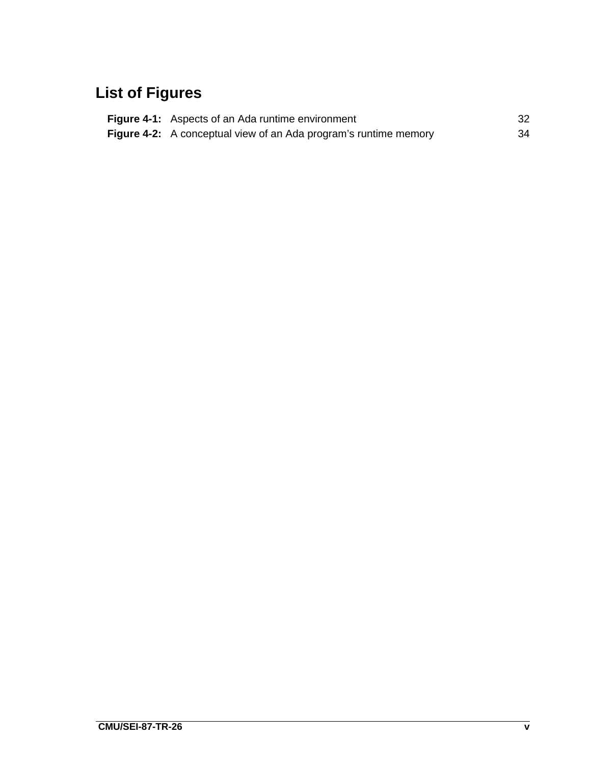# List of Figures

| | | |
|---|---|---|
| **Figure 4-1:** | Aspects of an Ada runtime environment | 32 |
| **Figure 4-2:** | A conceptual view of an Ada program's runtime memory | 34 |